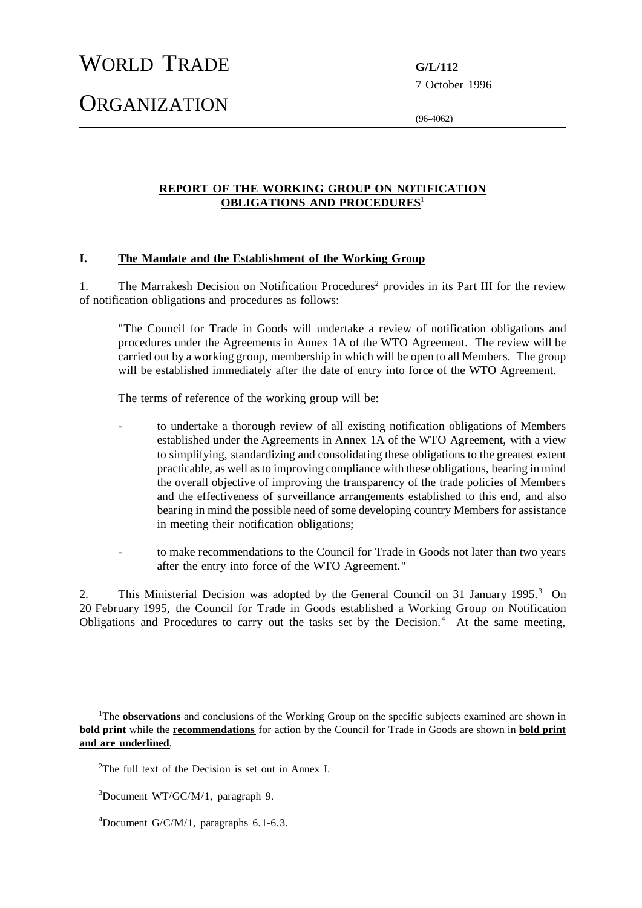# WORLD TRADE ORGANIZATION

**G/L/112**
7 October 1996

(96-4062)

## REPORT OF THE WORKING GROUP ON NOTIFICATION OBLIGATIONS AND PROCEDURES[1]

### I. The Mandate and the Establishment of the Working Group

1. The Marrakesh Decision on Notification Procedures[2] provides in its Part III for the review of notification obligations and procedures as follows:

> "The Council for Trade in Goods will undertake a review of notification obligations and procedures under the Agreements in Annex 1A of the WTO Agreement. The review will be carried out by a working group, membership in which will be open to all Members. The group will be established immediately after the date of entry into force of the WTO Agreement.
>
> The terms of reference of the working group will be:
>
> - to undertake a thorough review of all existing notification obligations of Members established under the Agreements in Annex 1A of the WTO Agreement, with a view to simplifying, standardizing and consolidating these obligations to the greatest extent practicable, as well as to improving compliance with these obligations, bearing in mind the overall objective of improving the transparency of the trade policies of Members and the effectiveness of surveillance arrangements established to this end, and also bearing in mind the possible need of some developing country Members for assistance in meeting their notification obligations;
>
> - to make recommendations to the Council for Trade in Goods not later than two years after the entry into force of the WTO Agreement."

2. This Ministerial Decision was adopted by the General Council on 31 January 1995.[3] On 20 February 1995, the Council for Trade in Goods established a Working Group on Notification Obligations and Procedures to carry out the tasks set by the Decision.[4] At the same meeting,

---

[1]The **observations** and conclusions of the Working Group on the specific subjects examined are shown in **bold print** while the **recommendations** for action by the Council for Trade in Goods are shown in **bold print and are underlined**.

[2]The full text of the Decision is set out in Annex I.

[3]Document WT/GC/M/1, paragraph 9.

[4]Document G/C/M/1, paragraphs 6.1-6.3.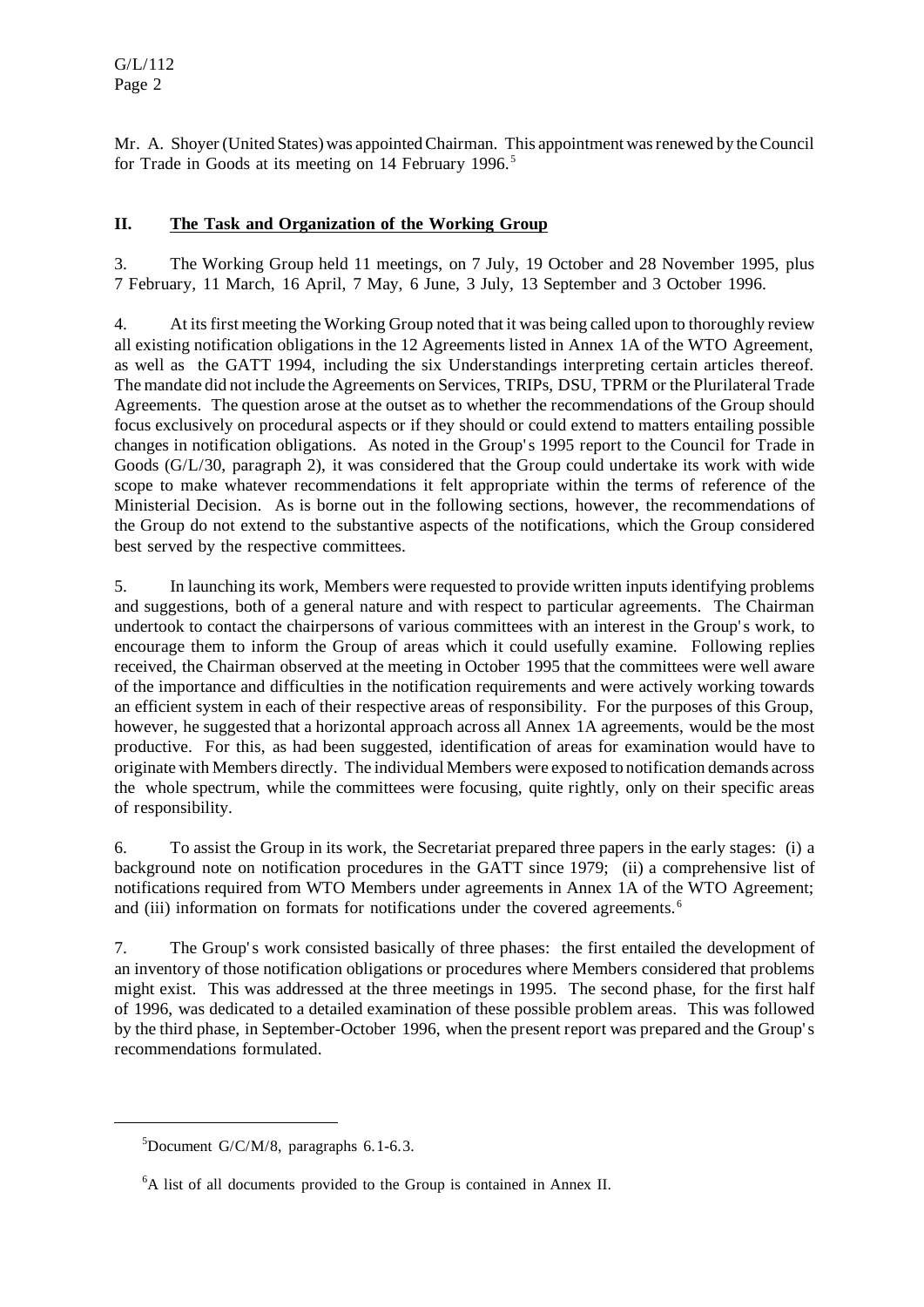Mr. A. Shoyer (United States) was appointed Chairman. This appointment was renewed by the Council for Trade in Goods at its meeting on 14 February 1996.[5]

## II. The Task and Organization of the Working Group

3. The Working Group held 11 meetings, on 7 July, 19 October and 28 November 1995, plus 7 February, 11 March, 16 April, 7 May, 6 June, 3 July, 13 September and 3 October 1996.

4. At its first meeting the Working Group noted that it was being called upon to thoroughly review all existing notification obligations in the 12 Agreements listed in Annex 1A of the WTO Agreement, as well as the GATT 1994, including the six Understandings interpreting certain articles thereof. The mandate did not include the Agreements on Services, TRIPs, DSU, TPRM or the Plurilateral Trade Agreements. The question arose at the outset as to whether the recommendations of the Group should focus exclusively on procedural aspects or if they should or could extend to matters entailing possible changes in notification obligations. As noted in the Group's 1995 report to the Council for Trade in Goods (G/L/30, paragraph 2), it was considered that the Group could undertake its work with wide scope to make whatever recommendations it felt appropriate within the terms of reference of the Ministerial Decision. As is borne out in the following sections, however, the recommendations of the Group do not extend to the substantive aspects of the notifications, which the Group considered best served by the respective committees.

5. In launching its work, Members were requested to provide written inputs identifying problems and suggestions, both of a general nature and with respect to particular agreements. The Chairman undertook to contact the chairpersons of various committees with an interest in the Group's work, to encourage them to inform the Group of areas which it could usefully examine. Following replies received, the Chairman observed at the meeting in October 1995 that the committees were well aware of the importance and difficulties in the notification requirements and were actively working towards an efficient system in each of their respective areas of responsibility. For the purposes of this Group, however, he suggested that a horizontal approach across all Annex 1A agreements, would be the most productive. For this, as had been suggested, identification of areas for examination would have to originate with Members directly. The individual Members were exposed to notification demands across the whole spectrum, while the committees were focusing, quite rightly, only on their specific areas of responsibility.

6. To assist the Group in its work, the Secretariat prepared three papers in the early stages: (i) a background note on notification procedures in the GATT since 1979; (ii) a comprehensive list of notifications required from WTO Members under agreements in Annex 1A of the WTO Agreement; and (iii) information on formats for notifications under the covered agreements.[6]

7. The Group's work consisted basically of three phases: the first entailed the development of an inventory of those notification obligations or procedures where Members considered that problems might exist. This was addressed at the three meetings in 1995. The second phase, for the first half of 1996, was dedicated to a detailed examination of these possible problem areas. This was followed by the third phase, in September-October 1996, when the present report was prepared and the Group's recommendations formulated.

---

[5] Document G/C/M/8, paragraphs 6.1-6.3.

[6] A list of all documents provided to the Group is contained in Annex II.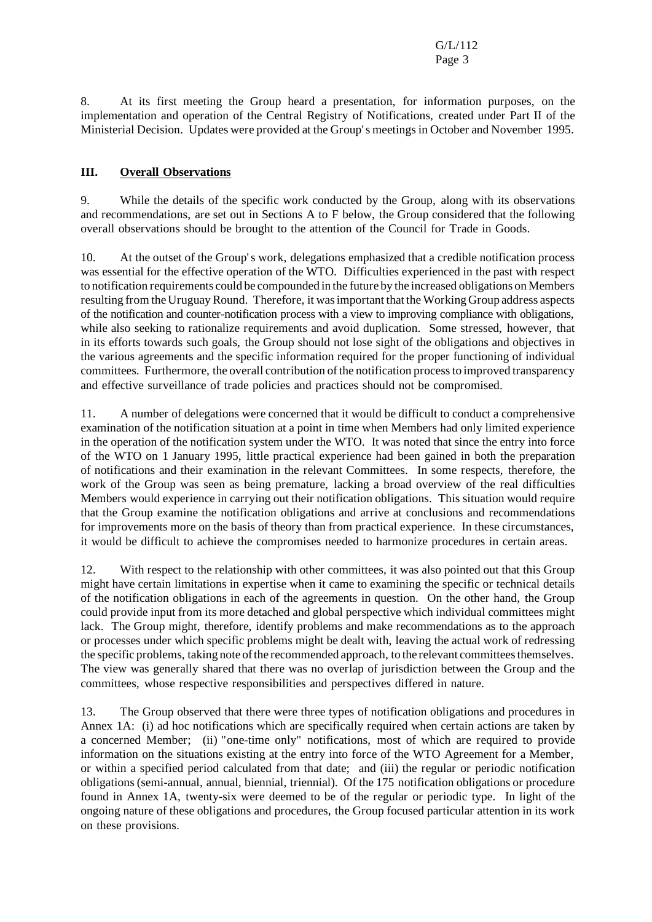8. At its first meeting the Group heard a presentation, for information purposes, on the implementation and operation of the Central Registry of Notifications, created under Part II of the Ministerial Decision. Updates were provided at the Group's meetings in October and November 1995.

## III. Overall Observations

9. While the details of the specific work conducted by the Group, along with its observations and recommendations, are set out in Sections A to F below, the Group considered that the following overall observations should be brought to the attention of the Council for Trade in Goods.

10. At the outset of the Group's work, delegations emphasized that a credible notification process was essential for the effective operation of the WTO. Difficulties experienced in the past with respect to notification requirements could be compounded in the future by the increased obligations on Members resulting from the Uruguay Round. Therefore, it was important that the Working Group address aspects of the notification and counter-notification process with a view to improving compliance with obligations, while also seeking to rationalize requirements and avoid duplication. Some stressed, however, that in its efforts towards such goals, the Group should not lose sight of the obligations and objectives in the various agreements and the specific information required for the proper functioning of individual committees. Furthermore, the overall contribution of the notification process to improved transparency and effective surveillance of trade policies and practices should not be compromised.

11. A number of delegations were concerned that it would be difficult to conduct a comprehensive examination of the notification situation at a point in time when Members had only limited experience in the operation of the notification system under the WTO. It was noted that since the entry into force of the WTO on 1 January 1995, little practical experience had been gained in both the preparation of notifications and their examination in the relevant Committees. In some respects, therefore, the work of the Group was seen as being premature, lacking a broad overview of the real difficulties Members would experience in carrying out their notification obligations. This situation would require that the Group examine the notification obligations and arrive at conclusions and recommendations for improvements more on the basis of theory than from practical experience. In these circumstances, it would be difficult to achieve the compromises needed to harmonize procedures in certain areas.

12. With respect to the relationship with other committees, it was also pointed out that this Group might have certain limitations in expertise when it came to examining the specific or technical details of the notification obligations in each of the agreements in question. On the other hand, the Group could provide input from its more detached and global perspective which individual committees might lack. The Group might, therefore, identify problems and make recommendations as to the approach or processes under which specific problems might be dealt with, leaving the actual work of redressing the specific problems, taking note of the recommended approach, to the relevant committees themselves. The view was generally shared that there was no overlap of jurisdiction between the Group and the committees, whose respective responsibilities and perspectives differed in nature.

13. The Group observed that there were three types of notification obligations and procedures in Annex 1A: (i) ad hoc notifications which are specifically required when certain actions are taken by a concerned Member; (ii) "one-time only" notifications, most of which are required to provide information on the situations existing at the entry into force of the WTO Agreement for a Member, or within a specified period calculated from that date; and (iii) the regular or periodic notification obligations (semi-annual, annual, biennial, triennial). Of the 175 notification obligations or procedure found in Annex 1A, twenty-six were deemed to be of the regular or periodic type. In light of the ongoing nature of these obligations and procedures, the Group focused particular attention in its work on these provisions.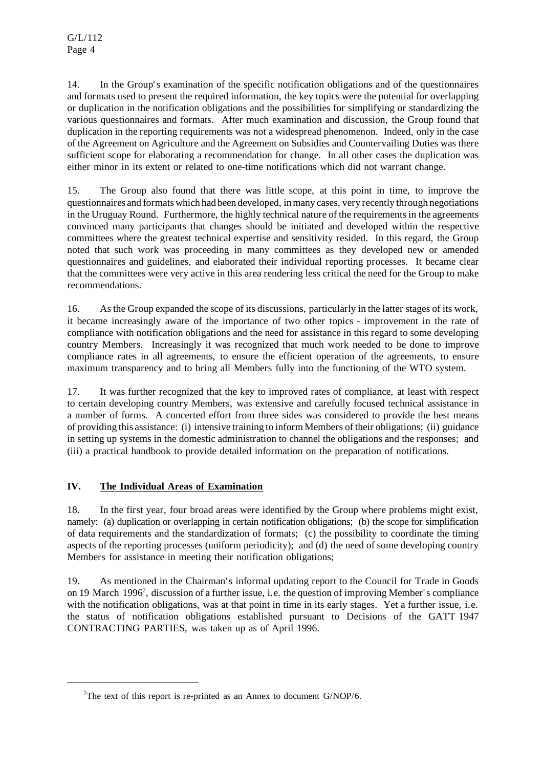14. In the Group's examination of the specific notification obligations and of the questionnaires and formats used to present the required information, the key topics were the potential for overlapping or duplication in the notification obligations and the possibilities for simplifying or standardizing the various questionnaires and formats. After much examination and discussion, the Group found that duplication in the reporting requirements was not a widespread phenomenon. Indeed, only in the case of the Agreement on Agriculture and the Agreement on Subsidies and Countervailing Duties was there sufficient scope for elaborating a recommendation for change. In all other cases the duplication was either minor in its extent or related to one-time notifications which did not warrant change.

15. The Group also found that there was little scope, at this point in time, to improve the questionnaires and formats which had been developed, in many cases, very recently through negotiations in the Uruguay Round. Furthermore, the highly technical nature of the requirements in the agreements convinced many participants that changes should be initiated and developed within the respective committees where the greatest technical expertise and sensitivity resided. In this regard, the Group noted that such work was proceeding in many committees as they developed new or amended questionnaires and guidelines, and elaborated their individual reporting processes. It became clear that the committees were very active in this area rendering less critical the need for the Group to make recommendations.

16. As the Group expanded the scope of its discussions, particularly in the latter stages of its work, it became increasingly aware of the importance of two other topics - improvement in the rate of compliance with notification obligations and the need for assistance in this regard to some developing country Members. Increasingly it was recognized that much work needed to be done to improve compliance rates in all agreements, to ensure the efficient operation of the agreements, to ensure maximum transparency and to bring all Members fully into the functioning of the WTO system.

17. It was further recognized that the key to improved rates of compliance, at least with respect to certain developing country Members, was extensive and carefully focused technical assistance in a number of forms. A concerted effort from three sides was considered to provide the best means of providing this assistance: (i) intensive training to inform Members of their obligations; (ii) guidance in setting up systems in the domestic administration to channel the obligations and the responses; and (iii) a practical handbook to provide detailed information on the preparation of notifications.

## IV. The Individual Areas of Examination

18. In the first year, four broad areas were identified by the Group where problems might exist, namely: (a) duplication or overlapping in certain notification obligations; (b) the scope for simplification of data requirements and the standardization of formats; (c) the possibility to coordinate the timing aspects of the reporting processes (uniform periodicity); and (d) the need of some developing country Members for assistance in meeting their notification obligations;

19. As mentioned in the Chairman's informal updating report to the Council for Trade in Goods on 19 March 1996[7], discussion of a further issue, i.e. the question of improving Member's compliance with the notification obligations, was at that point in time in its early stages. Yet a further issue, i.e. the status of notification obligations established pursuant to Decisions of the GATT 1947 CONTRACTING PARTIES, was taken up as of April 1996.

---

[7] The text of this report is re-printed as an Annex to document G/NOP/6.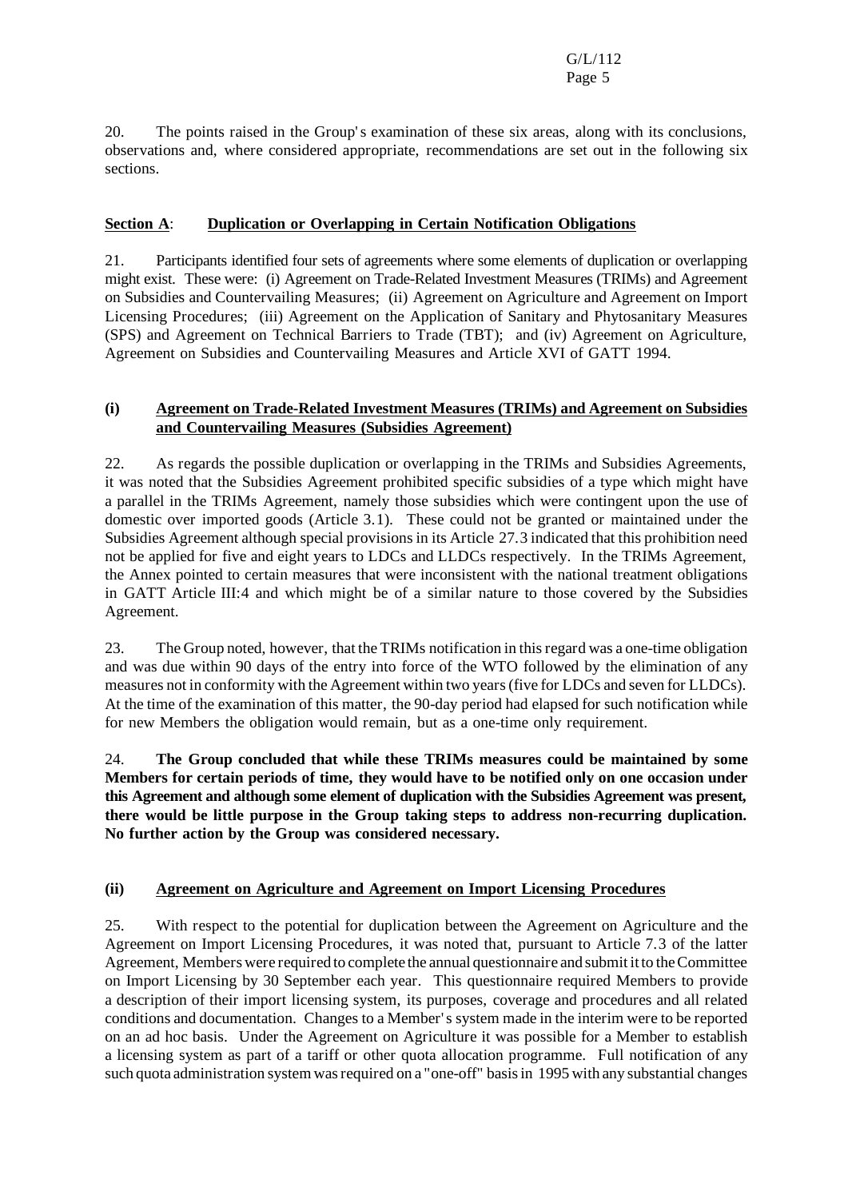20. The points raised in the Group's examination of these six areas, along with its conclusions, observations and, where considered appropriate, recommendations are set out in the following six sections.

## Section A: Duplication or Overlapping in Certain Notification Obligations

21. Participants identified four sets of agreements where some elements of duplication or overlapping might exist. These were: (i) Agreement on Trade-Related Investment Measures (TRIMs) and Agreement on Subsidies and Countervailing Measures; (ii) Agreement on Agriculture and Agreement on Import Licensing Procedures; (iii) Agreement on the Application of Sanitary and Phytosanitary Measures (SPS) and Agreement on Technical Barriers to Trade (TBT); and (iv) Agreement on Agriculture, Agreement on Subsidies and Countervailing Measures and Article XVI of GATT 1994.

### (i) Agreement on Trade-Related Investment Measures (TRIMs) and Agreement on Subsidies and Countervailing Measures (Subsidies Agreement)

22. As regards the possible duplication or overlapping in the TRIMs and Subsidies Agreements, it was noted that the Subsidies Agreement prohibited specific subsidies of a type which might have a parallel in the TRIMs Agreement, namely those subsidies which were contingent upon the use of domestic over imported goods (Article 3.1). These could not be granted or maintained under the Subsidies Agreement although special provisions in its Article 27.3 indicated that this prohibition need not be applied for five and eight years to LDCs and LLDCs respectively. In the TRIMs Agreement, the Annex pointed to certain measures that were inconsistent with the national treatment obligations in GATT Article III:4 and which might be of a similar nature to those covered by the Subsidies Agreement.

23. The Group noted, however, that the TRIMs notification in this regard was a one-time obligation and was due within 90 days of the entry into force of the WTO followed by the elimination of any measures not in conformity with the Agreement within two years (five for LDCs and seven for LLDCs). At the time of the examination of this matter, the 90-day period had elapsed for such notification while for new Members the obligation would remain, but as a one-time only requirement.

24. **The Group concluded that while these TRIMs measures could be maintained by some Members for certain periods of time, they would have to be notified only on one occasion under this Agreement and although some element of duplication with the Subsidies Agreement was present, there would be little purpose in the Group taking steps to address non-recurring duplication. No further action by the Group was considered necessary.**

### (ii) Agreement on Agriculture and Agreement on Import Licensing Procedures

25. With respect to the potential for duplication between the Agreement on Agriculture and the Agreement on Import Licensing Procedures, it was noted that, pursuant to Article 7.3 of the latter Agreement, Members were required to complete the annual questionnaire and submit it to the Committee on Import Licensing by 30 September each year. This questionnaire required Members to provide a description of their import licensing system, its purposes, coverage and procedures and all related conditions and documentation. Changes to a Member's system made in the interim were to be reported on an ad hoc basis. Under the Agreement on Agriculture it was possible for a Member to establish a licensing system as part of a tariff or other quota allocation programme. Full notification of any such quota administration system was required on a "one-off" basis in 1995 with any substantial changes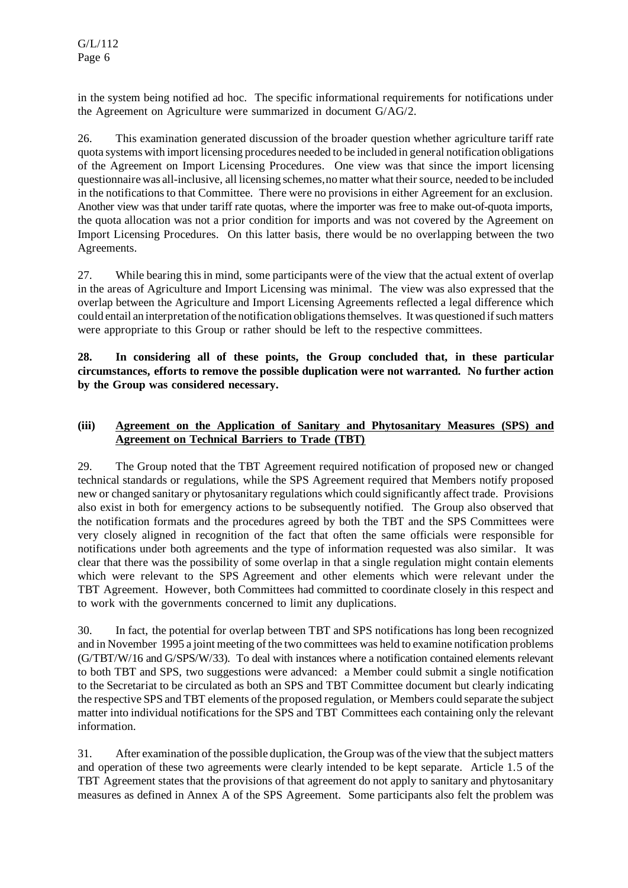in the system being notified ad hoc. The specific informational requirements for notifications under the Agreement on Agriculture were summarized in document G/AG/2.

26. This examination generated discussion of the broader question whether agriculture tariff rate quota systems with import licensing procedures needed to be included in general notification obligations of the Agreement on Import Licensing Procedures. One view was that since the import licensing questionnaire was all-inclusive, all licensing schemes, no matter what their source, needed to be included in the notifications to that Committee. There were no provisions in either Agreement for an exclusion. Another view was that under tariff rate quotas, where the importer was free to make out-of-quota imports, the quota allocation was not a prior condition for imports and was not covered by the Agreement on Import Licensing Procedures. On this latter basis, there would be no overlapping between the two Agreements.

27. While bearing this in mind, some participants were of the view that the actual extent of overlap in the areas of Agriculture and Import Licensing was minimal. The view was also expressed that the overlap between the Agriculture and Import Licensing Agreements reflected a legal difference which could entail an interpretation of the notification obligations themselves. It was questioned if such matters were appropriate to this Group or rather should be left to the respective committees.

**28. In considering all of these points, the Group concluded that, in these particular circumstances, efforts to remove the possible duplication were not warranted. No further action by the Group was considered necessary.**

### (iii) Agreement on the Application of Sanitary and Phytosanitary Measures (SPS) and Agreement on Technical Barriers to Trade (TBT)

29. The Group noted that the TBT Agreement required notification of proposed new or changed technical standards or regulations, while the SPS Agreement required that Members notify proposed new or changed sanitary or phytosanitary regulations which could significantly affect trade. Provisions also exist in both for emergency actions to be subsequently notified. The Group also observed that the notification formats and the procedures agreed by both the TBT and the SPS Committees were very closely aligned in recognition of the fact that often the same officials were responsible for notifications under both agreements and the type of information requested was also similar. It was clear that there was the possibility of some overlap in that a single regulation might contain elements which were relevant to the SPS Agreement and other elements which were relevant under the TBT Agreement. However, both Committees had committed to coordinate closely in this respect and to work with the governments concerned to limit any duplications.

30. In fact, the potential for overlap between TBT and SPS notifications has long been recognized and in November 1995 a joint meeting of the two committees was held to examine notification problems (G/TBT/W/16 and G/SPS/W/33). To deal with instances where a notification contained elements relevant to both TBT and SPS, two suggestions were advanced: a Member could submit a single notification to the Secretariat to be circulated as both an SPS and TBT Committee document but clearly indicating the respective SPS and TBT elements of the proposed regulation, or Members could separate the subject matter into individual notifications for the SPS and TBT Committees each containing only the relevant information.

31. After examination of the possible duplication, the Group was of the view that the subject matters and operation of these two agreements were clearly intended to be kept separate. Article 1.5 of the TBT Agreement states that the provisions of that agreement do not apply to sanitary and phytosanitary measures as defined in Annex A of the SPS Agreement. Some participants also felt the problem was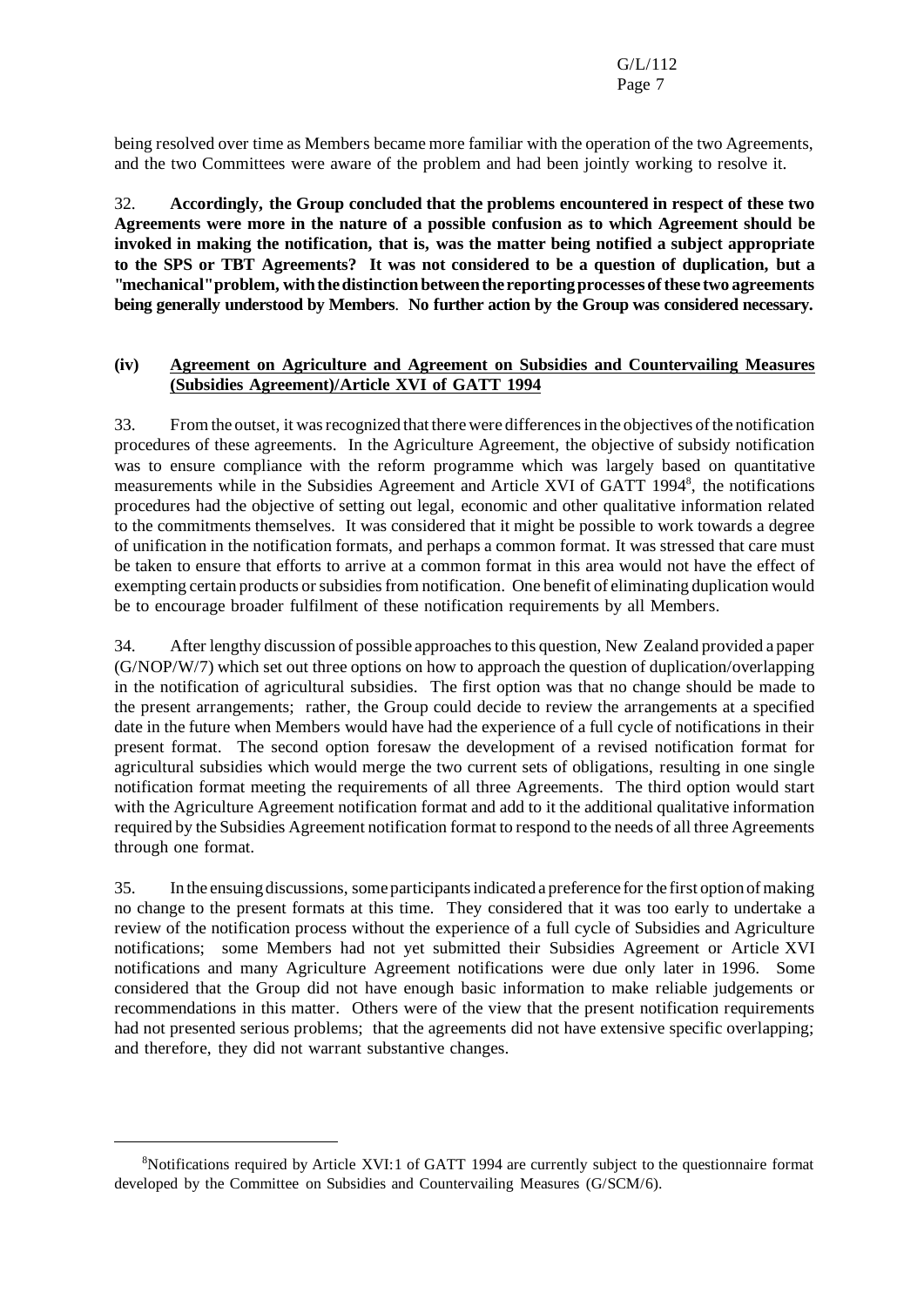being resolved over time as Members became more familiar with the operation of the two Agreements, and the two Committees were aware of the problem and had been jointly working to resolve it.

32. **Accordingly, the Group concluded that the problems encountered in respect of these two Agreements were more in the nature of a possible confusion as to which Agreement should be invoked in making the notification, that is, was the matter being notified a subject appropriate to the SPS or TBT Agreements? It was not considered to be a question of duplication, but a "mechanical" problem, with the distinction between the reporting processes of these two agreements being generally understood by Members**. **No further action by the Group was considered necessary.**

#### (iv) Agreement on Agriculture and Agreement on Subsidies and Countervailing Measures (Subsidies Agreement)/Article XVI of GATT 1994

33. From the outset, it was recognized that there were differences in the objectives of the notification procedures of these agreements. In the Agriculture Agreement, the objective of subsidy notification was to ensure compliance with the reform programme which was largely based on quantitative measurements while in the Subsidies Agreement and Article XVI of GATT 1994[8], the notifications procedures had the objective of setting out legal, economic and other qualitative information related to the commitments themselves. It was considered that it might be possible to work towards a degree of unification in the notification formats, and perhaps a common format. It was stressed that care must be taken to ensure that efforts to arrive at a common format in this area would not have the effect of exempting certain products or subsidies from notification. One benefit of eliminating duplication would be to encourage broader fulfilment of these notification requirements by all Members.

34. After lengthy discussion of possible approaches to this question, New Zealand provided a paper (G/NOP/W/7) which set out three options on how to approach the question of duplication/overlapping in the notification of agricultural subsidies. The first option was that no change should be made to the present arrangements; rather, the Group could decide to review the arrangements at a specified date in the future when Members would have had the experience of a full cycle of notifications in their present format. The second option foresaw the development of a revised notification format for agricultural subsidies which would merge the two current sets of obligations, resulting in one single notification format meeting the requirements of all three Agreements. The third option would start with the Agriculture Agreement notification format and add to it the additional qualitative information required by the Subsidies Agreement notification format to respond to the needs of all three Agreements through one format.

35. In the ensuing discussions, some participants indicated a preference for the first option of making no change to the present formats at this time. They considered that it was too early to undertake a review of the notification process without the experience of a full cycle of Subsidies and Agriculture notifications; some Members had not yet submitted their Subsidies Agreement or Article XVI notifications and many Agriculture Agreement notifications were due only later in 1996. Some considered that the Group did not have enough basic information to make reliable judgements or recommendations in this matter. Others were of the view that the present notification requirements had not presented serious problems; that the agreements did not have extensive specific overlapping; and therefore, they did not warrant substantive changes.

---

[8]Notifications required by Article XVI:1 of GATT 1994 are currently subject to the questionnaire format developed by the Committee on Subsidies and Countervailing Measures (G/SCM/6).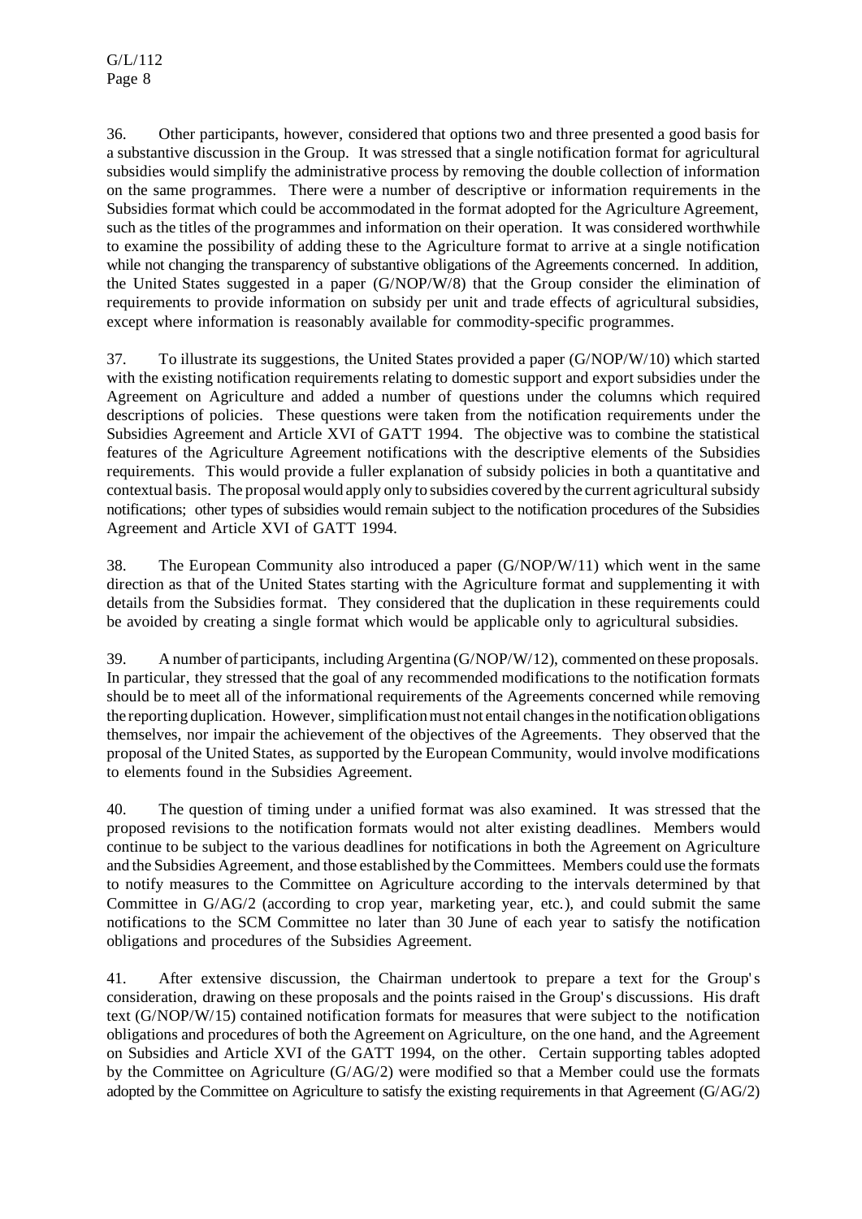36. Other participants, however, considered that options two and three presented a good basis for a substantive discussion in the Group. It was stressed that a single notification format for agricultural subsidies would simplify the administrative process by removing the double collection of information on the same programmes. There were a number of descriptive or information requirements in the Subsidies format which could be accommodated in the format adopted for the Agriculture Agreement, such as the titles of the programmes and information on their operation. It was considered worthwhile to examine the possibility of adding these to the Agriculture format to arrive at a single notification while not changing the transparency of substantive obligations of the Agreements concerned. In addition, the United States suggested in a paper (G/NOP/W/8) that the Group consider the elimination of requirements to provide information on subsidy per unit and trade effects of agricultural subsidies, except where information is reasonably available for commodity-specific programmes.

37. To illustrate its suggestions, the United States provided a paper (G/NOP/W/10) which started with the existing notification requirements relating to domestic support and export subsidies under the Agreement on Agriculture and added a number of questions under the columns which required descriptions of policies. These questions were taken from the notification requirements under the Subsidies Agreement and Article XVI of GATT 1994. The objective was to combine the statistical features of the Agriculture Agreement notifications with the descriptive elements of the Subsidies requirements. This would provide a fuller explanation of subsidy policies in both a quantitative and contextual basis. The proposal would apply only to subsidies covered by the current agricultural subsidy notifications; other types of subsidies would remain subject to the notification procedures of the Subsidies Agreement and Article XVI of GATT 1994.

38. The European Community also introduced a paper (G/NOP/W/11) which went in the same direction as that of the United States starting with the Agriculture format and supplementing it with details from the Subsidies format. They considered that the duplication in these requirements could be avoided by creating a single format which would be applicable only to agricultural subsidies.

39. A number of participants, including Argentina (G/NOP/W/12), commented on these proposals. In particular, they stressed that the goal of any recommended modifications to the notification formats should be to meet all of the informational requirements of the Agreements concerned while removing the reporting duplication. However, simplification must not entail changes in the notification obligations themselves, nor impair the achievement of the objectives of the Agreements. They observed that the proposal of the United States, as supported by the European Community, would involve modifications to elements found in the Subsidies Agreement.

40. The question of timing under a unified format was also examined. It was stressed that the proposed revisions to the notification formats would not alter existing deadlines. Members would continue to be subject to the various deadlines for notifications in both the Agreement on Agriculture and the Subsidies Agreement, and those established by the Committees. Members could use the formats to notify measures to the Committee on Agriculture according to the intervals determined by that Committee in G/AG/2 (according to crop year, marketing year, etc.), and could submit the same notifications to the SCM Committee no later than 30 June of each year to satisfy the notification obligations and procedures of the Subsidies Agreement.

41. After extensive discussion, the Chairman undertook to prepare a text for the Group's consideration, drawing on these proposals and the points raised in the Group's discussions. His draft text (G/NOP/W/15) contained notification formats for measures that were subject to the notification obligations and procedures of both the Agreement on Agriculture, on the one hand, and the Agreement on Subsidies and Article XVI of the GATT 1994, on the other. Certain supporting tables adopted by the Committee on Agriculture (G/AG/2) were modified so that a Member could use the formats adopted by the Committee on Agriculture to satisfy the existing requirements in that Agreement (G/AG/2)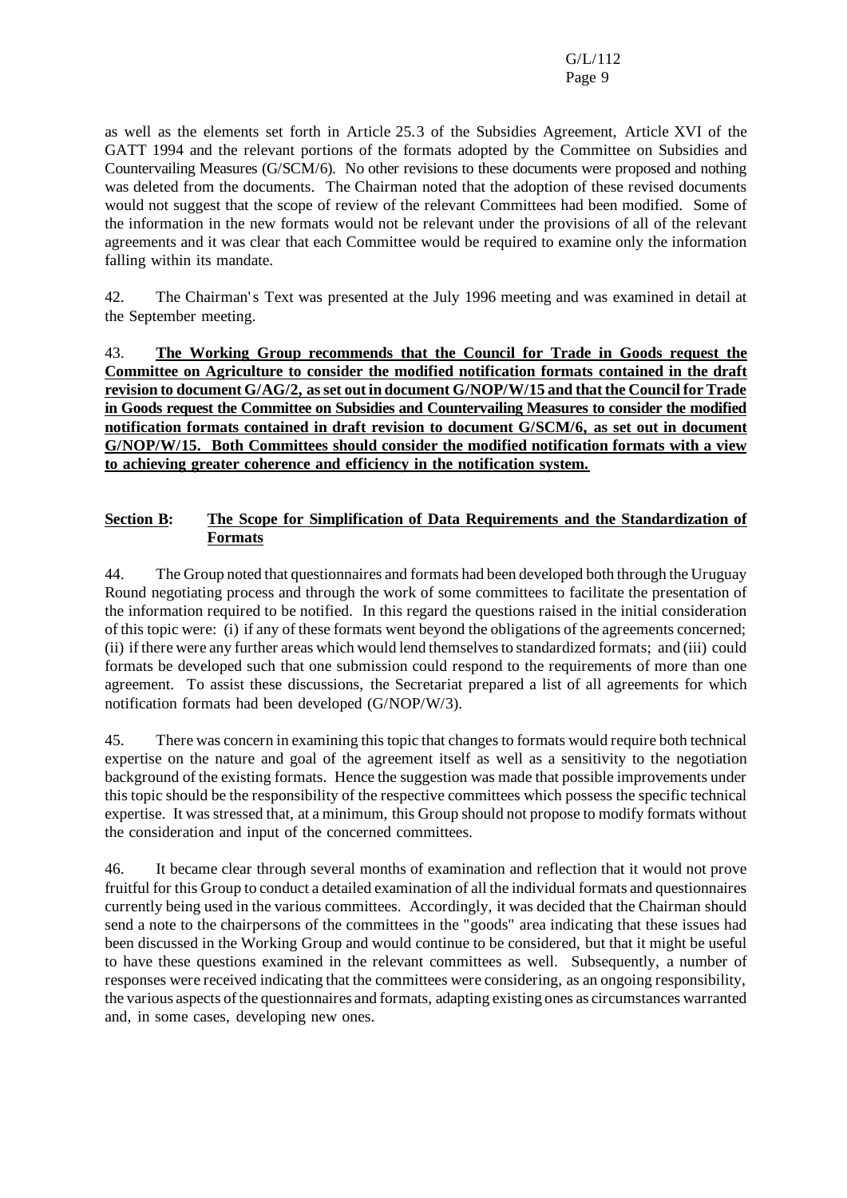as well as the elements set forth in Article 25.3 of the Subsidies Agreement, Article XVI of the GATT 1994 and the relevant portions of the formats adopted by the Committee on Subsidies and Countervailing Measures (G/SCM/6). No other revisions to these documents were proposed and nothing was deleted from the documents. The Chairman noted that the adoption of these revised documents would not suggest that the scope of review of the relevant Committees had been modified. Some of the information in the new formats would not be relevant under the provisions of all of the relevant agreements and it was clear that each Committee would be required to examine only the information falling within its mandate.

42. The Chairman's Text was presented at the July 1996 meeting and was examined in detail at the September meeting.

43. **The Working Group recommends that the Council for Trade in Goods request the Committee on Agriculture to consider the modified notification formats contained in the draft revision to document G/AG/2, as set out in document G/NOP/W/15 and that the Council for Trade in Goods request the Committee on Subsidies and Countervailing Measures to consider the modified notification formats contained in draft revision to document G/SCM/6, as set out in document G/NOP/W/15. Both Committees should consider the modified notification formats with a view to achieving greater coherence and efficiency in the notification system.**

## Section B: The Scope for Simplification of Data Requirements and the Standardization of Formats

44. The Group noted that questionnaires and formats had been developed both through the Uruguay Round negotiating process and through the work of some committees to facilitate the presentation of the information required to be notified. In this regard the questions raised in the initial consideration of this topic were: (i) if any of these formats went beyond the obligations of the agreements concerned; (ii) if there were any further areas which would lend themselves to standardized formats; and (iii) could formats be developed such that one submission could respond to the requirements of more than one agreement. To assist these discussions, the Secretariat prepared a list of all agreements for which notification formats had been developed (G/NOP/W/3).

45. There was concern in examining this topic that changes to formats would require both technical expertise on the nature and goal of the agreement itself as well as a sensitivity to the negotiation background of the existing formats. Hence the suggestion was made that possible improvements under this topic should be the responsibility of the respective committees which possess the specific technical expertise. It was stressed that, at a minimum, this Group should not propose to modify formats without the consideration and input of the concerned committees.

46. It became clear through several months of examination and reflection that it would not prove fruitful for this Group to conduct a detailed examination of all the individual formats and questionnaires currently being used in the various committees. Accordingly, it was decided that the Chairman should send a note to the chairpersons of the committees in the "goods" area indicating that these issues had been discussed in the Working Group and would continue to be considered, but that it might be useful to have these questions examined in the relevant committees as well. Subsequently, a number of responses were received indicating that the committees were considering, as an ongoing responsibility, the various aspects of the questionnaires and formats, adapting existing ones as circumstances warranted and, in some cases, developing new ones.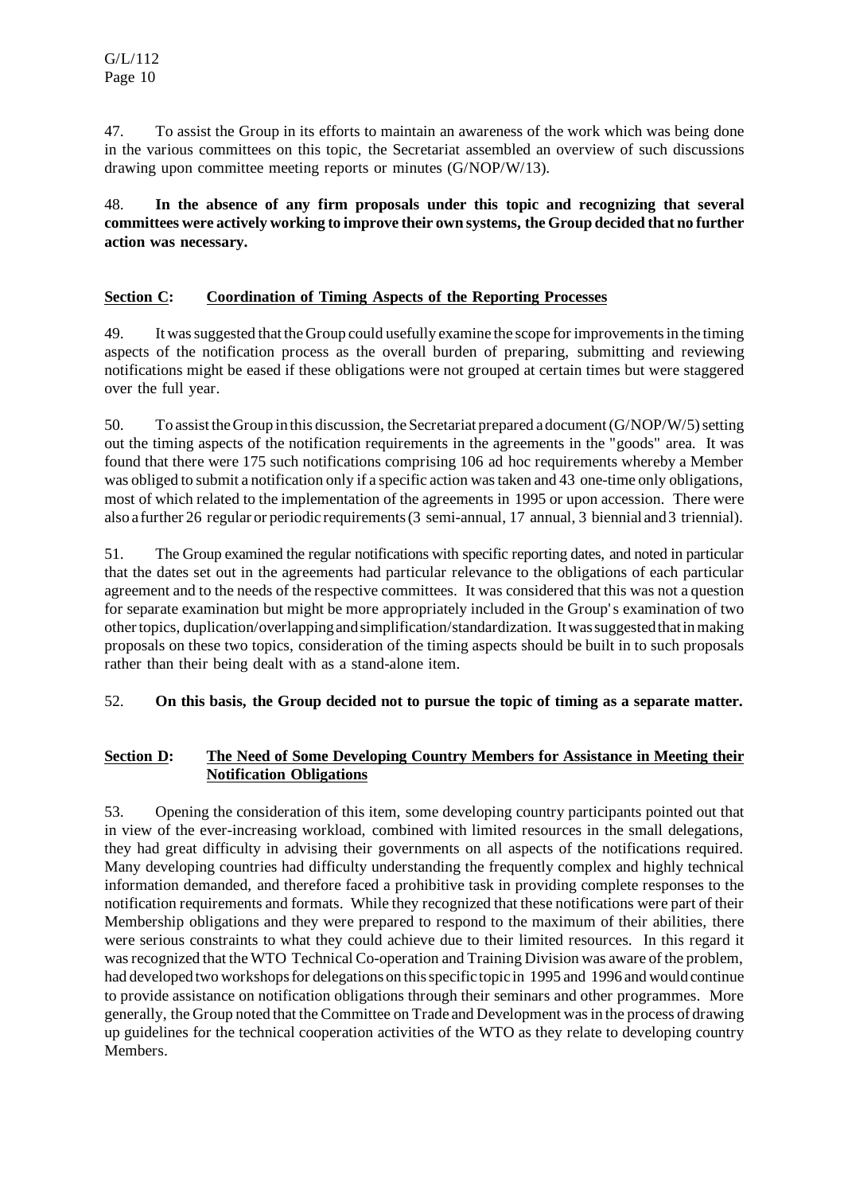47. To assist the Group in its efforts to maintain an awareness of the work which was being done in the various committees on this topic, the Secretariat assembled an overview of such discussions drawing upon committee meeting reports or minutes (G/NOP/W/13).

48. **In the absence of any firm proposals under this topic and recognizing that several committees were actively working to improve their own systems, the Group decided that no further action was necessary.**

## Section C: Coordination of Timing Aspects of the Reporting Processes

49. It was suggested that the Group could usefully examine the scope for improvements in the timing aspects of the notification process as the overall burden of preparing, submitting and reviewing notifications might be eased if these obligations were not grouped at certain times but were staggered over the full year.

50. To assist the Group in this discussion, the Secretariat prepared a document (G/NOP/W/5) setting out the timing aspects of the notification requirements in the agreements in the "goods" area. It was found that there were 175 such notifications comprising 106 ad hoc requirements whereby a Member was obliged to submit a notification only if a specific action was taken and 43 one-time only obligations, most of which related to the implementation of the agreements in 1995 or upon accession. There were also a further 26 regular or periodic requirements (3 semi-annual, 17 annual, 3 biennial and 3 triennial).

51. The Group examined the regular notifications with specific reporting dates, and noted in particular that the dates set out in the agreements had particular relevance to the obligations of each particular agreement and to the needs of the respective committees. It was considered that this was not a question for separate examination but might be more appropriately included in the Group's examination of two other topics, duplication/overlapping and simplification/standardization. It was suggested that in making proposals on these two topics, consideration of the timing aspects should be built in to such proposals rather than their being dealt with as a stand-alone item.

52. **On this basis, the Group decided not to pursue the topic of timing as a separate matter.**

## Section D: The Need of Some Developing Country Members for Assistance in Meeting their Notification Obligations

53. Opening the consideration of this item, some developing country participants pointed out that in view of the ever-increasing workload, combined with limited resources in the small delegations, they had great difficulty in advising their governments on all aspects of the notifications required. Many developing countries had difficulty understanding the frequently complex and highly technical information demanded, and therefore faced a prohibitive task in providing complete responses to the notification requirements and formats. While they recognized that these notifications were part of their Membership obligations and they were prepared to respond to the maximum of their abilities, there were serious constraints to what they could achieve due to their limited resources. In this regard it was recognized that the WTO Technical Co-operation and Training Division was aware of the problem, had developed two workshops for delegations on this specific topic in 1995 and 1996 and would continue to provide assistance on notification obligations through their seminars and other programmes. More generally, the Group noted that the Committee on Trade and Development was in the process of drawing up guidelines for the technical cooperation activities of the WTO as they relate to developing country Members.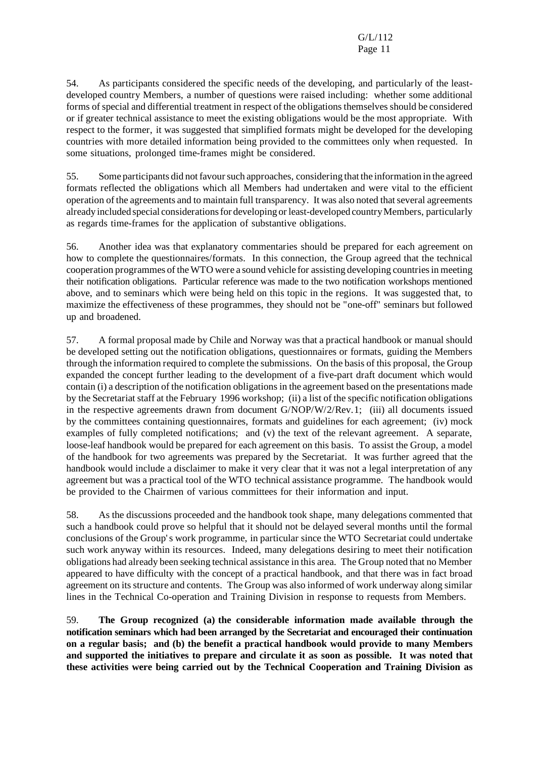54. As participants considered the specific needs of the developing, and particularly of the least-developed country Members, a number of questions were raised including: whether some additional forms of special and differential treatment in respect of the obligations themselves should be considered or if greater technical assistance to meet the existing obligations would be the most appropriate. With respect to the former, it was suggested that simplified formats might be developed for the developing countries with more detailed information being provided to the committees only when requested. In some situations, prolonged time-frames might be considered.

55. Some participants did not favour such approaches, considering that the information in the agreed formats reflected the obligations which all Members had undertaken and were vital to the efficient operation of the agreements and to maintain full transparency. It was also noted that several agreements already included special considerations for developing or least-developed country Members, particularly as regards time-frames for the application of substantive obligations.

56. Another idea was that explanatory commentaries should be prepared for each agreement on how to complete the questionnaires/formats. In this connection, the Group agreed that the technical cooperation programmes of the WTO were a sound vehicle for assisting developing countries in meeting their notification obligations. Particular reference was made to the two notification workshops mentioned above, and to seminars which were being held on this topic in the regions. It was suggested that, to maximize the effectiveness of these programmes, they should not be "one-off" seminars but followed up and broadened.

57. A formal proposal made by Chile and Norway was that a practical handbook or manual should be developed setting out the notification obligations, questionnaires or formats, guiding the Members through the information required to complete the submissions. On the basis of this proposal, the Group expanded the concept further leading to the development of a five-part draft document which would contain (i) a description of the notification obligations in the agreement based on the presentations made by the Secretariat staff at the February 1996 workshop; (ii) a list of the specific notification obligations in the respective agreements drawn from document G/NOP/W/2/Rev.1; (iii) all documents issued by the committees containing questionnaires, formats and guidelines for each agreement; (iv) mock examples of fully completed notifications; and (v) the text of the relevant agreement. A separate, loose-leaf handbook would be prepared for each agreement on this basis. To assist the Group, a model of the handbook for two agreements was prepared by the Secretariat. It was further agreed that the handbook would include a disclaimer to make it very clear that it was not a legal interpretation of any agreement but was a practical tool of the WTO technical assistance programme. The handbook would be provided to the Chairmen of various committees for their information and input.

58. As the discussions proceeded and the handbook took shape, many delegations commented that such a handbook could prove so helpful that it should not be delayed several months until the formal conclusions of the Group's work programme, in particular since the WTO Secretariat could undertake such work anyway within its resources. Indeed, many delegations desiring to meet their notification obligations had already been seeking technical assistance in this area. The Group noted that no Member appeared to have difficulty with the concept of a practical handbook, and that there was in fact broad agreement on its structure and contents. The Group was also informed of work underway along similar lines in the Technical Co-operation and Training Division in response to requests from Members.

59. **The Group recognized (a) the considerable information made available through the notification seminars which had been arranged by the Secretariat and encouraged their continuation on a regular basis; and (b) the benefit a practical handbook would provide to many Members and supported the initiatives to prepare and circulate it as soon as possible. It was noted that these activities were being carried out by the Technical Cooperation and Training Division as**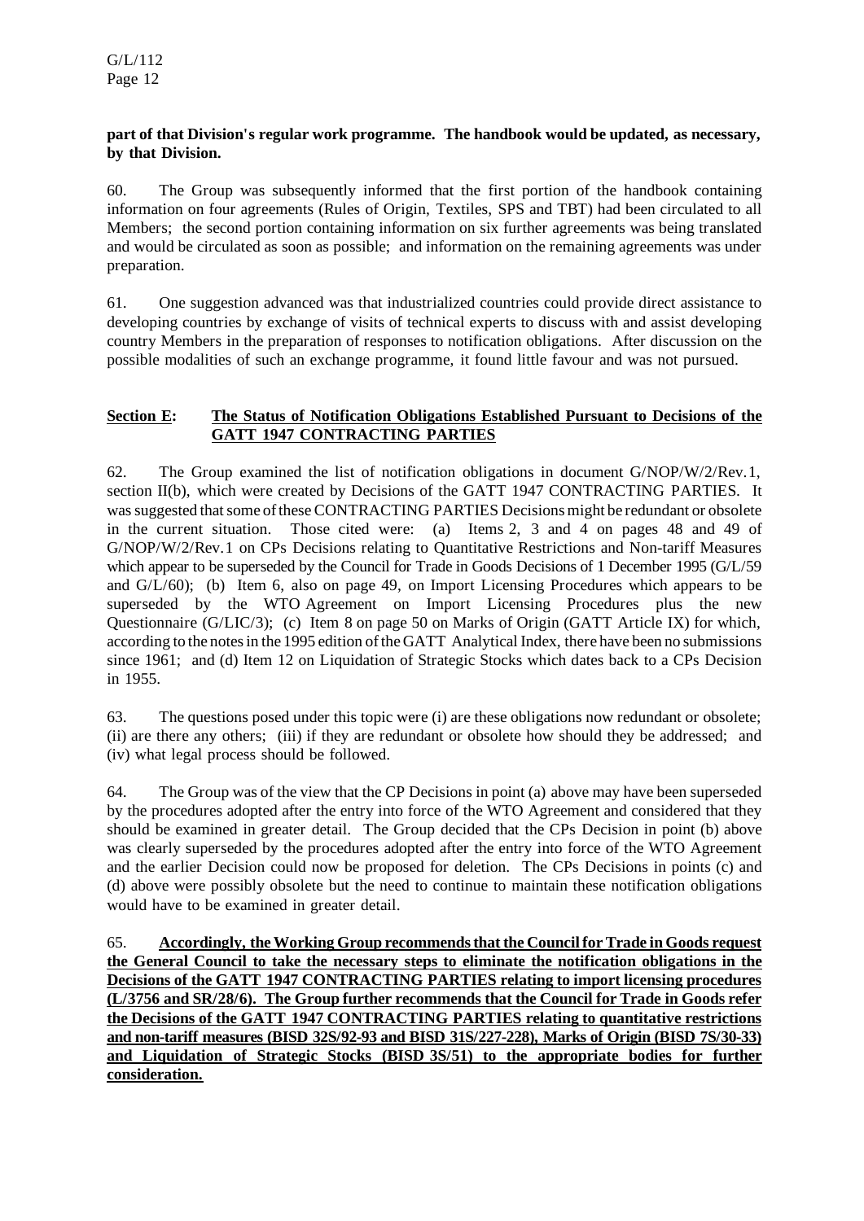**part of that Division's regular work programme. The handbook would be updated, as necessary, by that Division.**

60. The Group was subsequently informed that the first portion of the handbook containing information on four agreements (Rules of Origin, Textiles, SPS and TBT) had been circulated to all Members; the second portion containing information on six further agreements was being translated and would be circulated as soon as possible; and information on the remaining agreements was under preparation.

61. One suggestion advanced was that industrialized countries could provide direct assistance to developing countries by exchange of visits of technical experts to discuss with and assist developing country Members in the preparation of responses to notification obligations. After discussion on the possible modalities of such an exchange programme, it found little favour and was not pursued.

## Section E: The Status of Notification Obligations Established Pursuant to Decisions of the GATT 1947 CONTRACTING PARTIES

62. The Group examined the list of notification obligations in document G/NOP/W/2/Rev.1, section II(b), which were created by Decisions of the GATT 1947 CONTRACTING PARTIES. It was suggested that some of these CONTRACTING PARTIES Decisions might be redundant or obsolete in the current situation. Those cited were: (a) Items 2, 3 and 4 on pages 48 and 49 of G/NOP/W/2/Rev.1 on CPs Decisions relating to Quantitative Restrictions and Non-tariff Measures which appear to be superseded by the Council for Trade in Goods Decisions of 1 December 1995 (G/L/59 and G/L/60); (b) Item 6, also on page 49, on Import Licensing Procedures which appears to be superseded by the WTO Agreement on Import Licensing Procedures plus the new Questionnaire (G/LIC/3); (c) Item 8 on page 50 on Marks of Origin (GATT Article IX) for which, according to the notes in the 1995 edition of the GATT Analytical Index, there have been no submissions since 1961; and (d) Item 12 on Liquidation of Strategic Stocks which dates back to a CPs Decision in 1955.

63. The questions posed under this topic were (i) are these obligations now redundant or obsolete; (ii) are there any others; (iii) if they are redundant or obsolete how should they be addressed; and (iv) what legal process should be followed.

64. The Group was of the view that the CP Decisions in point (a) above may have been superseded by the procedures adopted after the entry into force of the WTO Agreement and considered that they should be examined in greater detail. The Group decided that the CPs Decision in point (b) above was clearly superseded by the procedures adopted after the entry into force of the WTO Agreement and the earlier Decision could now be proposed for deletion. The CPs Decisions in points (c) and (d) above were possibly obsolete but the need to continue to maintain these notification obligations would have to be examined in greater detail.

65. **Accordingly, the Working Group recommends that the Council for Trade in Goods request the General Council to take the necessary steps to eliminate the notification obligations in the Decisions of the GATT 1947 CONTRACTING PARTIES relating to import licensing procedures (L/3756 and SR/28/6). The Group further recommends that the Council for Trade in Goods refer the Decisions of the GATT 1947 CONTRACTING PARTIES relating to quantitative restrictions and non-tariff measures (BISD 32S/92-93 and BISD 31S/227-228), Marks of Origin (BISD 7S/30-33) and Liquidation of Strategic Stocks (BISD 3S/51) to the appropriate bodies for further consideration.**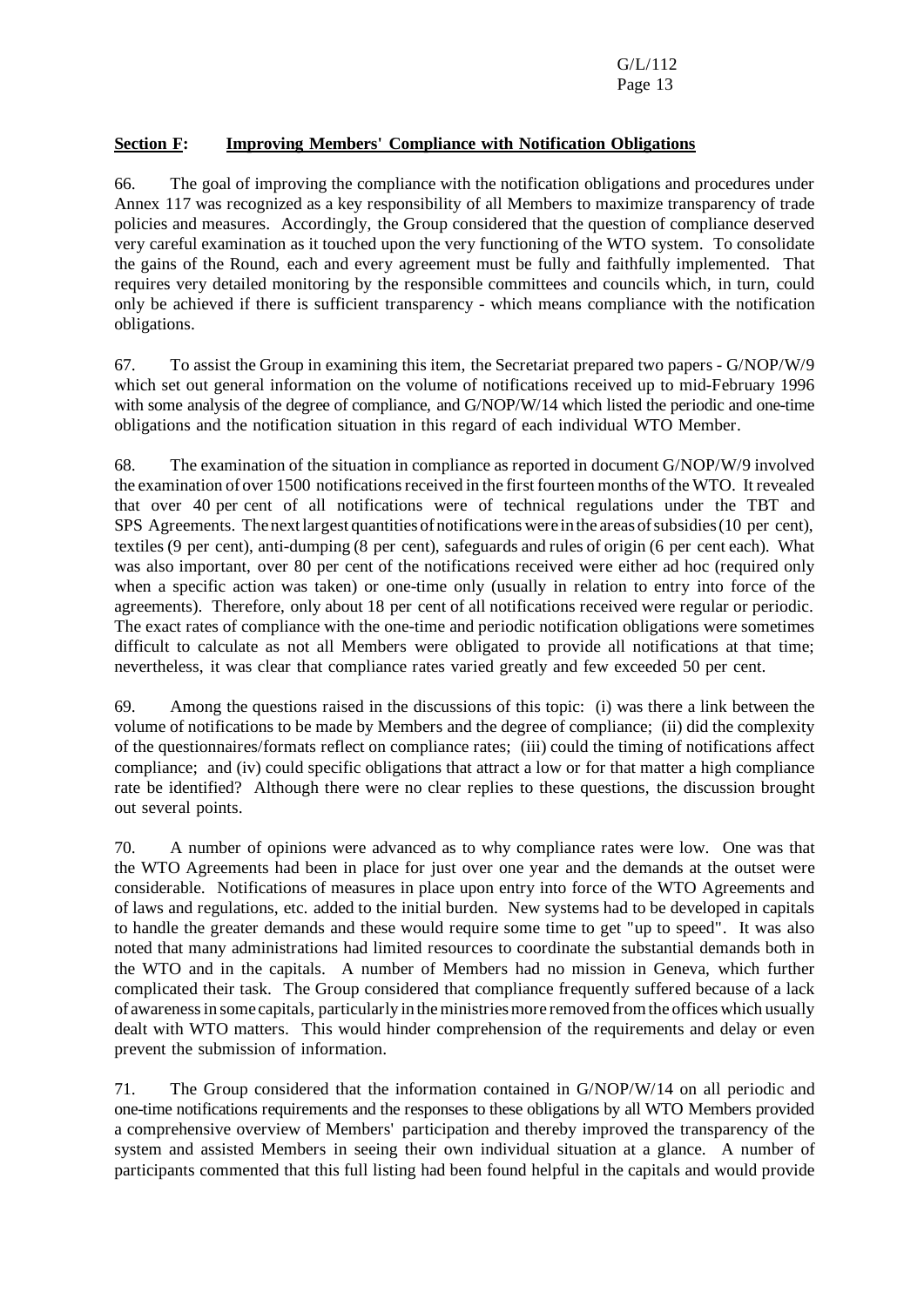**Section F: Improving Members' Compliance with Notification Obligations**

66. The goal of improving the compliance with the notification obligations and procedures under Annex 117 was recognized as a key responsibility of all Members to maximize transparency of trade policies and measures. Accordingly, the Group considered that the question of compliance deserved very careful examination as it touched upon the very functioning of the WTO system. To consolidate the gains of the Round, each and every agreement must be fully and faithfully implemented. That requires very detailed monitoring by the responsible committees and councils which, in turn, could only be achieved if there is sufficient transparency - which means compliance with the notification obligations.

67. To assist the Group in examining this item, the Secretariat prepared two papers - G/NOP/W/9 which set out general information on the volume of notifications received up to mid-February 1996 with some analysis of the degree of compliance, and G/NOP/W/14 which listed the periodic and one-time obligations and the notification situation in this regard of each individual WTO Member.

68. The examination of the situation in compliance as reported in document G/NOP/W/9 involved the examination of over 1500 notifications received in the first fourteen months of the WTO. It revealed that over 40 per cent of all notifications were of technical regulations under the TBT and SPS Agreements. The next largest quantities of notifications were in the areas of subsidies (10 per cent), textiles (9 per cent), anti-dumping (8 per cent), safeguards and rules of origin (6 per cent each). What was also important, over 80 per cent of the notifications received were either ad hoc (required only when a specific action was taken) or one-time only (usually in relation to entry into force of the agreements). Therefore, only about 18 per cent of all notifications received were regular or periodic. The exact rates of compliance with the one-time and periodic notification obligations were sometimes difficult to calculate as not all Members were obligated to provide all notifications at that time; nevertheless, it was clear that compliance rates varied greatly and few exceeded 50 per cent.

69. Among the questions raised in the discussions of this topic: (i) was there a link between the volume of notifications to be made by Members and the degree of compliance; (ii) did the complexity of the questionnaires/formats reflect on compliance rates; (iii) could the timing of notifications affect compliance; and (iv) could specific obligations that attract a low or for that matter a high compliance rate be identified? Although there were no clear replies to these questions, the discussion brought out several points.

70. A number of opinions were advanced as to why compliance rates were low. One was that the WTO Agreements had been in place for just over one year and the demands at the outset were considerable. Notifications of measures in place upon entry into force of the WTO Agreements and of laws and regulations, etc. added to the initial burden. New systems had to be developed in capitals to handle the greater demands and these would require some time to get "up to speed". It was also noted that many administrations had limited resources to coordinate the substantial demands both in the WTO and in the capitals. A number of Members had no mission in Geneva, which further complicated their task. The Group considered that compliance frequently suffered because of a lack of awareness in some capitals, particularly in the ministries more removed from the offices which usually dealt with WTO matters. This would hinder comprehension of the requirements and delay or even prevent the submission of information.

71. The Group considered that the information contained in G/NOP/W/14 on all periodic and one-time notifications requirements and the responses to these obligations by all WTO Members provided a comprehensive overview of Members' participation and thereby improved the transparency of the system and assisted Members in seeing their own individual situation at a glance. A number of participants commented that this full listing had been found helpful in the capitals and would provide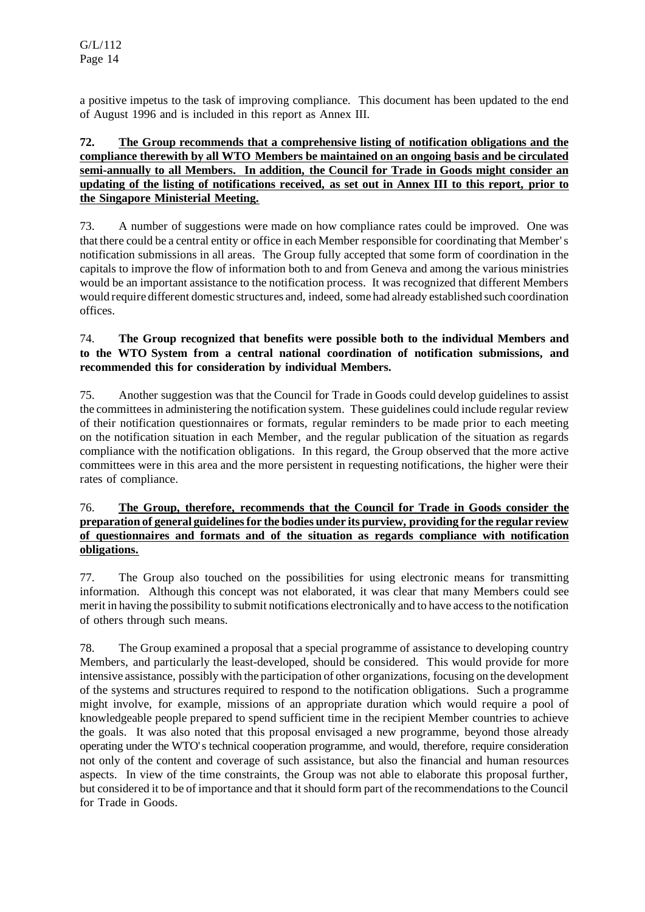a positive impetus to the task of improving compliance. This document has been updated to the end of August 1996 and is included in this report as Annex III.

**72. <u>The Group recommends that a comprehensive listing of notification obligations and the compliance therewith by all WTO Members be maintained on an ongoing basis and be circulated semi-annually to all Members. In addition, the Council for Trade in Goods might consider an updating of the listing of notifications received, as set out in Annex III to this report, prior to the Singapore Ministerial Meeting.</u>**

73. A number of suggestions were made on how compliance rates could be improved. One was that there could be a central entity or office in each Member responsible for coordinating that Member's notification submissions in all areas. The Group fully accepted that some form of coordination in the capitals to improve the flow of information both to and from Geneva and among the various ministries would be an important assistance to the notification process. It was recognized that different Members would require different domestic structures and, indeed, some had already established such coordination offices.

74. **The Group recognized that benefits were possible both to the individual Members and to the WTO System from a central national coordination of notification submissions, and recommended this for consideration by individual Members.**

75. Another suggestion was that the Council for Trade in Goods could develop guidelines to assist the committees in administering the notification system. These guidelines could include regular review of their notification questionnaires or formats, regular reminders to be made prior to each meeting on the notification situation in each Member, and the regular publication of the situation as regards compliance with the notification obligations. In this regard, the Group observed that the more active committees were in this area and the more persistent in requesting notifications, the higher were their rates of compliance.

76. **<u>The Group, therefore, recommends that the Council for Trade in Goods consider the preparation of general guidelines for the bodies under its purview, providing for the regular review of questionnaires and formats and of the situation as regards compliance with notification obligations.</u>**

77. The Group also touched on the possibilities for using electronic means for transmitting information. Although this concept was not elaborated, it was clear that many Members could see merit in having the possibility to submit notifications electronically and to have access to the notification of others through such means.

78. The Group examined a proposal that a special programme of assistance to developing country Members, and particularly the least-developed, should be considered. This would provide for more intensive assistance, possibly with the participation of other organizations, focusing on the development of the systems and structures required to respond to the notification obligations. Such a programme might involve, for example, missions of an appropriate duration which would require a pool of knowledgeable people prepared to spend sufficient time in the recipient Member countries to achieve the goals. It was also noted that this proposal envisaged a new programme, beyond those already operating under the WTO's technical cooperation programme, and would, therefore, require consideration not only of the content and coverage of such assistance, but also the financial and human resources aspects. In view of the time constraints, the Group was not able to elaborate this proposal further, but considered it to be of importance and that it should form part of the recommendations to the Council for Trade in Goods.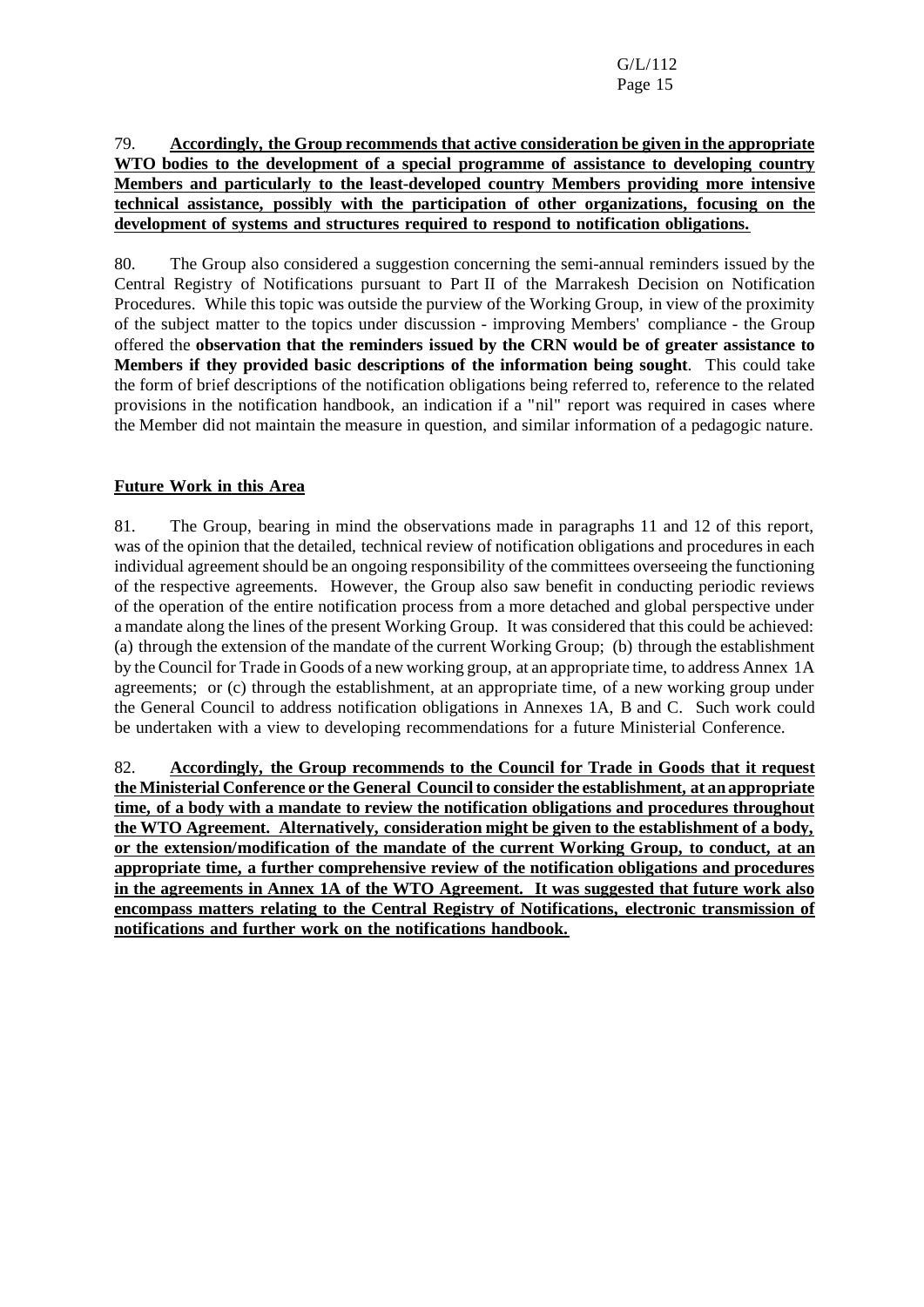79. **Accordingly, the Group recommends that active consideration be given in the appropriate WTO bodies to the development of a special programme of assistance to developing country Members and particularly to the least-developed country Members providing more intensive technical assistance, possibly with the participation of other organizations, focusing on the development of systems and structures required to respond to notification obligations.**

80. The Group also considered a suggestion concerning the semi-annual reminders issued by the Central Registry of Notifications pursuant to Part II of the Marrakesh Decision on Notification Procedures. While this topic was outside the purview of the Working Group, in view of the proximity of the subject matter to the topics under discussion - improving Members' compliance - the Group offered the **observation that the reminders issued by the CRN would be of greater assistance to Members if they provided basic descriptions of the information being sought**. This could take the form of brief descriptions of the notification obligations being referred to, reference to the related provisions in the notification handbook, an indication if a "nil" report was required in cases where the Member did not maintain the measure in question, and similar information of a pedagogic nature.

## Future Work in this Area

81. The Group, bearing in mind the observations made in paragraphs 11 and 12 of this report, was of the opinion that the detailed, technical review of notification obligations and procedures in each individual agreement should be an ongoing responsibility of the committees overseeing the functioning of the respective agreements. However, the Group also saw benefit in conducting periodic reviews of the operation of the entire notification process from a more detached and global perspective under a mandate along the lines of the present Working Group. It was considered that this could be achieved: (a) through the extension of the mandate of the current Working Group; (b) through the establishment by the Council for Trade in Goods of a new working group, at an appropriate time, to address Annex 1A agreements; or (c) through the establishment, at an appropriate time, of a new working group under the General Council to address notification obligations in Annexes 1A, B and C. Such work could be undertaken with a view to developing recommendations for a future Ministerial Conference.

82. **Accordingly, the Group recommends to the Council for Trade in Goods that it request the Ministerial Conference or the General Council to consider the establishment, at an appropriate time, of a body with a mandate to review the notification obligations and procedures throughout the WTO Agreement. Alternatively, consideration might be given to the establishment of a body, or the extension/modification of the mandate of the current Working Group, to conduct, at an appropriate time, a further comprehensive review of the notification obligations and procedures in the agreements in Annex 1A of the WTO Agreement. It was suggested that future work also encompass matters relating to the Central Registry of Notifications, electronic transmission of notifications and further work on the notifications handbook.**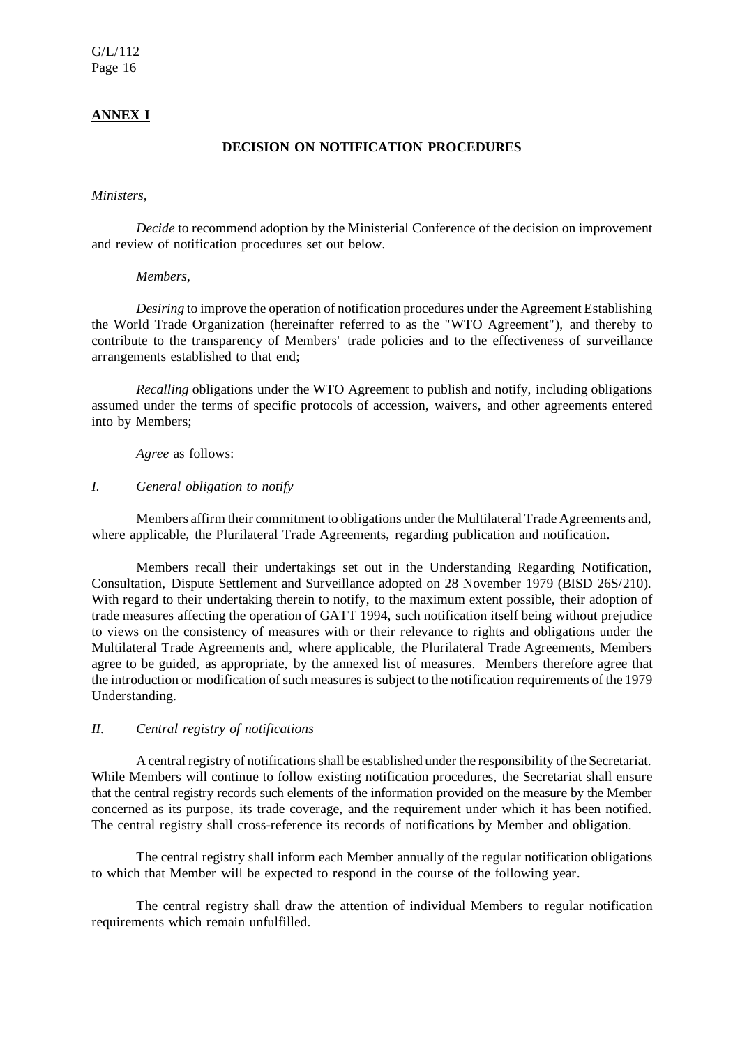## ANNEX I

### DECISION ON NOTIFICATION PROCEDURES

*Ministers,*

*Decide* to recommend adoption by the Ministerial Conference of the decision on improvement and review of notification procedures set out below.

*Members,*

*Desiring* to improve the operation of notification procedures under the Agreement Establishing the World Trade Organization (hereinafter referred to as the "WTO Agreement"), and thereby to contribute to the transparency of Members' trade policies and to the effectiveness of surveillance arrangements established to that end;

*Recalling* obligations under the WTO Agreement to publish and notify, including obligations assumed under the terms of specific protocols of accession, waivers, and other agreements entered into by Members;

*Agree* as follows:

*I. General obligation to notify*

Members affirm their commitment to obligations under the Multilateral Trade Agreements and, where applicable, the Plurilateral Trade Agreements, regarding publication and notification.

Members recall their undertakings set out in the Understanding Regarding Notification, Consultation, Dispute Settlement and Surveillance adopted on 28 November 1979 (BISD 26S/210). With regard to their undertaking therein to notify, to the maximum extent possible, their adoption of trade measures affecting the operation of GATT 1994, such notification itself being without prejudice to views on the consistency of measures with or their relevance to rights and obligations under the Multilateral Trade Agreements and, where applicable, the Plurilateral Trade Agreements, Members agree to be guided, as appropriate, by the annexed list of measures. Members therefore agree that the introduction or modification of such measures is subject to the notification requirements of the 1979 Understanding.

*II. Central registry of notifications*

A central registry of notifications shall be established under the responsibility of the Secretariat. While Members will continue to follow existing notification procedures, the Secretariat shall ensure that the central registry records such elements of the information provided on the measure by the Member concerned as its purpose, its trade coverage, and the requirement under which it has been notified. The central registry shall cross-reference its records of notifications by Member and obligation.

The central registry shall inform each Member annually of the regular notification obligations to which that Member will be expected to respond in the course of the following year.

The central registry shall draw the attention of individual Members to regular notification requirements which remain unfulfilled.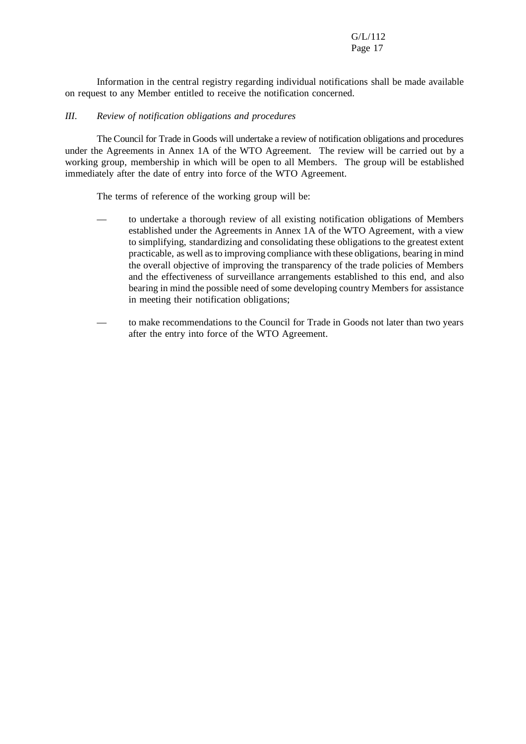Information in the central registry regarding individual notifications shall be made available on request to any Member entitled to receive the notification concerned.

### *III. Review of notification obligations and procedures*

The Council for Trade in Goods will undertake a review of notification obligations and procedures under the Agreements in Annex 1A of the WTO Agreement. The review will be carried out by a working group, membership in which will be open to all Members. The group will be established immediately after the date of entry into force of the WTO Agreement.

The terms of reference of the working group will be:

- to undertake a thorough review of all existing notification obligations of Members established under the Agreements in Annex 1A of the WTO Agreement, with a view to simplifying, standardizing and consolidating these obligations to the greatest extent practicable, as well as to improving compliance with these obligations, bearing in mind the overall objective of improving the transparency of the trade policies of Members and the effectiveness of surveillance arrangements established to this end, and also bearing in mind the possible need of some developing country Members for assistance in meeting their notification obligations;

- to make recommendations to the Council for Trade in Goods not later than two years after the entry into force of the WTO Agreement.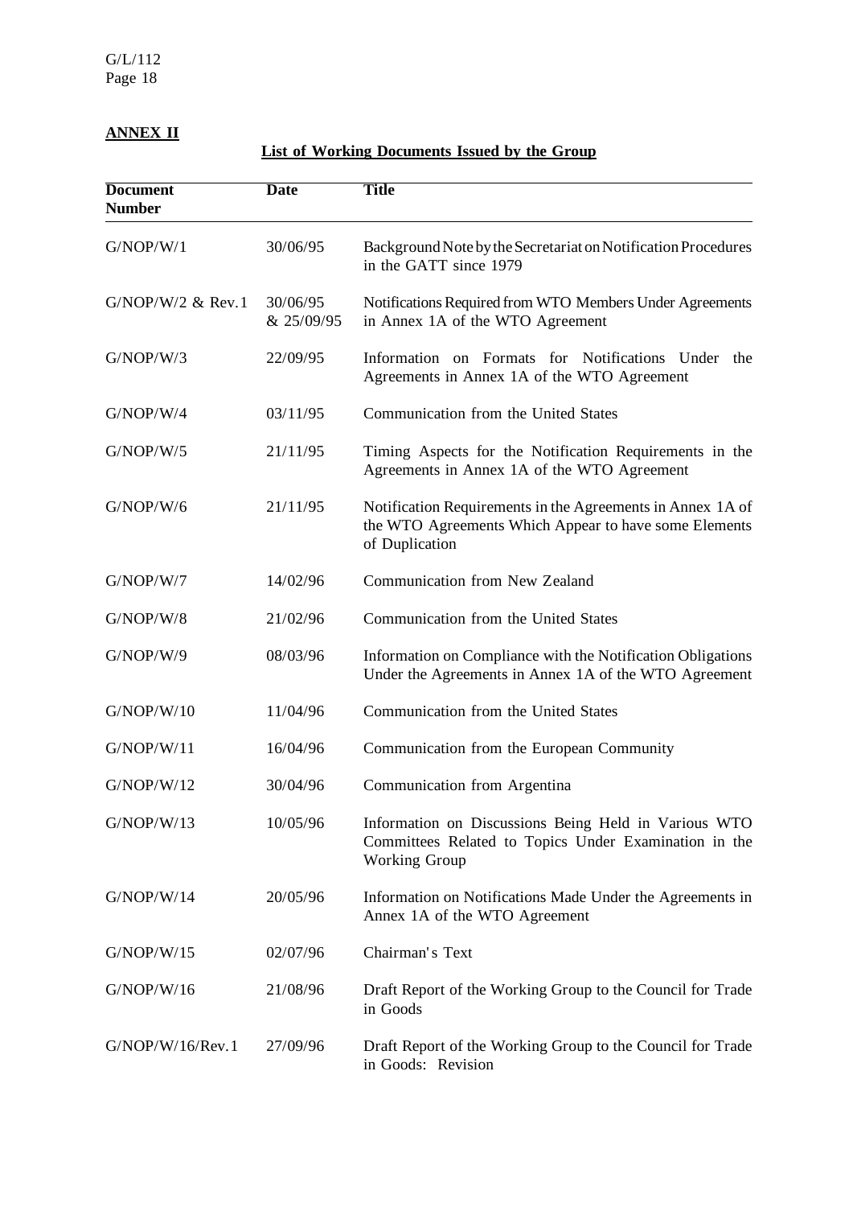**ANNEX II**

**List of Working Documents Issued by the Group**

| Document Number | Date | Title |
|---|---|---|
| G/NOP/W/1 | 30/06/95 | Background Note by the Secretariat on Notification Procedures in the GATT since 1979 |
| G/NOP/W/2 & Rev.1 | 30/06/95 & 25/09/95 | Notifications Required from WTO Members Under Agreements in Annex 1A of the WTO Agreement |
| G/NOP/W/3 | 22/09/95 | Information on Formats for Notifications Under the Agreements in Annex 1A of the WTO Agreement |
| G/NOP/W/4 | 03/11/95 | Communication from the United States |
| G/NOP/W/5 | 21/11/95 | Timing Aspects for the Notification Requirements in the Agreements in Annex 1A of the WTO Agreement |
| G/NOP/W/6 | 21/11/95 | Notification Requirements in the Agreements in Annex 1A of the WTO Agreements Which Appear to have some Elements of Duplication |
| G/NOP/W/7 | 14/02/96 | Communication from New Zealand |
| G/NOP/W/8 | 21/02/96 | Communication from the United States |
| G/NOP/W/9 | 08/03/96 | Information on Compliance with the Notification Obligations Under the Agreements in Annex 1A of the WTO Agreement |
| G/NOP/W/10 | 11/04/96 | Communication from the United States |
| G/NOP/W/11 | 16/04/96 | Communication from the European Community |
| G/NOP/W/12 | 30/04/96 | Communication from Argentina |
| G/NOP/W/13 | 10/05/96 | Information on Discussions Being Held in Various WTO Committees Related to Topics Under Examination in the Working Group |
| G/NOP/W/14 | 20/05/96 | Information on Notifications Made Under the Agreements in Annex 1A of the WTO Agreement |
| G/NOP/W/15 | 02/07/96 | Chairman's Text |
| G/NOP/W/16 | 21/08/96 | Draft Report of the Working Group to the Council for Trade in Goods |
| G/NOP/W/16/Rev.1 | 27/09/96 | Draft Report of the Working Group to the Council for Trade in Goods: Revision |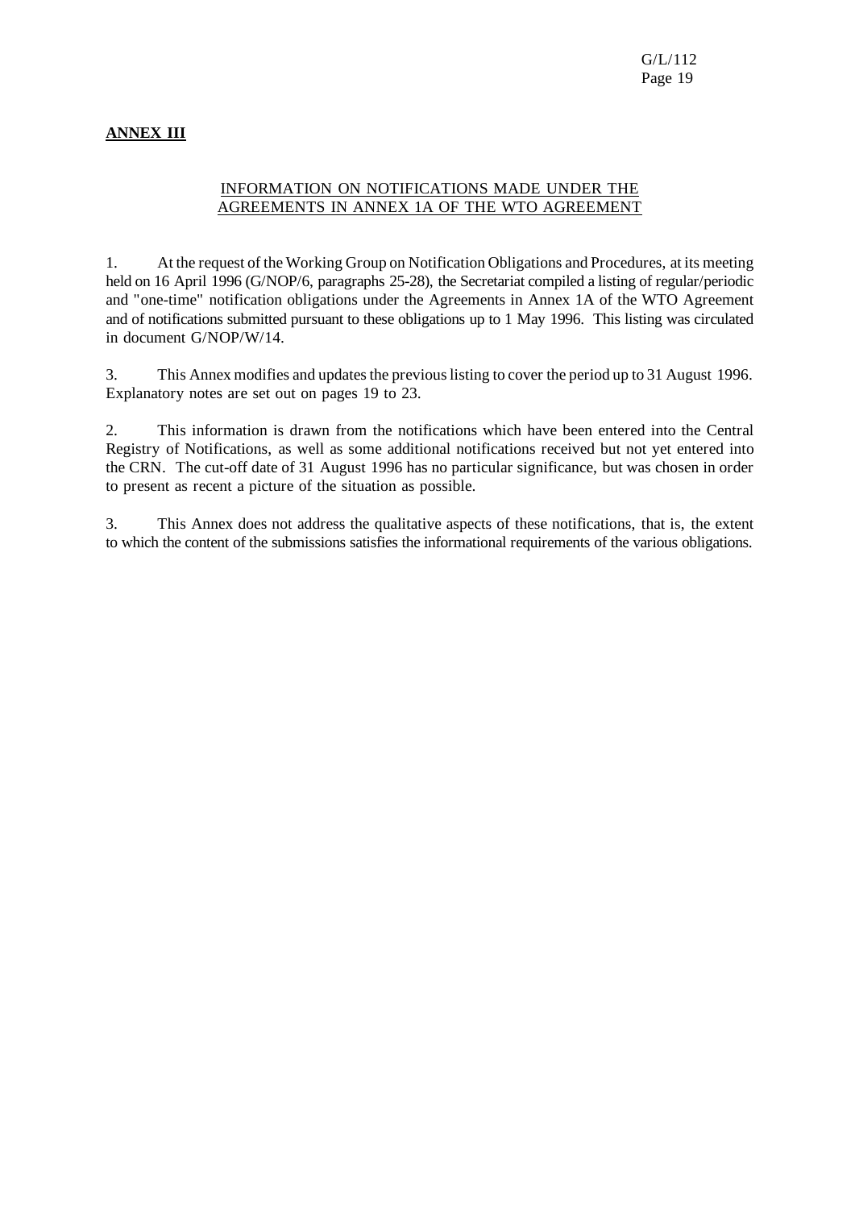**ANNEX III**

INFORMATION ON NOTIFICATIONS MADE UNDER THE AGREEMENTS IN ANNEX 1A OF THE WTO AGREEMENT

1. At the request of the Working Group on Notification Obligations and Procedures, at its meeting held on 16 April 1996 (G/NOP/6, paragraphs 25-28), the Secretariat compiled a listing of regular/periodic and "one-time" notification obligations under the Agreements in Annex 1A of the WTO Agreement and of notifications submitted pursuant to these obligations up to 1 May 1996. This listing was circulated in document G/NOP/W/14.

3. This Annex modifies and updates the previous listing to cover the period up to 31 August 1996. Explanatory notes are set out on pages 19 to 23.

2. This information is drawn from the notifications which have been entered into the Central Registry of Notifications, as well as some additional notifications received but not yet entered into the CRN. The cut-off date of 31 August 1996 has no particular significance, but was chosen in order to present as recent a picture of the situation as possible.

3. This Annex does not address the qualitative aspects of these notifications, that is, the extent to which the content of the submissions satisfies the informational requirements of the various obligations.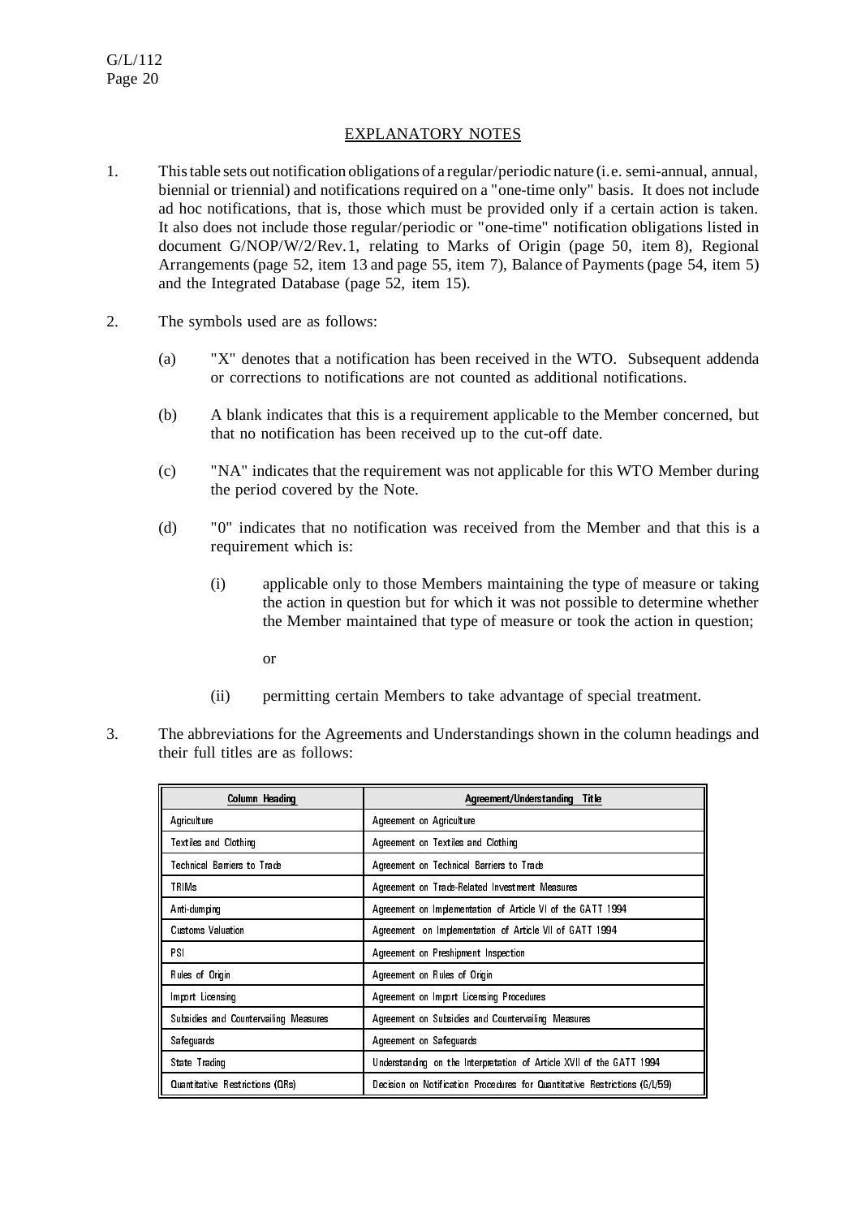## EXPLANATORY NOTES

1. This table sets out notification obligations of a regular/periodic nature (i.e. semi-annual, annual, biennial or triennial) and notifications required on a "one-time only" basis. It does not include ad hoc notifications, that is, those which must be provided only if a certain action is taken. It also does not include those regular/periodic or "one-time" notification obligations listed in document G/NOP/W/2/Rev.1, relating to Marks of Origin (page 50, item 8), Regional Arrangements (page 52, item 13 and page 55, item 7), Balance of Payments (page 54, item 5) and the Integrated Database (page 52, item 15).

2. The symbols used are as follows:

   (a) "X" denotes that a notification has been received in the WTO. Subsequent addenda or corrections to notifications are not counted as additional notifications.

   (b) A blank indicates that this is a requirement applicable to the Member concerned, but that no notification has been received up to the cut-off date.

   (c) "NA" indicates that the requirement was not applicable for this WTO Member during the period covered by the Note.

   (d) "0" indicates that no notification was received from the Member and that this is a requirement which is:

      (i) applicable only to those Members maintaining the type of measure or taking the action in question but for which it was not possible to determine whether the Member maintained that type of measure or took the action in question;

      or

      (ii) permitting certain Members to take advantage of special treatment.

3. The abbreviations for the Agreements and Understandings shown in the column headings and their full titles are as follows:

| Column Heading | Agreement/Understanding Title |
|---|---|
| Agriculture | Agreement on Agriculture |
| Textiles and Clothing | Agreement on Textiles and Clothing |
| Technical Barriers to Trade | Agreement on Technical Barriers to Trade |
| TRIMs | Agreement on Trade-Related Investment Measures |
| Anti-dumping | Agreement on Implementation of Article VI of the GATT 1994 |
| Customs Valuation | Agreement on Implementation of Article VII of GATT 1994 |
| PSI | Agreement on Preshipment Inspection |
| Rules of Origin | Agreement on Rules of Origin |
| Import Licensing | Agreement on Import Licensing Procedures |
| Subsidies and Countervailing Measures | Agreement on Subsidies and Countervailing Measures |
| Safeguards | Agreement on Safeguards |
| State Trading | Understanding on the Interpretation of Article XVII of the GATT 1994 |
| Quantitative Restrictions (QRs) | Decision on Notification Procedures for Quantitative Restrictions (G/L/59) |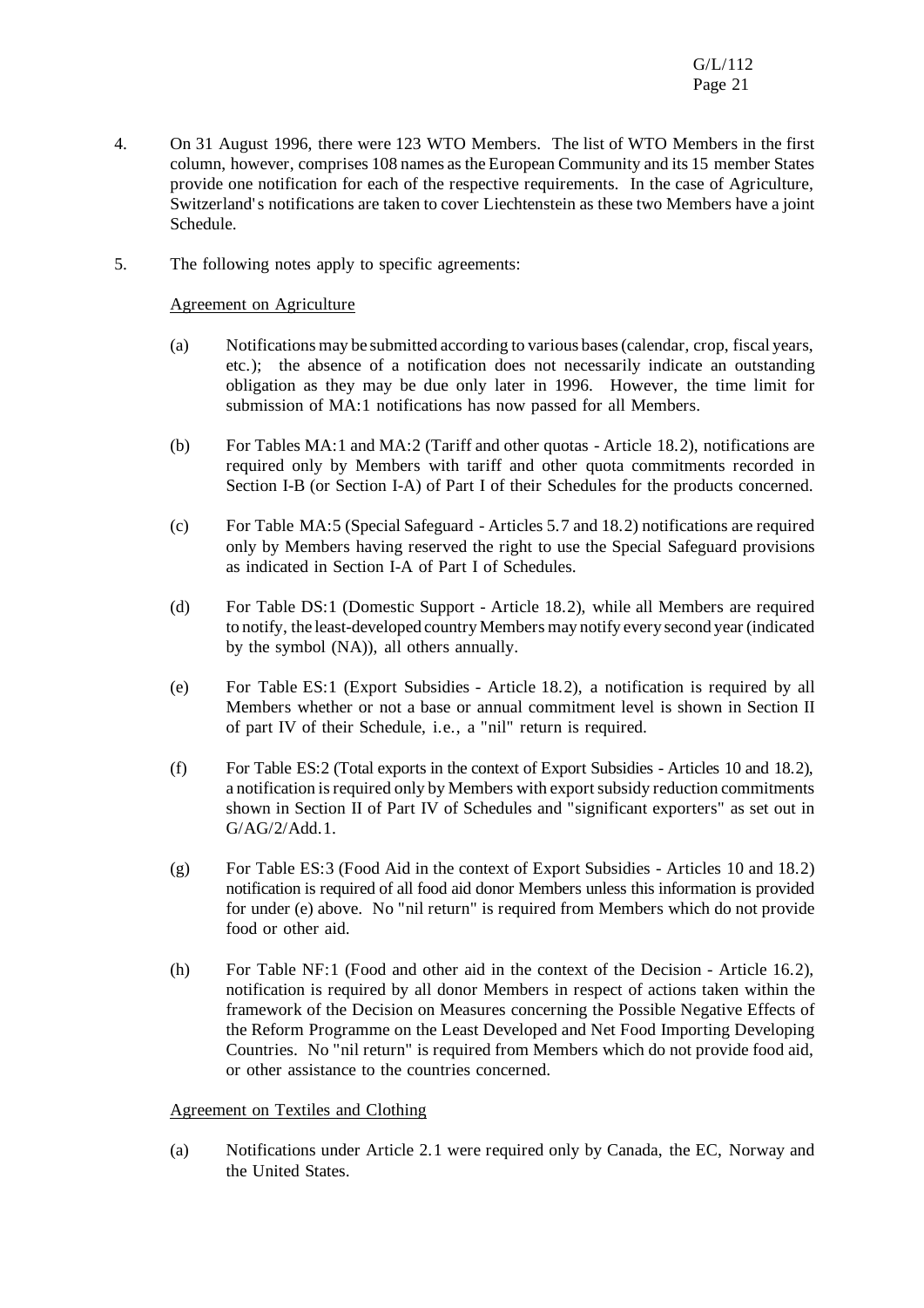4. On 31 August 1996, there were 123 WTO Members. The list of WTO Members in the first column, however, comprises 108 names as the European Community and its 15 member States provide one notification for each of the respective requirements. In the case of Agriculture, Switzerland's notifications are taken to cover Liechtenstein as these two Members have a joint Schedule.

5. The following notes apply to specific agreements:

<u>Agreement on Agriculture</u>

(a) Notifications may be submitted according to various bases (calendar, crop, fiscal years, etc.); the absence of a notification does not necessarily indicate an outstanding obligation as they may be due only later in 1996. However, the time limit for submission of MA:1 notifications has now passed for all Members.

(b) For Tables MA:1 and MA:2 (Tariff and other quotas - Article 18.2), notifications are required only by Members with tariff and other quota commitments recorded in Section I-B (or Section I-A) of Part I of their Schedules for the products concerned.

(c) For Table MA:5 (Special Safeguard - Articles 5.7 and 18.2) notifications are required only by Members having reserved the right to use the Special Safeguard provisions as indicated in Section I-A of Part I of Schedules.

(d) For Table DS:1 (Domestic Support - Article 18.2), while all Members are required to notify, the least-developed country Members may notify every second year (indicated by the symbol (NA)), all others annually.

(e) For Table ES:1 (Export Subsidies - Article 18.2), a notification is required by all Members whether or not a base or annual commitment level is shown in Section II of part IV of their Schedule, i.e., a "nil" return is required.

(f) For Table ES:2 (Total exports in the context of Export Subsidies - Articles 10 and 18.2), a notification is required only by Members with export subsidy reduction commitments shown in Section II of Part IV of Schedules and "significant exporters" as set out in G/AG/2/Add.1.

(g) For Table ES:3 (Food Aid in the context of Export Subsidies - Articles 10 and 18.2) notification is required of all food aid donor Members unless this information is provided for under (e) above. No "nil return" is required from Members which do not provide food or other aid.

(h) For Table NF:1 (Food and other aid in the context of the Decision - Article 16.2), notification is required by all donor Members in respect of actions taken within the framework of the Decision on Measures concerning the Possible Negative Effects of the Reform Programme on the Least Developed and Net Food Importing Developing Countries. No "nil return" is required from Members which do not provide food aid, or other assistance to the countries concerned.

<u>Agreement on Textiles and Clothing</u>

(a) Notifications under Article 2.1 were required only by Canada, the EC, Norway and the United States.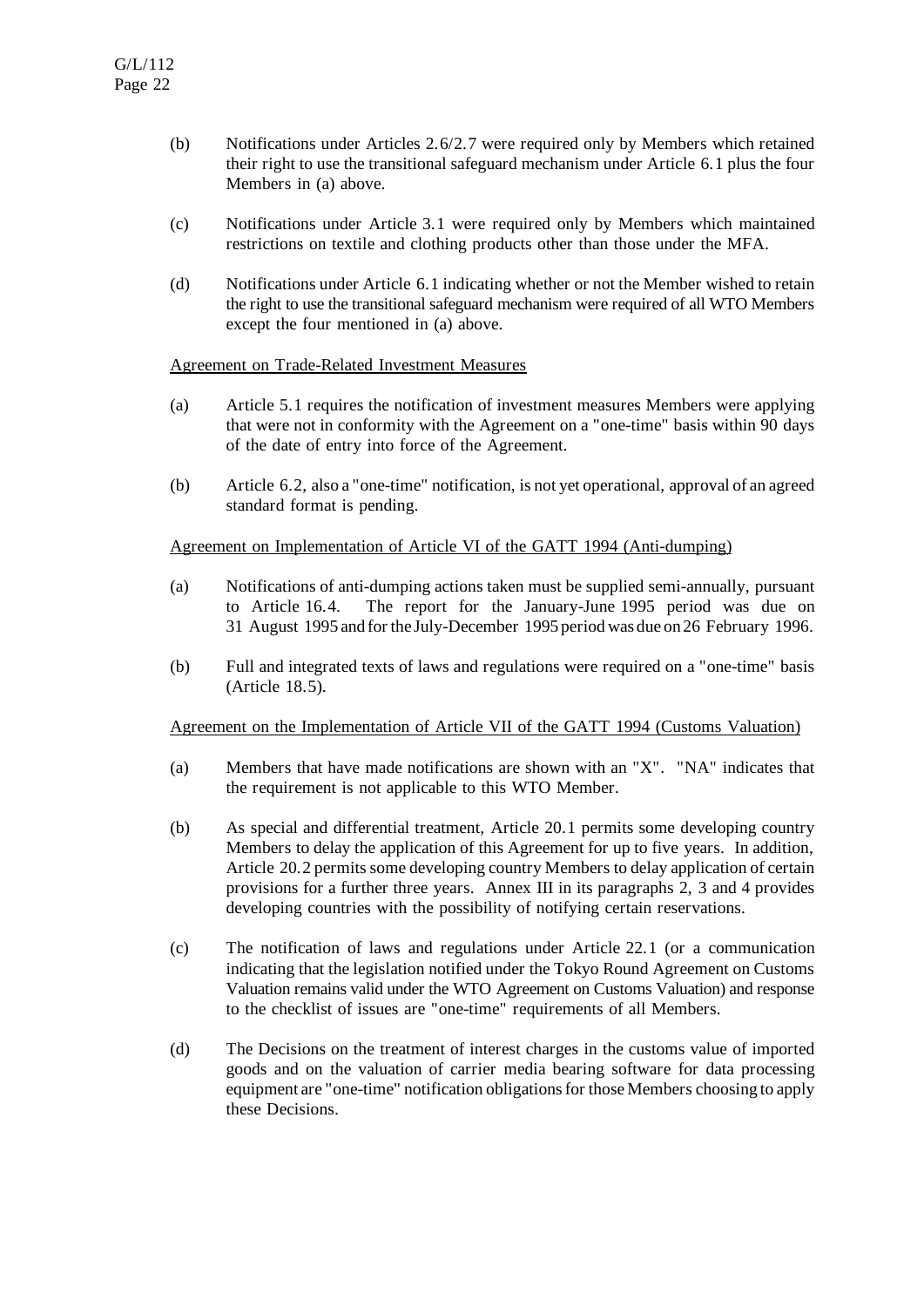(b) Notifications under Articles 2.6/2.7 were required only by Members which retained their right to use the transitional safeguard mechanism under Article 6.1 plus the four Members in (a) above.

(c) Notifications under Article 3.1 were required only by Members which maintained restrictions on textile and clothing products other than those under the MFA.

(d) Notifications under Article 6.1 indicating whether or not the Member wished to retain the right to use the transitional safeguard mechanism were required of all WTO Members except the four mentioned in (a) above.

<u>Agreement on Trade-Related Investment Measures</u>

(a) Article 5.1 requires the notification of investment measures Members were applying that were not in conformity with the Agreement on a "one-time" basis within 90 days of the date of entry into force of the Agreement.

(b) Article 6.2, also a "one-time" notification, is not yet operational, approval of an agreed standard format is pending.

<u>Agreement on Implementation of Article VI of the GATT 1994 (Anti-dumping)</u>

(a) Notifications of anti-dumping actions taken must be supplied semi-annually, pursuant to Article 16.4. The report for the January-June 1995 period was due on 31 August 1995 and for the July-December 1995 period was due on 26 February 1996.

(b) Full and integrated texts of laws and regulations were required on a "one-time" basis (Article 18.5).

<u>Agreement on the Implementation of Article VII of the GATT 1994 (Customs Valuation)</u>

(a) Members that have made notifications are shown with an "X". "NA" indicates that the requirement is not applicable to this WTO Member.

(b) As special and differential treatment, Article 20.1 permits some developing country Members to delay the application of this Agreement for up to five years. In addition, Article 20.2 permits some developing country Members to delay application of certain provisions for a further three years. Annex III in its paragraphs 2, 3 and 4 provides developing countries with the possibility of notifying certain reservations.

(c) The notification of laws and regulations under Article 22.1 (or a communication indicating that the legislation notified under the Tokyo Round Agreement on Customs Valuation remains valid under the WTO Agreement on Customs Valuation) and response to the checklist of issues are "one-time" requirements of all Members.

(d) The Decisions on the treatment of interest charges in the customs value of imported goods and on the valuation of carrier media bearing software for data processing equipment are "one-time" notification obligations for those Members choosing to apply these Decisions.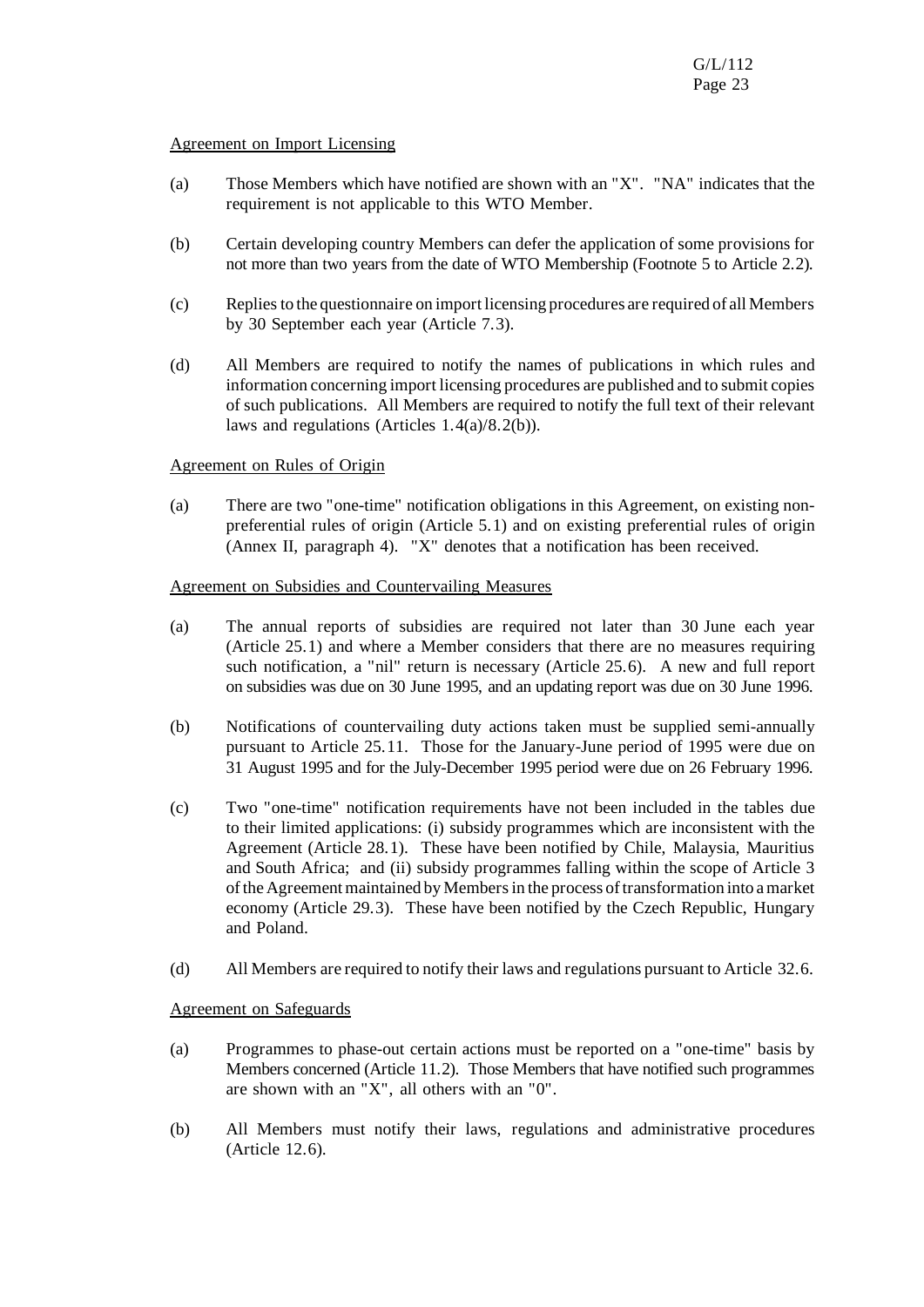Agreement on Import Licensing

(a) Those Members which have notified are shown with an "X". "NA" indicates that the requirement is not applicable to this WTO Member.

(b) Certain developing country Members can defer the application of some provisions for not more than two years from the date of WTO Membership (Footnote 5 to Article 2.2).

(c) Replies to the questionnaire on import licensing procedures are required of all Members by 30 September each year (Article 7.3).

(d) All Members are required to notify the names of publications in which rules and information concerning import licensing procedures are published and to submit copies of such publications. All Members are required to notify the full text of their relevant laws and regulations (Articles 1.4(a)/8.2(b)).

Agreement on Rules of Origin

(a) There are two "one-time" notification obligations in this Agreement, on existing non-preferential rules of origin (Article 5.1) and on existing preferential rules of origin (Annex II, paragraph 4). "X" denotes that a notification has been received.

Agreement on Subsidies and Countervailing Measures

(a) The annual reports of subsidies are required not later than 30 June each year (Article 25.1) and where a Member considers that there are no measures requiring such notification, a "nil" return is necessary (Article 25.6). A new and full report on subsidies was due on 30 June 1995, and an updating report was due on 30 June 1996.

(b) Notifications of countervailing duty actions taken must be supplied semi-annually pursuant to Article 25.11. Those for the January-June period of 1995 were due on 31 August 1995 and for the July-December 1995 period were due on 26 February 1996.

(c) Two "one-time" notification requirements have not been included in the tables due to their limited applications: (i) subsidy programmes which are inconsistent with the Agreement (Article 28.1). These have been notified by Chile, Malaysia, Mauritius and South Africa; and (ii) subsidy programmes falling within the scope of Article 3 of the Agreement maintained by Members in the process of transformation into a market economy (Article 29.3). These have been notified by the Czech Republic, Hungary and Poland.

(d) All Members are required to notify their laws and regulations pursuant to Article 32.6.

Agreement on Safeguards

(a) Programmes to phase-out certain actions must be reported on a "one-time" basis by Members concerned (Article 11.2). Those Members that have notified such programmes are shown with an "X", all others with an "0".

(b) All Members must notify their laws, regulations and administrative procedures (Article 12.6).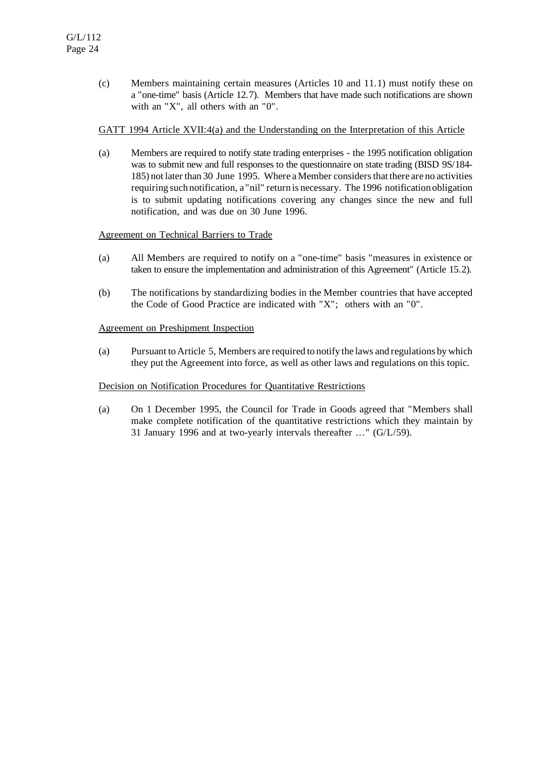(c) Members maintaining certain measures (Articles 10 and 11.1) must notify these on a "one-time" basis (Article 12.7). Members that have made such notifications are shown with an "X", all others with an "0".

<u>GATT 1994 Article XVII:4(a) and the Understanding on the Interpretation of this Article</u>

(a) Members are required to notify state trading enterprises - the 1995 notification obligation was to submit new and full responses to the questionnaire on state trading (BISD 9S/184-185) not later than 30 June 1995. Where a Member considers that there are no activities requiring such notification, a "nil" return is necessary. The 1996 notification obligation is to submit updating notifications covering any changes since the new and full notification, and was due on 30 June 1996.

<u>Agreement on Technical Barriers to Trade</u>

(a) All Members are required to notify on a "one-time" basis "measures in existence or taken to ensure the implementation and administration of this Agreement" (Article 15.2).

(b) The notifications by standardizing bodies in the Member countries that have accepted the Code of Good Practice are indicated with "X"; others with an "0".

<u>Agreement on Preshipment Inspection</u>

(a) Pursuant to Article 5, Members are required to notify the laws and regulations by which they put the Agreement into force, as well as other laws and regulations on this topic.

<u>Decision on Notification Procedures for Quantitative Restrictions</u>

(a) On 1 December 1995, the Council for Trade in Goods agreed that "Members shall make complete notification of the quantitative restrictions which they maintain by 31 January 1996 and at two-yearly intervals thereafter …" (G/L/59).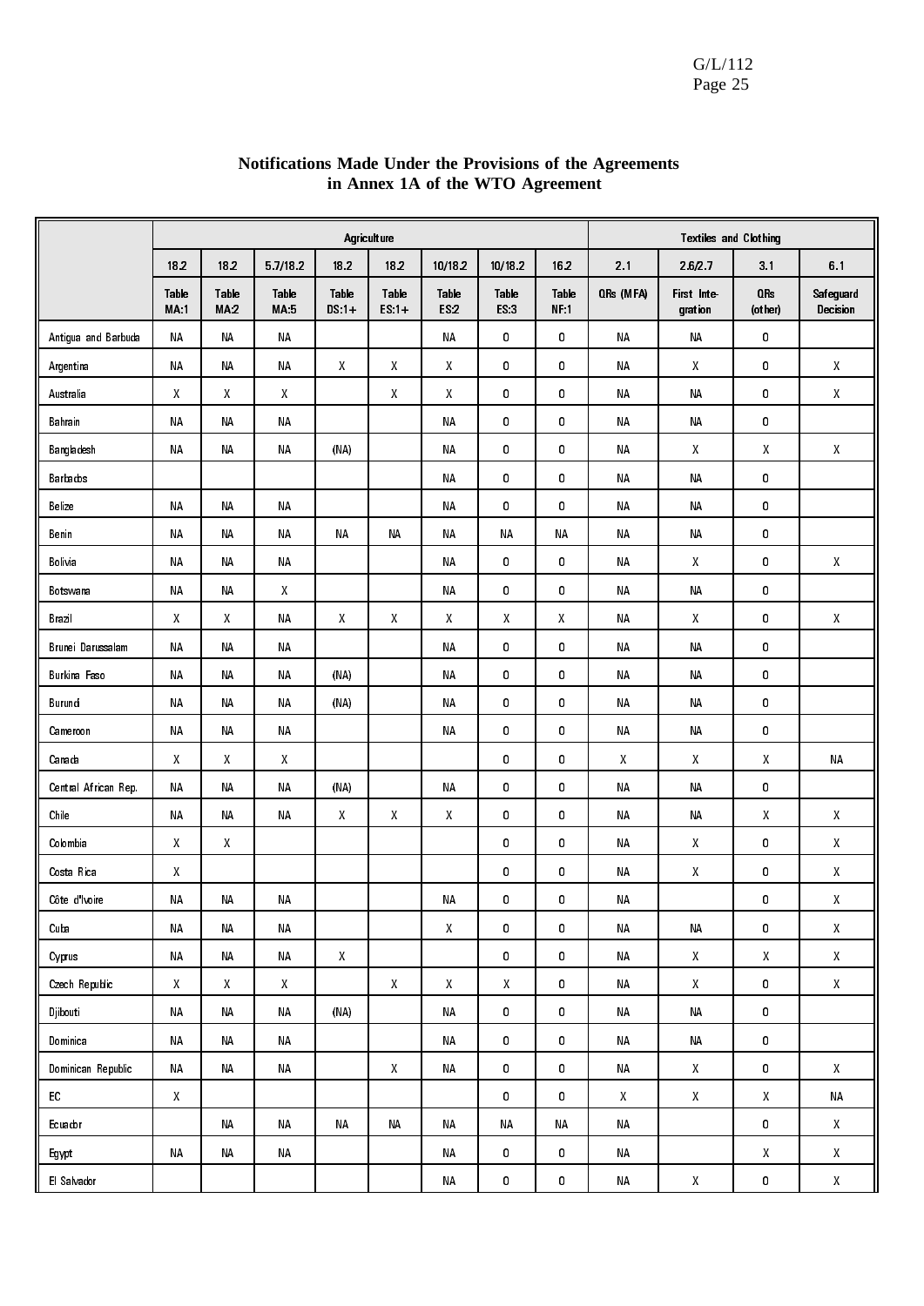## Notifications Made Under the Provisions of the Agreements in Annex 1A of the WTO Agreement

| | Agriculture | | | | | | | | Textiles and Clothing | | | |
|---|---|---|---|---|---|---|---|---|---|---|---|---|
| | 18.2 | 18.2 | 5.7/18.2 | 18.2 | 18.2 | 10/18.2 | 10/18.2 | 16.2 | 2.1 | 2.6/2.7 | 3.1 | 6.1 |
| | Table MA:1 | Table MA:2 | Table MA:5 | Table DS:1+ | Table ES:1+ | Table ES:2 | Table ES:3 | Table NF:1 | QRs (MFA) | First Integration | QRs (other) | Safeguard Decision |
| Antigua and Barbuda | NA | NA | NA | | | NA | 0 | 0 | NA | NA | 0 | |
| Argentina | NA | NA | NA | X | X | X | 0 | 0 | NA | X | 0 | X |
| Australia | X | X | X | | X | X | 0 | 0 | NA | NA | 0 | X |
| Bahrain | NA | NA | NA | | | NA | 0 | 0 | NA | NA | 0 | |
| Bangladesh | NA | NA | NA | (NA) | | NA | 0 | 0 | NA | X | X | X |
| Barbados | | | | | | NA | 0 | 0 | NA | NA | 0 | |
| Belize | NA | NA | NA | | | NA | 0 | 0 | NA | NA | 0 | |
| Benin | NA | NA | NA | NA | NA | NA | NA | NA | NA | NA | 0 | |
| Bolivia | NA | NA | NA | | | NA | 0 | 0 | NA | X | 0 | X |
| Botswana | NA | NA | X | | | NA | 0 | 0 | NA | NA | 0 | |
| Brazil | X | X | NA | X | X | X | X | X | NA | X | 0 | X |
| Brunei Darussalam | NA | NA | NA | | | NA | 0 | 0 | NA | NA | 0 | |
| Burkina Faso | NA | NA | NA | (NA) | | NA | 0 | 0 | NA | NA | 0 | |
| Burundi | NA | NA | NA | (NA) | | NA | 0 | 0 | NA | NA | 0 | |
| Cameroon | NA | NA | NA | | | NA | 0 | 0 | NA | NA | 0 | |
| Canada | X | X | X | | | | 0 | 0 | X | X | X | NA |
| Central African Rep. | NA | NA | NA | (NA) | | NA | 0 | 0 | NA | NA | 0 | |
| Chile | NA | NA | NA | X | X | X | 0 | 0 | NA | NA | X | X |
| Colombia | X | X | | | | | 0 | 0 | NA | X | 0 | X |
| Costa Rica | X | | | | | | 0 | 0 | NA | X | 0 | X |
| Côte d'Ivoire | NA | NA | NA | | | NA | 0 | 0 | NA | | 0 | X |
| Cuba | NA | NA | NA | | | X | 0 | 0 | NA | NA | 0 | X |
| Cyprus | NA | NA | NA | X | | | 0 | 0 | NA | X | X | X |
| Czech Republic | X | X | X | | X | X | X | 0 | NA | X | 0 | X |
| Djibouti | NA | NA | NA | (NA) | | NA | 0 | 0 | NA | NA | 0 | |
| Dominica | NA | NA | NA | | | NA | 0 | 0 | NA | NA | 0 | |
| Dominican Republic | NA | NA | NA | | X | NA | 0 | 0 | NA | X | 0 | X |
| EC | X | | | | | | 0 | 0 | X | X | X | NA |
| Ecuador | | NA | NA | NA | NA | NA | NA | NA | NA | | 0 | X |
| Egypt | NA | NA | NA | | | NA | 0 | 0 | NA | | X | X |
| El Salvador | | | | | | NA | 0 | 0 | NA | X | 0 | X |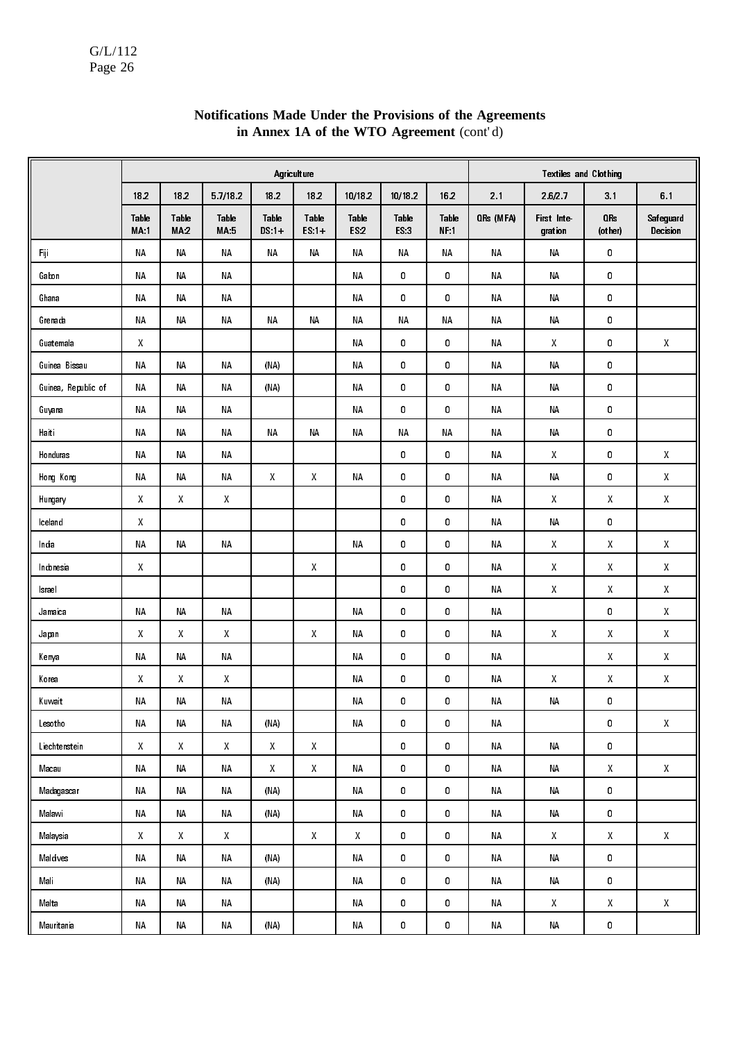**Notifications Made Under the Provisions of the Agreements in Annex 1A of the WTO Agreement** (cont'd)

| | Agriculture | | | | | | | | Textiles and Clothing | | | |
|---|---|---|---|---|---|---|---|---|---|---|---|---|
| | 18.2 | 18.2 | 5.7/18.2 | 18.2 | 18.2 | 10/18.2 | 10/18.2 | 16.2 | 2.1 | 2.6/2.7 | 3.1 | 6.1 |
| | Table MA:1 | Table MA:2 | Table MA:5 | Table DS:1+ | Table ES:1+ | Table ES:2 | Table ES:3 | Table NF:1 | QRs (MFA) | First Integration | QRs (other) | Safeguard Decision |
| Fiji | NA | NA | NA | NA | NA | NA | NA | NA | NA | NA | 0 | |
| Gabon | NA | NA | NA | | | NA | 0 | 0 | NA | NA | 0 | |
| Ghana | NA | NA | NA | | | NA | 0 | 0 | NA | NA | 0 | |
| Grenada | NA | NA | NA | NA | NA | NA | NA | NA | NA | NA | 0 | |
| Guatemala | X | | | | | NA | 0 | 0 | NA | X | 0 | X |
| Guinea Bissau | NA | NA | NA | (NA) | | NA | 0 | 0 | NA | NA | 0 | |
| Guinea, Republic of | NA | NA | NA | (NA) | | NA | 0 | 0 | NA | NA | 0 | |
| Guyana | NA | NA | NA | | | NA | 0 | 0 | NA | NA | 0 | |
| Haiti | NA | NA | NA | NA | NA | NA | NA | NA | NA | NA | 0 | |
| Honduras | NA | NA | NA | | | | 0 | 0 | NA | X | 0 | X |
| Hong Kong | NA | NA | NA | X | X | NA | 0 | 0 | NA | NA | 0 | X |
| Hungary | X | X | X | | | | 0 | 0 | NA | X | X | X |
| Iceland | X | | | | | | 0 | 0 | NA | NA | 0 | |
| India | NA | NA | NA | | | NA | 0 | 0 | NA | X | X | X |
| Indonesia | X | | | | X | | 0 | 0 | NA | X | X | X |
| Israel | | | | | | | 0 | 0 | NA | X | X | X |
| Jamaica | NA | NA | NA | | | NA | 0 | 0 | NA | | 0 | X |
| Japan | X | X | X | | X | NA | 0 | 0 | NA | X | X | X |
| Kenya | NA | NA | NA | | | NA | 0 | 0 | NA | | X | X |
| Korea | X | X | X | | | NA | 0 | 0 | NA | X | X | X |
| Kuwait | NA | NA | NA | | | NA | 0 | 0 | NA | NA | 0 | |
| Lesotho | NA | NA | NA | (NA) | | NA | 0 | 0 | NA | | 0 | X |
| Liechtenstein | X | X | X | X | X | | 0 | 0 | NA | NA | 0 | |
| Macau | NA | NA | NA | X | X | NA | 0 | 0 | NA | NA | X | X |
| Madagascar | NA | NA | NA | (NA) | | NA | 0 | 0 | NA | NA | 0 | |
| Malawi | NA | NA | NA | (NA) | | NA | 0 | 0 | NA | NA | 0 | |
| Malaysia | X | X | X | | X | X | 0 | 0 | NA | X | X | X |
| Maldives | NA | NA | NA | (NA) | | NA | 0 | 0 | NA | NA | 0 | |
| Mali | NA | NA | NA | (NA) | | NA | 0 | 0 | NA | NA | 0 | |
| Malta | NA | NA | NA | | | NA | 0 | 0 | NA | X | X | X |
| Mauritania | NA | NA | NA | (NA) | | NA | 0 | 0 | NA | NA | 0 | |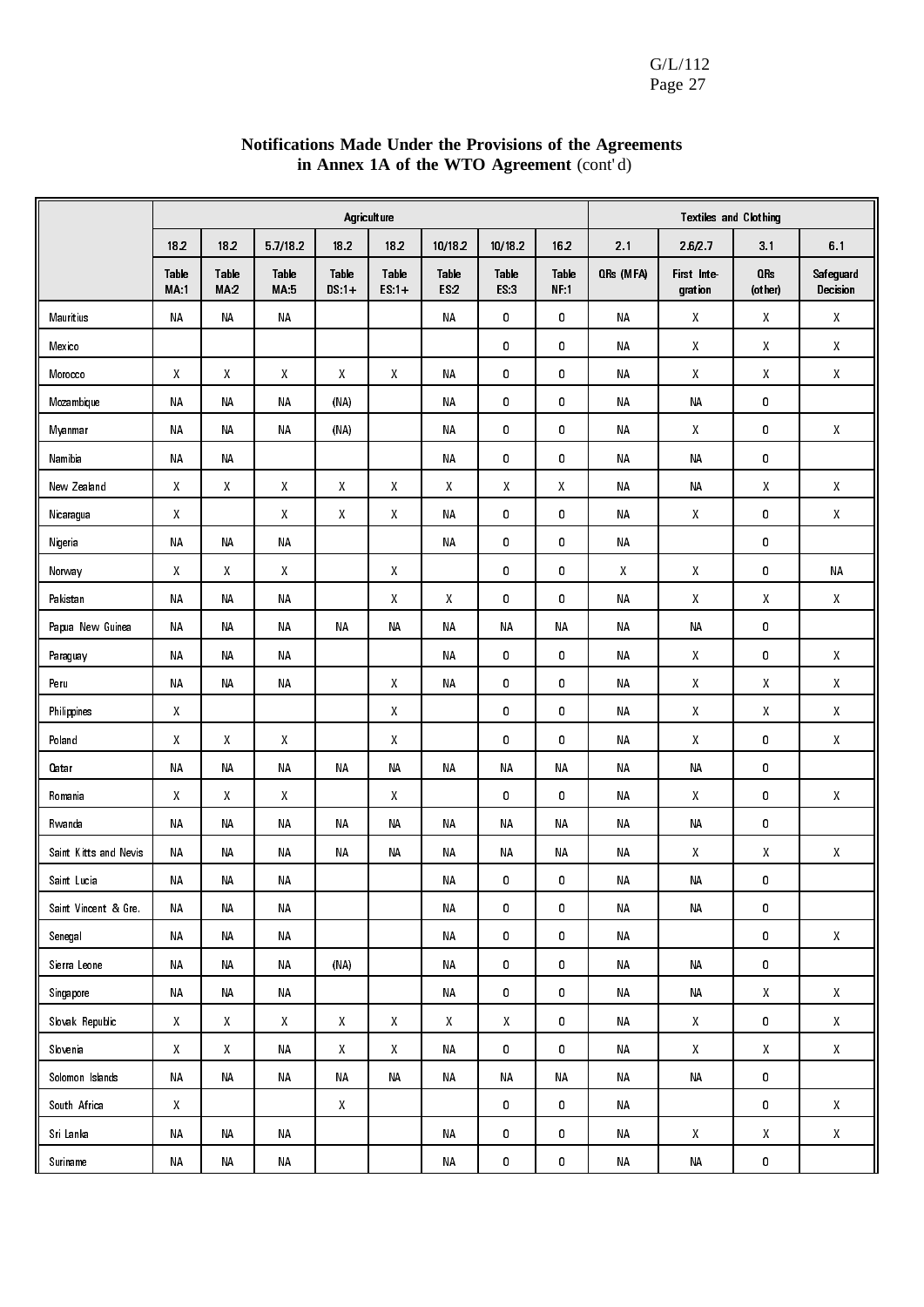**Notifications Made Under the Provisions of the Agreements in Annex 1A of the WTO Agreement** (cont'd)

| | Agriculture | | | | | | | | Textiles and Clothing | | | |
|---|---|---|---|---|---|---|---|---|---|---|---|---|
| | 18.2 | 18.2 | 5.7/18.2 | 18.2 | 18.2 | 10/18.2 | 10/18.2 | 16.2 | 2.1 | 2.6/2.7 | 3.1 | 6.1 |
| | Table MA:1 | Table MA:2 | Table MA:5 | Table DS:1+ | Table ES:1+ | Table ES:2 | Table ES:3 | Table NF:1 | QRs (MFA) | First Integration | QRs (other) | Safeguard Decision |
| Mauritius | NA | NA | NA | | | NA | 0 | 0 | NA | X | X | X |
| Mexico | | | | | | | 0 | 0 | NA | X | X | X |
| Morocco | X | X | X | X | X | NA | 0 | 0 | NA | X | X | X |
| Mozambique | NA | NA | NA | (NA) | | NA | 0 | 0 | NA | NA | 0 | |
| Myanmar | NA | NA | NA | (NA) | | NA | 0 | 0 | NA | X | 0 | X |
| Namibia | NA | NA | | | | NA | 0 | 0 | NA | NA | 0 | |
| New Zealand | X | X | X | X | X | X | X | X | NA | NA | X | X |
| Nicaragua | X | | X | X | X | NA | 0 | 0 | NA | X | 0 | X |
| Nigeria | NA | NA | NA | | | NA | 0 | 0 | NA | | 0 | |
| Norway | X | X | X | | X | | 0 | 0 | X | X | 0 | NA |
| Pakistan | NA | NA | NA | | X | X | 0 | 0 | NA | X | X | X |
| Papua New Guinea | NA | NA | NA | NA | NA | NA | NA | NA | NA | NA | 0 | |
| Paraguay | NA | NA | NA | | | NA | 0 | 0 | NA | X | 0 | X |
| Peru | NA | NA | NA | | X | NA | 0 | 0 | NA | X | X | X |
| Philippines | X | | | | X | | 0 | 0 | NA | X | X | X |
| Poland | X | X | X | | X | | 0 | 0 | NA | X | 0 | X |
| Qatar | NA | NA | NA | NA | NA | NA | NA | NA | NA | NA | 0 | |
| Romania | X | X | X | | X | | 0 | 0 | NA | X | 0 | X |
| Rwanda | NA | NA | NA | NA | NA | NA | NA | NA | NA | NA | 0 | |
| Saint Kitts and Nevis | NA | NA | NA | NA | NA | NA | NA | NA | NA | X | X | X |
| Saint Lucia | NA | NA | NA | | | NA | 0 | 0 | NA | NA | 0 | |
| Saint Vincent & Gre. | NA | NA | NA | | | NA | 0 | 0 | NA | NA | 0 | |
| Senegal | NA | NA | NA | | | NA | 0 | 0 | NA | | 0 | X |
| Sierra Leone | NA | NA | NA | (NA) | | NA | 0 | 0 | NA | NA | 0 | |
| Singapore | NA | NA | NA | | | NA | 0 | 0 | NA | NA | X | X |
| Slovak Republic | X | X | X | X | X | X | X | 0 | NA | X | 0 | X |
| Slovenia | X | X | NA | X | X | NA | 0 | 0 | NA | X | X | X |
| Solomon Islands | NA | NA | NA | NA | NA | NA | NA | NA | NA | NA | 0 | |
| South Africa | X | | | X | | | 0 | 0 | NA | | 0 | X |
| Sri Lanka | NA | NA | NA | | | NA | 0 | 0 | NA | X | X | X |
| Suriname | NA | NA | NA | | | NA | 0 | 0 | NA | NA | 0 | |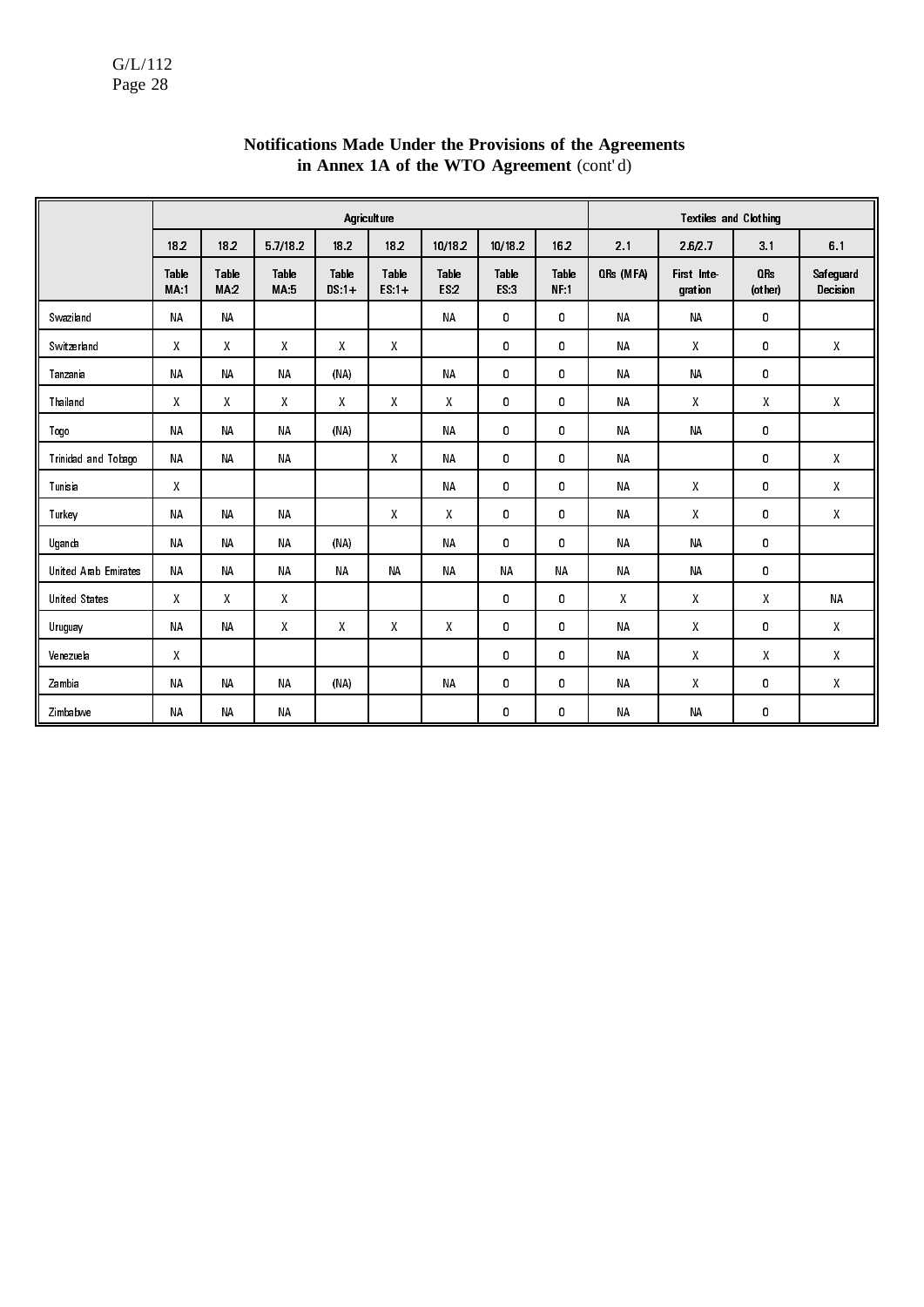**Notifications Made Under the Provisions of the Agreements in Annex 1A of the WTO Agreement** (cont'd)

| | Agriculture | | | | | | | | Textiles and Clothing | | | |
|---|---|---|---|---|---|---|---|---|---|---|---|---|
| | 18.2 | 18.2 | 5.7/18.2 | 18.2 | 18.2 | 10/18.2 | 10/18.2 | 16.2 | 2.1 | 2.6/2.7 | 3.1 | 6.1 |
| | Table MA:1 | Table MA:2 | Table MA:5 | Table DS:1+ | Table ES:1+ | Table ES:2 | Table ES:3 | Table NF:1 | QRs (MFA) | First Integration | QRs (other) | Safeguard Decision |
| Swaziland | NA | NA | | | | NA | 0 | 0 | NA | NA | 0 | |
| Switzerland | X | X | X | X | X | | 0 | 0 | NA | X | 0 | X |
| Tanzania | NA | NA | NA | (NA) | | NA | 0 | 0 | NA | NA | 0 | |
| Thailand | X | X | X | X | X | X | 0 | 0 | NA | X | X | X |
| Togo | NA | NA | NA | (NA) | | NA | 0 | 0 | NA | NA | 0 | |
| Trinidad and Tobago | NA | NA | NA | | X | NA | 0 | 0 | NA | | 0 | X |
| Tunisia | X | | | | | NA | 0 | 0 | NA | X | 0 | X |
| Turkey | NA | NA | NA | | X | X | 0 | 0 | NA | X | 0 | X |
| Uganda | NA | NA | NA | (NA) | | NA | 0 | 0 | NA | NA | 0 | |
| United Arab Emirates | NA | NA | NA | NA | NA | NA | NA | NA | NA | NA | 0 | |
| United States | X | X | X | | | | 0 | 0 | X | X | X | NA |
| Uruguay | NA | NA | X | X | X | X | 0 | 0 | NA | X | 0 | X |
| Venezuela | X | | | | | | 0 | 0 | NA | X | X | X |
| Zambia | NA | NA | NA | (NA) | | NA | 0 | 0 | NA | X | 0 | X |
| Zimbabwe | NA | NA | NA | | | | 0 | 0 | NA | NA | 0 | |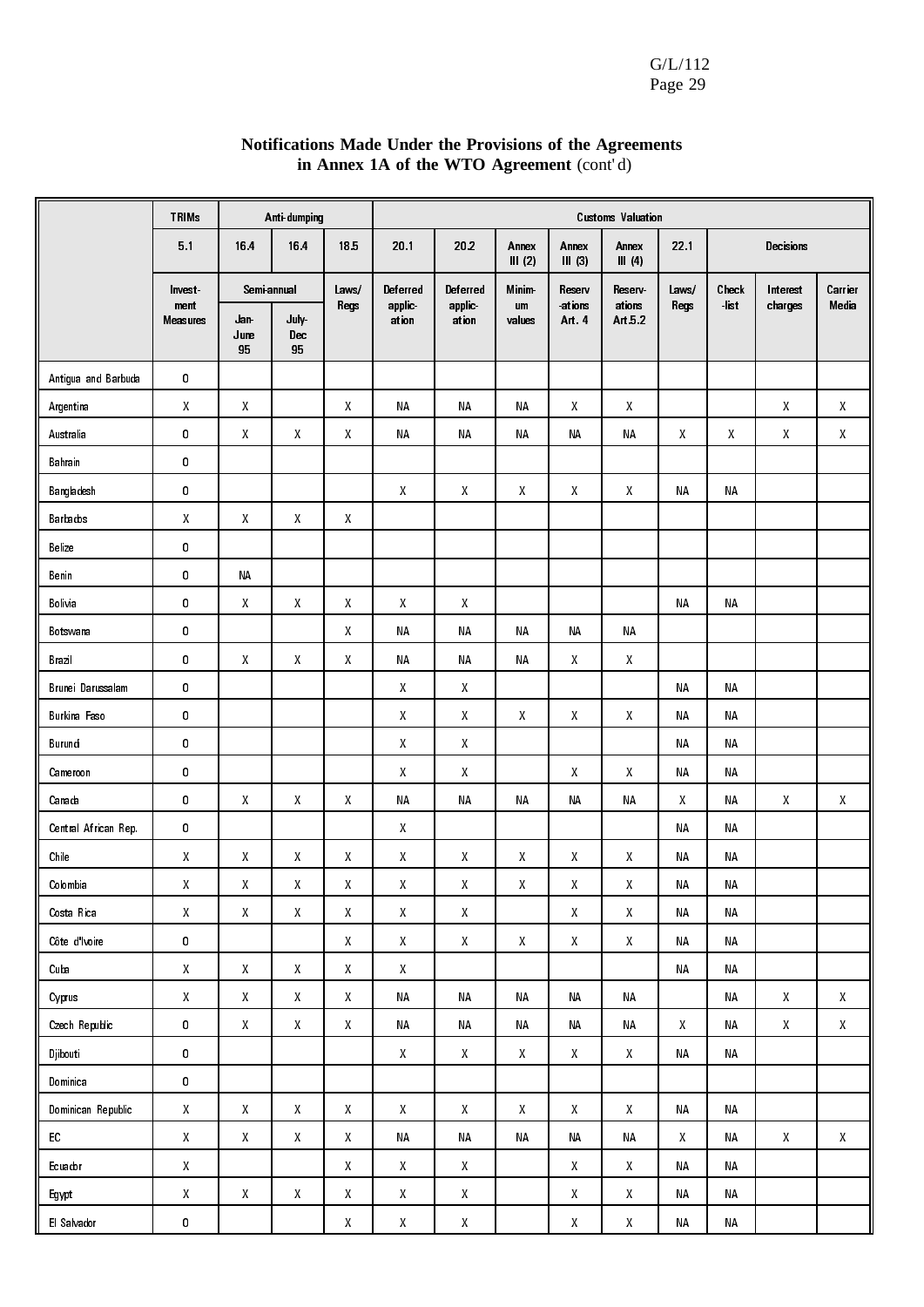**Notifications Made Under the Provisions of the Agreements in Annex 1A of the WTO Agreement** (cont'd)

| | TRIMs | Anti-dumping | | | Customs Valuation | | | | | | | | |
|---|---|---|---|---|---|---|---|---|---|---|---|---|---|
| | 5.1 | 16.4 | 16.4 | 18.5 | 20.1 | 20.2 | Annex III (2) | Annex III (3) | Annex III (4) | 22.1 | Decisions | | |
| | Invest-ment Measures | Semi-annual Jan-June 95 | Semi-annual July-Dec 95 | Laws/ Regs | Deferred applic-ation | Deferred applic-ation | Minim-um values | Reserv-ations Art. 4 | Reserv-ations Art.5.2 | Laws/ Regs | Check-list | Interest charges | Carrier Media |
| Antigua and Barbuda | O | | | | | | | | | | | | |
| Argentina | X | X | | X | NA | NA | NA | X | X | | | X | X |
| Australia | O | X | X | X | NA | NA | NA | NA | NA | X | X | X | X |
| Bahrain | O | | | | | | | | | | | | |
| Bangladesh | O | | | | X | X | X | X | X | NA | NA | | |
| Barbados | X | X | X | X | | | | | | | | | |
| Belize | O | | | | | | | | | | | | |
| Benin | O | NA | | | | | | | | | | | |
| Bolivia | O | X | X | X | X | X | | | | NA | NA | | |
| Botswana | O | | | X | NA | NA | NA | NA | NA | | | | |
| Brazil | O | X | X | X | NA | NA | NA | X | X | | | | |
| Brunei Darussalam | O | | | | X | X | | | | NA | NA | | |
| Burkina Faso | O | | | | X | X | X | X | X | NA | NA | | |
| Burundi | O | | | | X | X | | | | NA | NA | | |
| Cameroon | O | | | | X | X | | X | X | NA | NA | | |
| Canada | O | X | X | X | NA | NA | NA | NA | NA | X | NA | X | X |
| Central African Rep. | O | | | | X | | | | | NA | NA | | |
| Chile | X | X | X | X | X | X | X | X | X | NA | NA | | |
| Colombia | X | X | X | X | X | X | X | X | X | NA | NA | | |
| Costa Rica | X | X | X | X | X | X | | X | X | NA | NA | | |
| Côte d'Ivoire | O | | | X | X | X | X | X | X | NA | NA | | |
| Cuba | X | X | X | X | X | | | | | NA | NA | | |
| Cyprus | X | X | X | X | NA | NA | NA | NA | NA | | NA | X | X |
| Czech Republic | O | X | X | X | NA | NA | NA | NA | NA | X | NA | X | X |
| Djibouti | O | | | | X | X | X | X | X | NA | NA | | |
| Dominica | O | | | | | | | | | | | | |
| Dominican Republic | X | X | X | X | X | X | X | X | X | NA | NA | | |
| EC | X | X | X | X | NA | NA | NA | NA | NA | X | NA | X | X |
| Ecuador | X | | | X | X | X | | X | X | NA | NA | | |
| Egypt | X | X | X | X | X | X | | X | X | NA | NA | | |
| El Salvador | O | | | X | X | X | | X | X | NA | NA | | |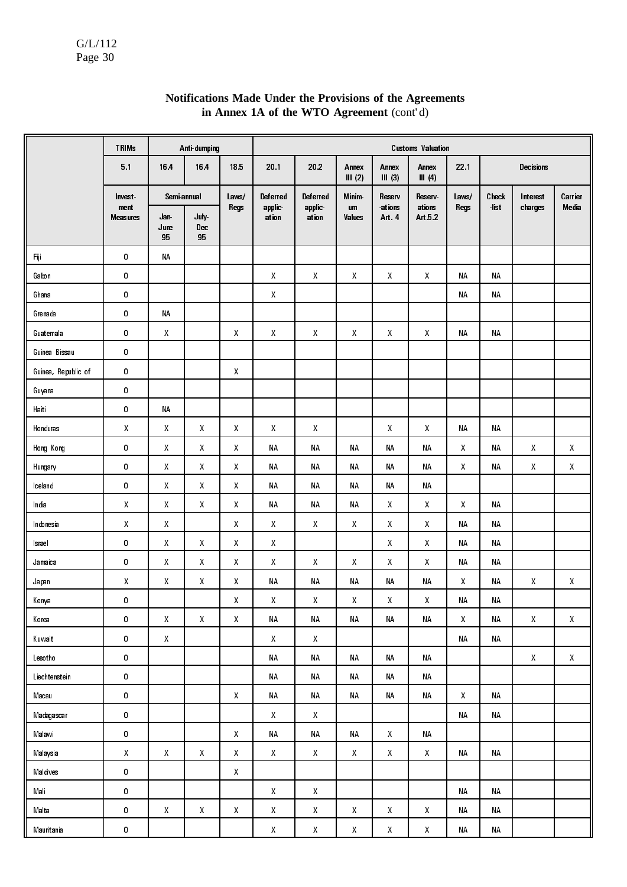## Notifications Made Under the Provisions of the Agreements in Annex 1A of the WTO Agreement (cont'd)

| | TRIMs | Anti-dumping | | | Customs Valuation | | | | | | | | |
|---|---|---|---|---|---|---|---|---|---|---|---|---|---|
| | 5.1 | 16.4 | 16.4 | 18.5 | 20.1 | 20.2 | Annex III (2) | Annex III (3) | Annex III (4) | 22.1 | Decisions | | |
| | Invest-ment Measures | Semi-annual Jan-June 95 | Semi-annual July-Dec 95 | Laws/ Regs | Deferred applic-ation | Deferred applic-ation | Minim-um Values | Reserv-ations Art. 4 | Reserv-ations Art.5.2 | Laws/ Regs | Check-list | Interest charges | Carrier Media |
| Fiji | 0 | NA | | | | | | | | | | | |
| Gabon | 0 | | | | X | X | X | X | X | NA | NA | | |
| Ghana | 0 | | | | X | | | | | NA | NA | | |
| Grenada | 0 | NA | | | | | | | | | | | |
| Guatemala | 0 | X | | X | X | X | X | X | X | NA | NA | | |
| Guinea Bissau | 0 | | | | | | | | | | | | |
| Guinea, Republic of | 0 | | | X | | | | | | | | | |
| Guyana | 0 | | | | | | | | | | | | |
| Haiti | 0 | NA | | | | | | | | | | | |
| Honduras | X | X | X | X | X | X | | X | X | NA | NA | | |
| Hong Kong | 0 | X | X | X | NA | NA | NA | NA | NA | X | NA | X | X |
| Hungary | 0 | X | X | X | NA | NA | NA | NA | NA | X | NA | X | X |
| Iceland | 0 | X | X | X | NA | NA | NA | NA | NA | | | | |
| India | X | X | X | X | NA | NA | NA | X | X | X | NA | | |
| Indonesia | X | X | | X | X | X | X | X | X | NA | NA | | |
| Israel | 0 | X | X | X | X | | | X | X | NA | NA | | |
| Jamaica | 0 | X | X | X | X | X | X | X | X | NA | NA | | |
| Japan | X | X | X | X | NA | NA | NA | NA | NA | X | NA | X | X |
| Kenya | 0 | | | X | X | X | X | X | X | NA | NA | | |
| Korea | 0 | X | X | X | NA | NA | NA | NA | NA | X | NA | X | X |
| Kuwait | 0 | X | | | X | X | | | | NA | NA | | |
| Lesotho | 0 | | | | NA | NA | NA | NA | NA | | | X | X |
| Liechtenstein | 0 | | | | NA | NA | NA | NA | NA | | | | |
| Macau | 0 | | | X | NA | NA | NA | NA | NA | X | NA | | |
| Madagascar | 0 | | | | X | X | | | | NA | NA | | |
| Malawi | 0 | | | X | NA | NA | NA | X | NA | | | | |
| Malaysia | X | X | X | X | X | X | X | X | X | NA | NA | | |
| Maldives | 0 | | | X | | | | | | | | | |
| Mali | 0 | | | | X | X | | | | NA | NA | | |
| Malta | 0 | X | X | X | X | X | X | X | X | NA | NA | | |
| Mauritania | 0 | | | | X | X | X | X | X | NA | NA | | |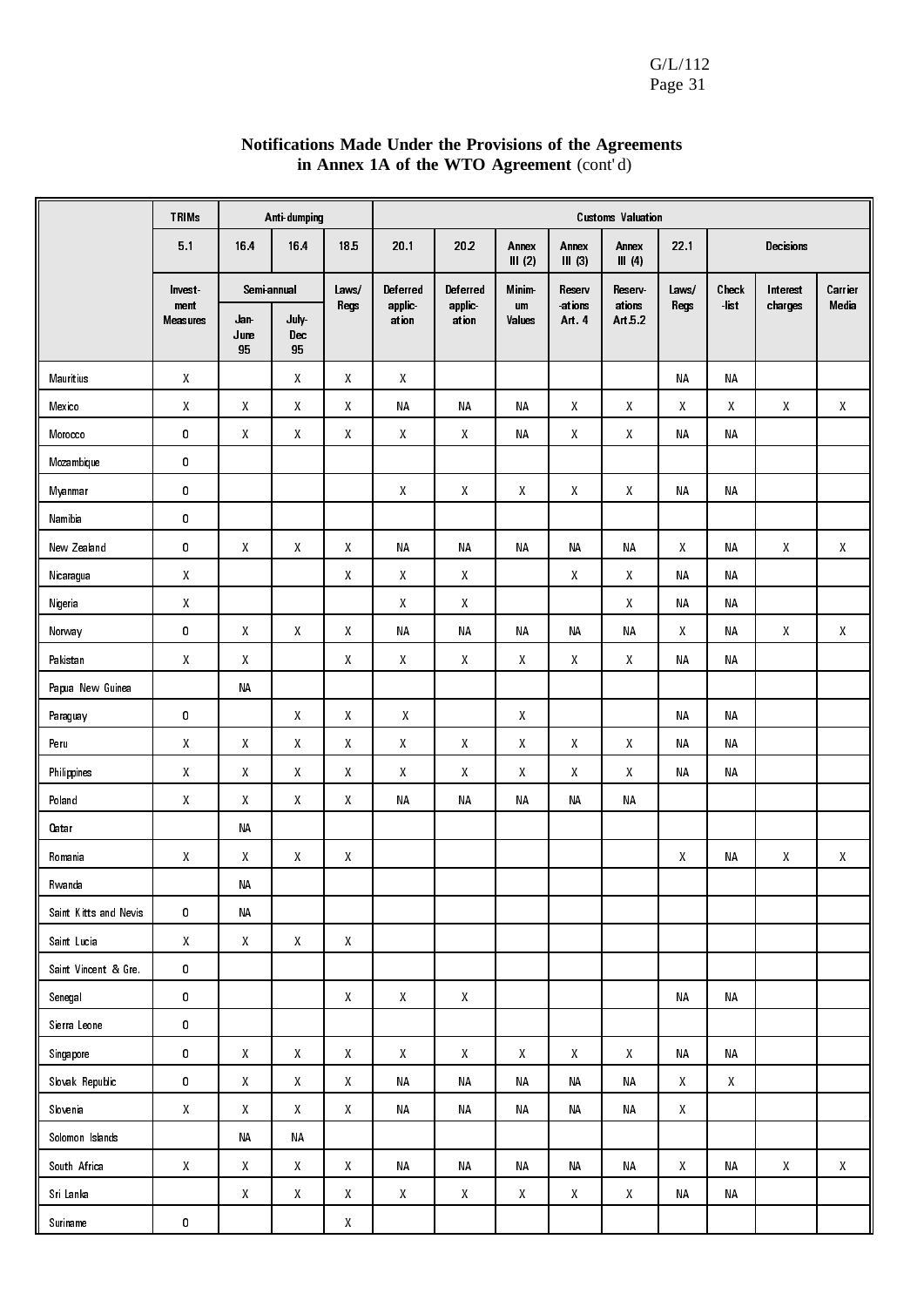**Notifications Made Under the Provisions of the Agreements in Annex 1A of the WTO Agreement** (cont'd)

| | TRIMs | Anti-dumping | | | Customs Valuation | | | | | | | | |
|---|---|---|---|---|---|---|---|---|---|---|---|---|---|
| | 5.1 | 16.4 | 16.4 | 18.5 | 20.1 | 20.2 | Annex III (2) | Annex III (3) | Annex III (4) | 22.1 | Decisions | | |
| | Investment Measures | Semi-annual Jan-June 95 | Semi-annual July-Dec 95 | Laws/ Regs | Deferred application | Deferred application | Minimum Values | Reservations Art. 4 | Reservations Art.5.2 | Laws/ Regs | Check-list | Interest charges | Carrier Media |
| Mauritius | X | | X | X | X | | | | | NA | NA | | |
| Mexico | X | X | X | X | NA | NA | NA | X | X | X | X | X | X |
| Morocco | 0 | X | X | X | X | X | NA | X | X | NA | NA | | |
| Mozambique | 0 | | | | | | | | | | | | |
| Myanmar | 0 | | | | X | X | X | X | X | NA | NA | | |
| Namibia | 0 | | | | | | | | | | | | |
| New Zealand | 0 | X | X | X | NA | NA | NA | NA | NA | X | NA | X | X |
| Nicaragua | X | | | X | X | X | | X | X | NA | NA | | |
| Nigeria | X | | | | X | X | | | X | NA | NA | | |
| Norway | 0 | X | X | X | NA | NA | NA | NA | NA | X | NA | X | X |
| Pakistan | X | X | | X | X | X | X | X | X | NA | NA | | |
| Papua New Guinea | | NA | | | | | | | | | | | |
| Paraguay | 0 | | X | X | X | | X | | | NA | NA | | |
| Peru | X | X | X | X | X | X | X | X | X | NA | NA | | |
| Philippines | X | X | X | X | X | X | X | X | X | NA | NA | | |
| Poland | X | X | X | X | NA | NA | NA | NA | NA | | | | |
| Qatar | | NA | | | | | | | | | | | |
| Romania | X | X | X | X | | | | | | X | NA | X | X |
| Rwanda | | NA | | | | | | | | | | | |
| Saint Kitts and Nevis | 0 | NA | | | | | | | | | | | |
| Saint Lucia | X | X | X | X | | | | | | | | | |
| Saint Vincent & Gre. | 0 | | | | | | | | | | | | |
| Senegal | 0 | | | X | X | X | | | | NA | NA | | |
| Sierra Leone | 0 | | | | | | | | | | | | |
| Singapore | 0 | X | X | X | X | X | X | X | X | NA | NA | | |
| Slovak Republic | 0 | X | X | X | NA | NA | NA | NA | NA | X | X | | |
| Slovenia | X | X | X | X | NA | NA | NA | NA | NA | X | | | |
| Solomon Islands | | NA | NA | | | | | | | | | | |
| South Africa | X | X | X | X | NA | NA | NA | NA | NA | X | NA | X | X |
| Sri Lanka | | X | X | X | X | X | X | X | X | NA | NA | | |
| Suriname | 0 | | | X | | | | | | | | | |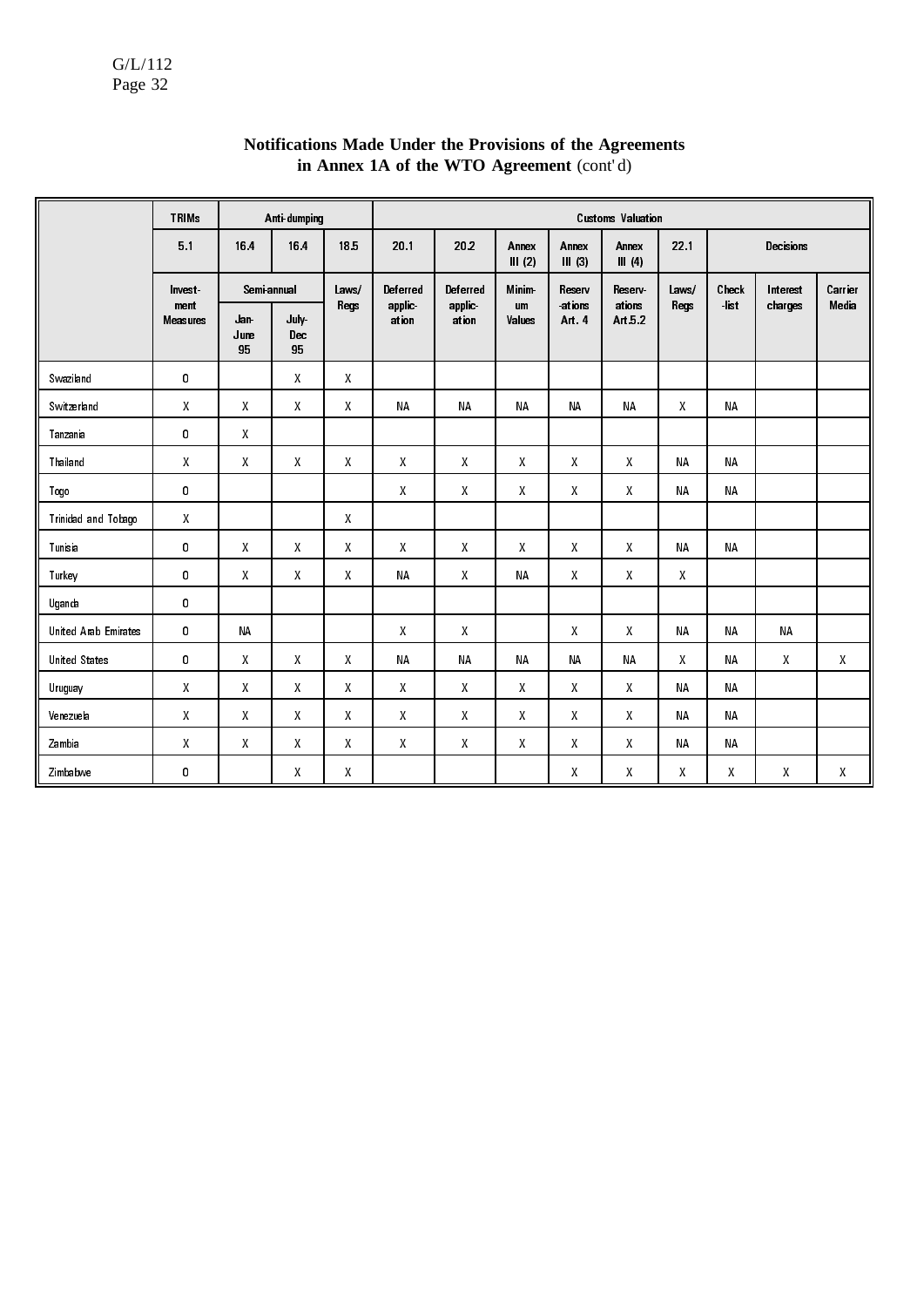**Notifications Made Under the Provisions of the Agreements in Annex 1A of the WTO Agreement** (cont'd)

| | TRIMs | Anti-dumping | | | Customs Valuation | | | | | | | | |
|---|---|---|---|---|---|---|---|---|---|---|---|---|---|
| | 5.1 | 16.4 | 16.4 | 18.5 | 20.1 | 20.2 | Annex III (2) | Annex III (3) | Annex III (4) | 22.1 | Decisions | | |
| | Invest-ment Measures | Semi-annual | | Laws/ Regs | Deferred applic-ation | Deferred applic-ation | Minim-um Values | Reserv-ations Art. 4 | Reserv-ations Art.5.2 | Laws/ Regs | Check -list | Interest charges | Carrier Media |
| | | Jan-June 95 | July-Dec 95 | | | | | | | | | | |
| Swaziland | 0 | | X | X | | | | | | | | | |
| Switzerland | X | X | X | X | NA | NA | NA | NA | NA | X | NA | | |
| Tanzania | 0 | X | | | | | | | | | | | |
| Thailand | X | X | X | X | X | X | X | X | X | NA | NA | | |
| Togo | 0 | | | | X | X | X | X | X | NA | NA | | |
| Trinidad and Tobago | X | | | X | | | | | | | | | |
| Tunisia | 0 | X | X | X | X | X | X | X | X | NA | NA | | |
| Turkey | 0 | X | X | X | NA | X | NA | X | X | X | | | |
| Uganda | 0 | | | | | | | | | | | | |
| United Arab Emirates | 0 | NA | | | X | X | | X | X | NA | NA | NA | |
| United States | 0 | X | X | X | NA | NA | NA | NA | NA | X | NA | X | X |
| Uruguay | X | X | X | X | X | X | X | X | X | NA | NA | | |
| Venezuela | X | X | X | X | X | X | X | X | X | NA | NA | | |
| Zambia | X | X | X | X | X | X | X | X | X | NA | NA | | |
| Zimbabwe | 0 | | X | X | | | | X | X | X | X | X | X |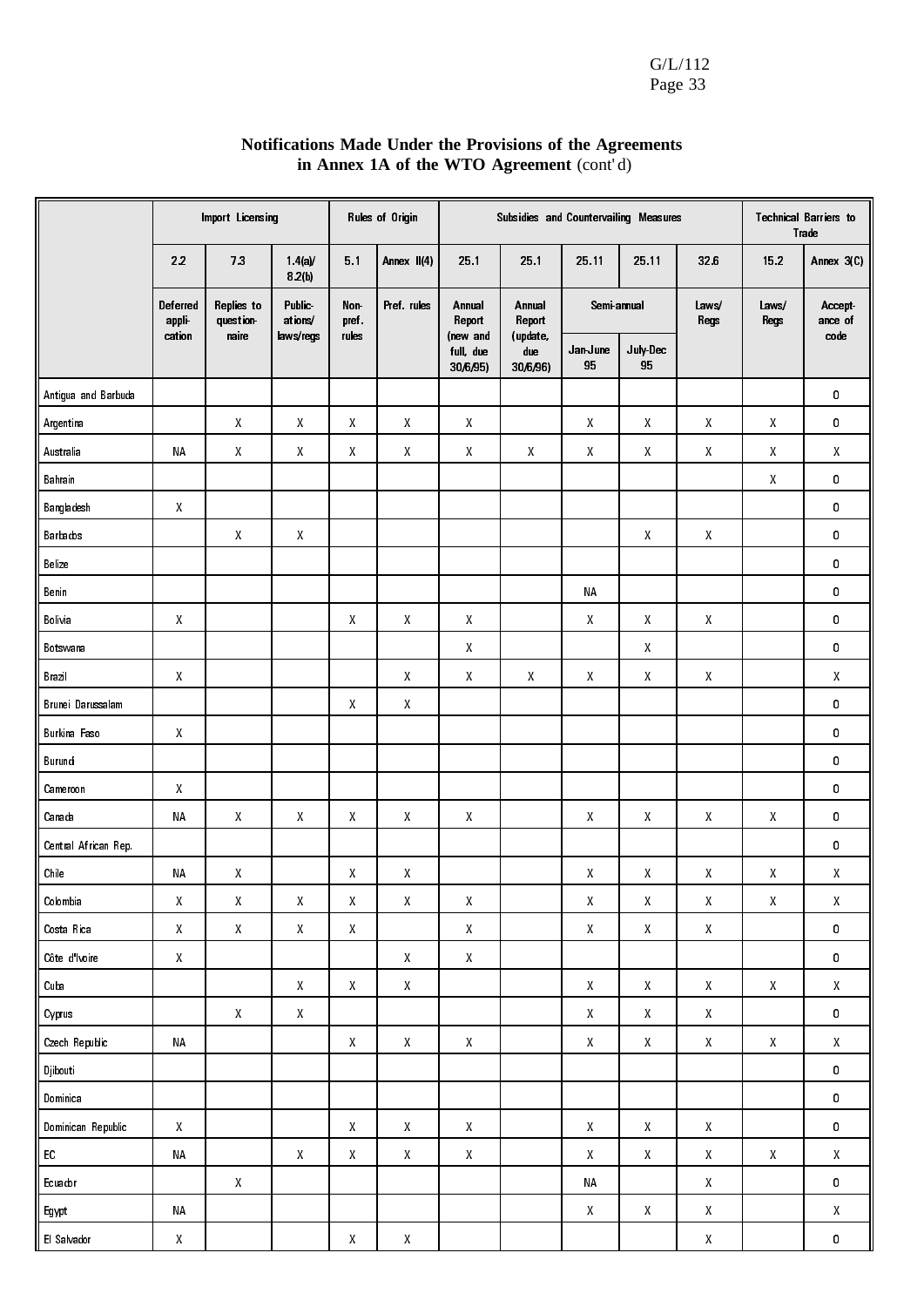**Notifications Made Under the Provisions of the Agreements in Annex 1A of the WTO Agreement** (cont'd)

| | Import Licensing | | | Rules of Origin | | Subsidies and Countervailing Measures | | | | | Technical Barriers to Trade | |
|---|---|---|---|---|---|---|---|---|---|---|---|---|
| | 2.2 | 7.3 | 1.4(a)/ 8.2(b) | 5.1 | Annex II(4) | 25.1 | 25.1 | 25.11 | 25.11 | 32.6 | 15.2 | Annex 3(C) |
| | Deferred application | Replies to questionnaire | Publications/ laws/regs | Non-pref. rules | Pref. rules | Annual Report (new and full, due 30/6/95) | Annual Report (update, due 30/6/96) | Semi-annual Jan-June 95 | Semi-annual July-Dec 95 | Laws/ Regs | Laws/ Regs | Acceptance of code |
| Antigua and Barbuda | | | | | | | | | | | | 0 |
| Argentina | | X | X | X | X | X | | X | X | X | X | 0 |
| Australia | NA | X | X | X | X | X | X | X | X | X | X | X |
| Bahrain | | | | | | | | | | | X | 0 |
| Bangladesh | X | | | | | | | | | | | 0 |
| Barbados | | X | X | | | | | | X | X | | 0 |
| Belize | | | | | | | | | | | | 0 |
| Benin | | | | | | | | NA | | | | 0 |
| Bolivia | X | | | X | X | X | | X | X | X | | 0 |
| Botswana | | | | | | X | | | X | | | 0 |
| Brazil | X | | | | X | X | X | X | X | X | | X |
| Brunei Darussalam | | | | X | X | | | | | | | 0 |
| Burkina Faso | X | | | | | | | | | | | 0 |
| Burundi | | | | | | | | | | | | 0 |
| Cameroon | X | | | | | | | | | | | 0 |
| Canada | NA | X | X | X | X | X | | X | X | X | X | 0 |
| Central African Rep. | | | | | | | | | | | | 0 |
| Chile | NA | X | | X | X | | | X | X | X | X | X |
| Colombia | X | X | X | X | X | X | | X | X | X | X | X |
| Costa Rica | X | X | X | X | | X | | X | X | X | | 0 |
| Côte d'Ivoire | X | | | | X | X | | | | | | 0 |
| Cuba | | | X | X | X | | | X | X | X | X | X |
| Cyprus | | X | X | | | | | X | X | X | | 0 |
| Czech Republic | NA | | | X | X | X | | X | X | X | X | X |
| Djibouti | | | | | | | | | | | | 0 |
| Dominica | | | | | | | | | | | | 0 |
| Dominican Republic | X | | | X | X | X | | X | X | X | | 0 |
| EC | NA | | X | X | X | X | | X | X | X | X | X |
| Ecuador | | X | | | | | | NA | | X | | 0 |
| Egypt | NA | | | | | | | X | X | X | | X |
| El Salvador | X | | | X | X | | | | | X | | 0 |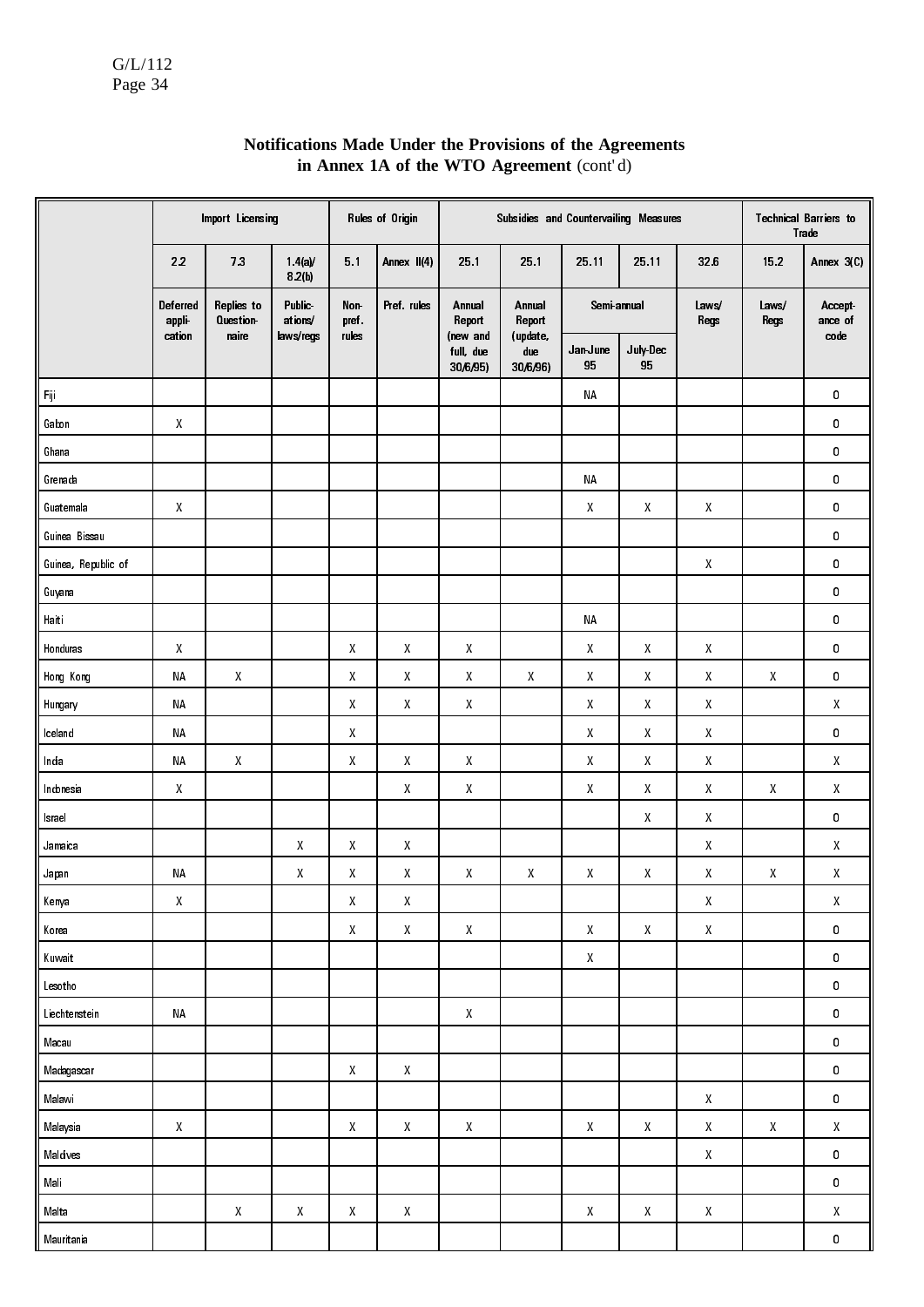## Notifications Made Under the Provisions of the Agreements in Annex 1A of the WTO Agreement (cont'd)

| | Import Licensing | | | Rules of Origin | | Subsidies and Countervailing Measures | | | | | Technical Barriers to Trade | |
|---|---|---|---|---|---|---|---|---|---|---|---|---|
| | 2.2 | 7.3 | 1.4(a)/ 8.2(b) | 5.1 | Annex II(4) | 25.1 | 25.1 | 25.11 | 25.11 | 32.6 | 15.2 | Annex 3(C) |
| | Deferred application | Replies to Questionnaire | Publications/ laws/regs | Non-pref. rules | Pref. rules | Annual Report (new and full, due 30/6/95) | Annual Report (update, due 30/6/96) | Semi-annual Jan-June 95 | Semi-annual July-Dec 95 | Laws/ Regs | Laws/ Regs | Acceptance of code |
| Fiji | | | | | | | | NA | | | | 0 |
| Gabon | X | | | | | | | | | | | 0 |
| Ghana | | | | | | | | | | | | 0 |
| Grenada | | | | | | | | NA | | | | 0 |
| Guatemala | X | | | | | | | X | X | X | | 0 |
| Guinea Bissau | | | | | | | | | | | | 0 |
| Guinea, Republic of | | | | | | | | | | X | | 0 |
| Guyana | | | | | | | | | | | | 0 |
| Haiti | | | | | | | | NA | | | | 0 |
| Honduras | X | | | X | X | X | | X | X | X | | 0 |
| Hong Kong | NA | X | | X | X | X | X | X | X | X | X | 0 |
| Hungary | NA | | | X | X | X | | X | X | X | | X |
| Iceland | NA | | | X | | | | X | X | X | | 0 |
| India | NA | X | | X | X | X | | X | X | X | | X |
| Indonesia | X | | | | X | X | | X | X | X | X | X |
| Israel | | | | | | | | | X | X | | 0 |
| Jamaica | | | X | X | X | | | | | X | | X |
| Japan | NA | | X | X | X | X | X | X | X | X | X | X |
| Kenya | X | | | X | X | | | | | X | | X |
| Korea | | | | X | X | X | | X | X | X | | 0 |
| Kuwait | | | | | | | | X | | | | 0 |
| Lesotho | | | | | | | | | | | | 0 |
| Liechtenstein | NA | | | | | X | | | | | | 0 |
| Macau | | | | | | | | | | | | 0 |
| Madagascar | | | | X | X | | | | | | | 0 |
| Malawi | | | | | | | | | | X | | 0 |
| Malaysia | X | | | X | X | X | | X | X | X | X | X |
| Maldives | | | | | | | | | | X | | 0 |
| Mali | | | | | | | | | | | | 0 |
| Malta | | X | X | X | X | | | X | X | X | | X |
| Mauritania | | | | | | | | | | | | 0 |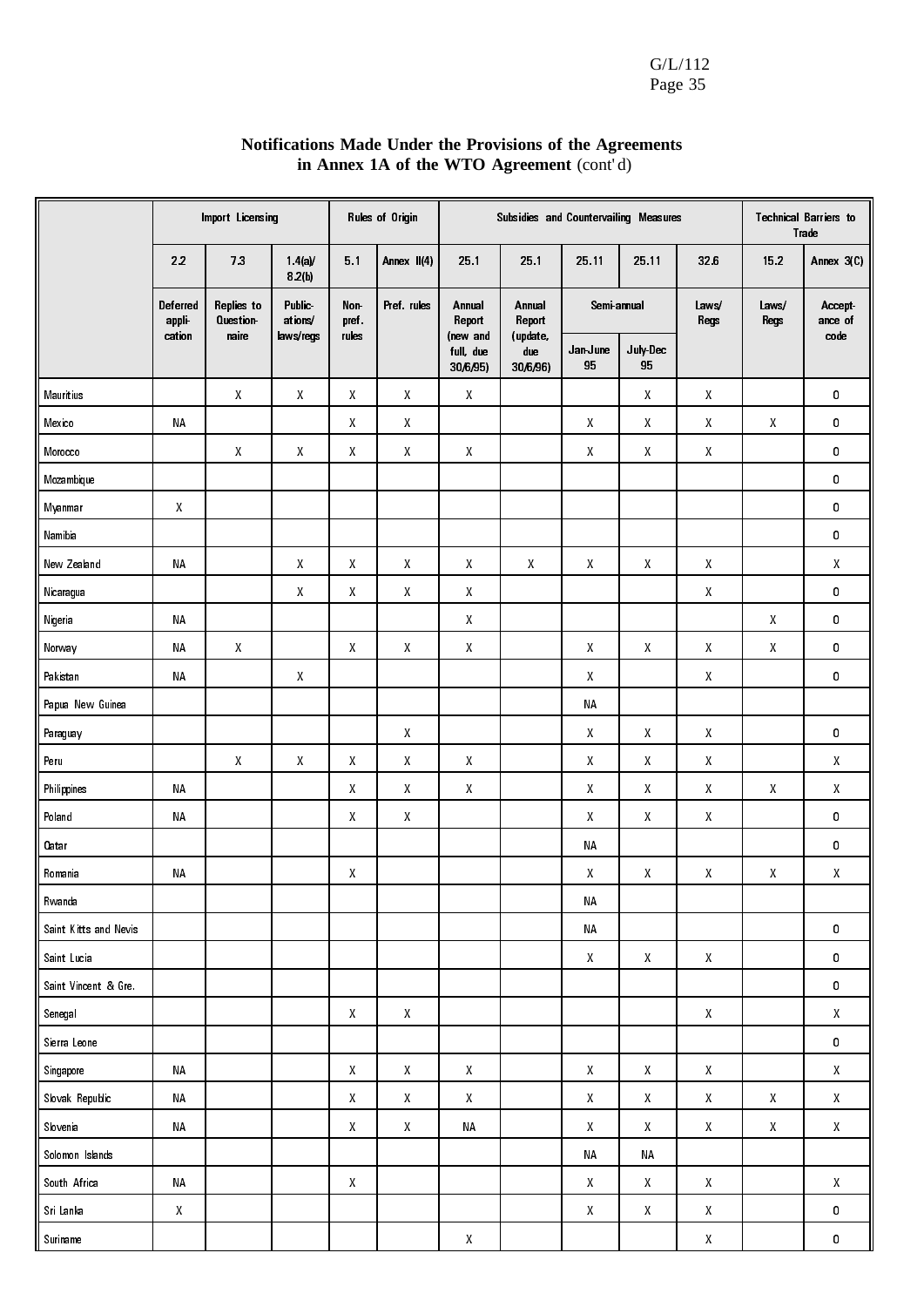**Notifications Made Under the Provisions of the Agreements in Annex 1A of the WTO Agreement** (cont'd)

| | Import Licensing | | | Rules of Origin | | Subsidies and Countervailing Measures | | | | | Technical Barriers to Trade | |
|---|---|---|---|---|---|---|---|---|---|---|---|---|
| | 2.2 | 7.3 | 1.4(a)/ 8.2(b) | 5.1 | Annex II(4) | 25.1 | 25.1 | 25.11 | 25.11 | 32.6 | 15.2 | Annex 3(C) |
| | Deferred application | Replies to Questionnaire | Publications/ laws/regs | Non-pref. rules | Pref. rules | Annual Report (new and full, due 30/6/95) | Annual Report (update, due 30/6/96) | Semi-annual Jan-June 95 | Semi-annual July-Dec 95 | Laws/ Regs | Laws/ Regs | Acceptance of code |
| Mauritius | | X | X | X | X | X | | | X | X | | O |
| Mexico | NA | | | X | X | | | X | X | X | X | O |
| Morocco | | X | X | X | X | X | | X | X | X | | O |
| Mozambique | | | | | | | | | | | | O |
| Myanmar | X | | | | | | | | | | | O |
| Namibia | | | | | | | | | | | | O |
| New Zealand | NA | | X | X | X | X | X | X | X | X | | X |
| Nicaragua | | | X | X | X | X | | | | X | | O |
| Nigeria | NA | | | | | X | | | | | X | O |
| Norway | NA | X | | X | X | X | | X | X | X | X | O |
| Pakistan | NA | | X | | | | | X | | X | | O |
| Papua New Guinea | | | | | | | | NA | | | | |
| Paraguay | | | | | X | | | X | X | X | | O |
| Peru | | X | X | X | X | X | | X | X | X | | X |
| Philippines | NA | | | X | X | X | | X | X | X | X | X |
| Poland | NA | | | X | X | | | X | X | X | | O |
| Qatar | | | | | | | | NA | | | | O |
| Romania | NA | | | X | | | | X | X | X | X | X |
| Rwanda | | | | | | | | NA | | | | |
| Saint Kitts and Nevis | | | | | | | | NA | | | | O |
| Saint Lucia | | | | | | | | X | X | X | | O |
| Saint Vincent & Gre. | | | | | | | | | | | | O |
| Senegal | | | | X | X | | | | | X | | X |
| Sierra Leone | | | | | | | | | | | | O |
| Singapore | NA | | | X | X | X | | X | X | X | | X |
| Slovak Republic | NA | | | X | X | X | | X | X | X | X | X |
| Slovenia | NA | | | X | X | NA | | X | X | X | X | X |
| Solomon Islands | | | | | | | | NA | NA | | | |
| South Africa | NA | | | X | | | | X | X | X | | X |
| Sri Lanka | X | | | | | | | X | X | X | | O |
| Suriname | | | | | | X | | | | X | | O |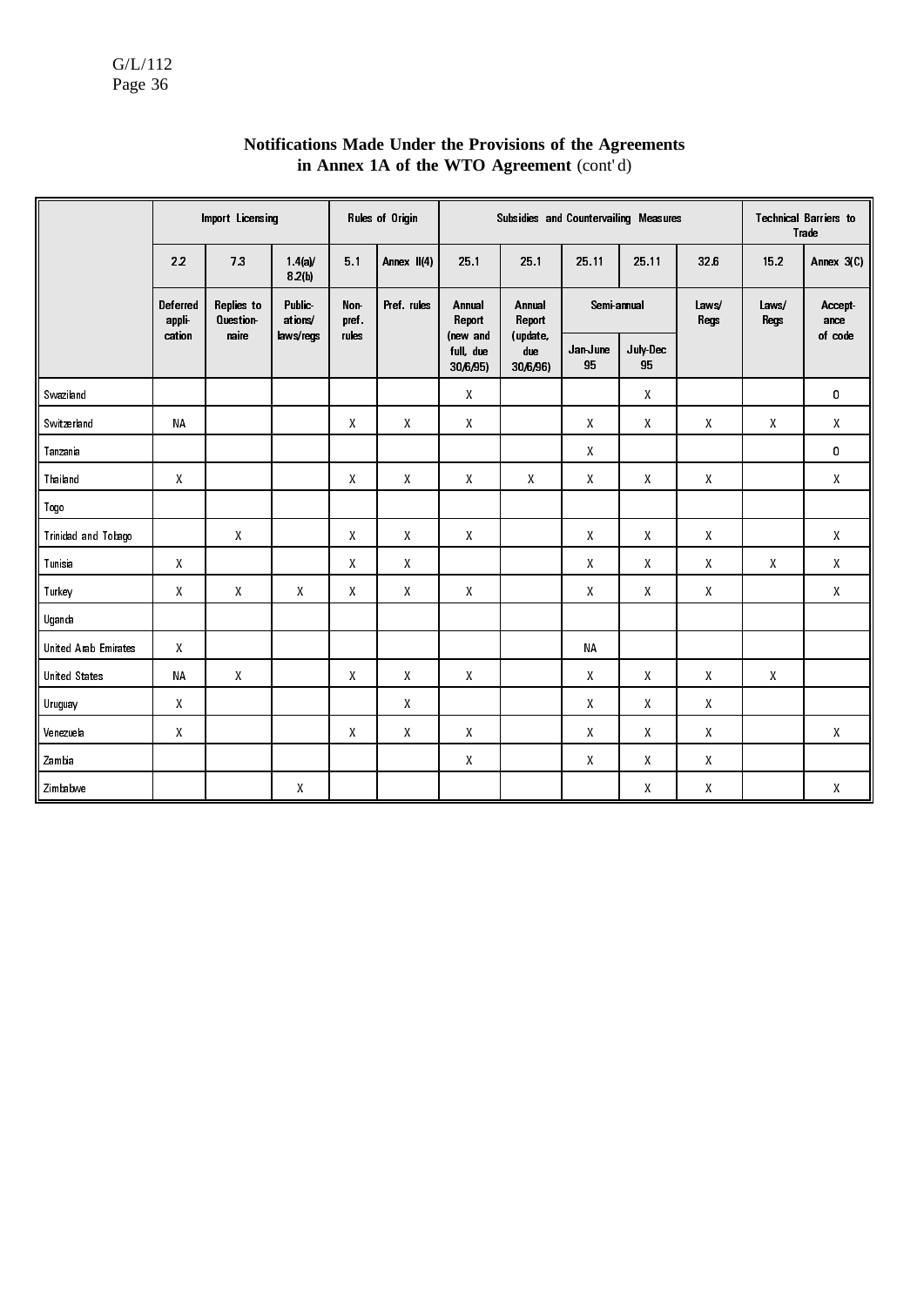## Notifications Made Under the Provisions of the Agreements in Annex 1A of the WTO Agreement (cont'd)

| | Import Licensing | | | Rules of Origin | | Subsidies and Countervailing Measures | | | | | Technical Barriers to Trade | |
|---|---|---|---|---|---|---|---|---|---|---|---|---|
| | 2.2 | 7.3 | 1.4(a)/ 8.2(b) | 5.1 | Annex II(4) | 25.1 | 25.1 | 25.11 | 25.11 | 32.6 | 15.2 | Annex 3(C) |
| | Deferred application | Replies to Questionnaire | Publications/ laws/regs | Non-pref. rules | Pref. rules | Annual Report (new and full, due 30/6/95) | Annual Report (update, due 30/6/96) | Semi-annual Jan-June 95 | Semi-annual July-Dec 95 | Laws/ Regs | Laws/ Regs | Acceptance of code |
| Swaziland | | | | | | X | | | X | | | O |
| Switzerland | NA | | | X | X | X | | X | X | X | X | X |
| Tanzania | | | | | | | | X | | | | O |
| Thailand | X | | | X | X | X | X | X | X | X | | X |
| Togo | | | | | | | | | | | | |
| Trinidad and Tobago | | X | | X | X | X | | X | X | X | | X |
| Tunisia | X | | | X | X | | | X | X | X | X | X |
| Turkey | X | X | X | X | X | X | | X | X | X | | X |
| Uganda | | | | | | | | | | | | |
| United Arab Emirates | X | | | | | | | NA | | | | |
| United States | NA | X | | X | X | X | | X | X | X | X | |
| Uruguay | X | | | | X | | | X | X | X | | |
| Venezuela | X | | | X | X | X | | X | X | X | | X |
| Zambia | | | | | | X | | X | X | X | | |
| Zimbabwe | | | X | | | | | | X | X | | X |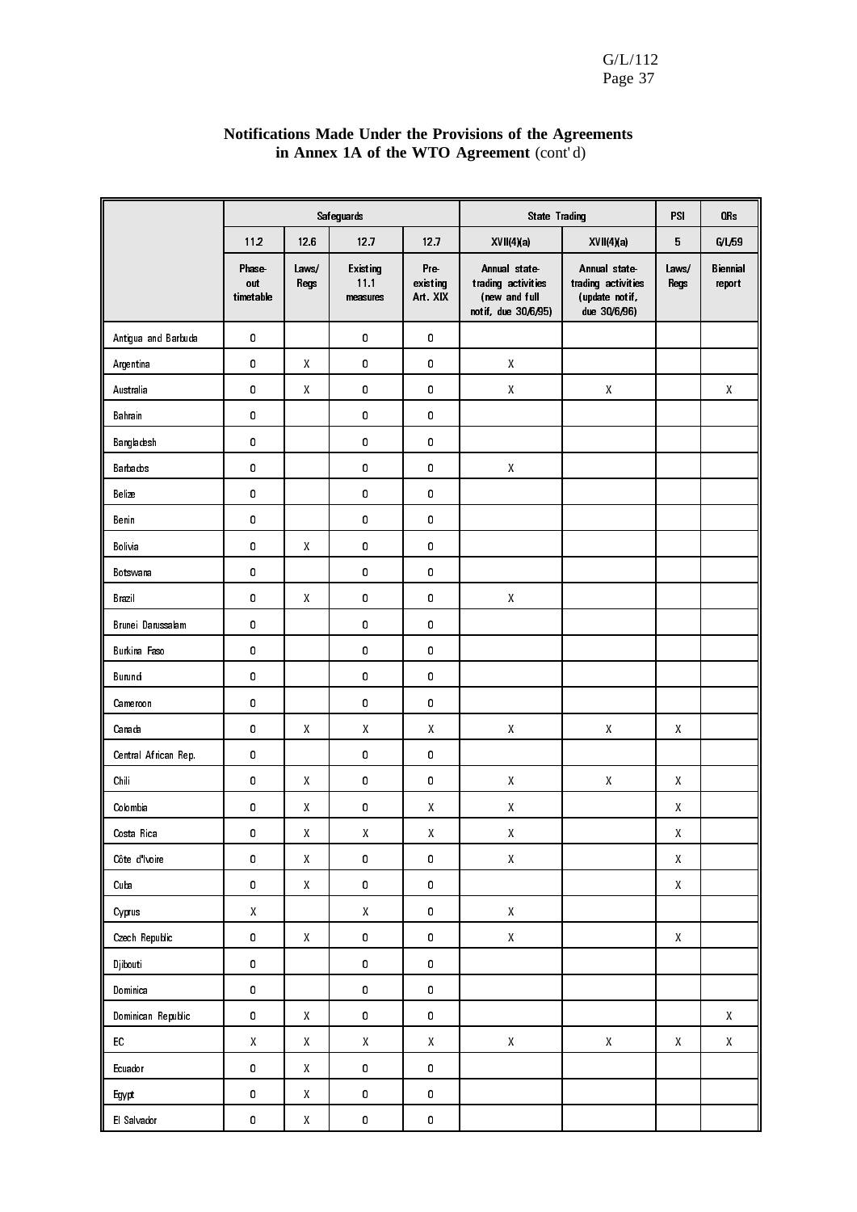**Notifications Made Under the Provisions of the Agreements in Annex 1A of the WTO Agreement** (cont'd)

| | Safeguards | | | | State Trading | | PSI | QRs |
|---|---|---|---|---|---|---|---|---|
| | 11.2 | 12.6 | 12.7 | 12.7 | XVII(4)(a) | XVII(4)(a) | 5 | G/L/59 |
| | Phase-out timetable | Laws/ Regs | Existing 11.1 measures | Pre-existing Art. XIX | Annual state-trading activities (new and full notif, due 30/6/95) | Annual state-trading activities (update notif, due 30/6/96) | Laws/ Regs | Biennial report |
| Antigua and Barbuda | 0 | | 0 | 0 | | | | |
| Argentina | 0 | X | 0 | 0 | X | | | |
| Australia | 0 | X | 0 | 0 | X | X | | X |
| Bahrain | 0 | | 0 | 0 | | | | |
| Bangladesh | 0 | | 0 | 0 | | | | |
| Barbados | 0 | | 0 | 0 | X | | | |
| Belize | 0 | | 0 | 0 | | | | |
| Benin | 0 | | 0 | 0 | | | | |
| Bolivia | 0 | X | 0 | 0 | | | | |
| Botswana | 0 | | 0 | 0 | | | | |
| Brazil | 0 | X | 0 | 0 | X | | | |
| Brunei Darussalam | 0 | | 0 | 0 | | | | |
| Burkina Faso | 0 | | 0 | 0 | | | | |
| Burundi | 0 | | 0 | 0 | | | | |
| Cameroon | 0 | | 0 | 0 | | | | |
| Canada | 0 | X | X | X | X | X | X | |
| Central African Rep. | 0 | | 0 | 0 | | | | |
| Chili | 0 | X | 0 | 0 | X | X | X | |
| Colombia | 0 | X | 0 | X | X | | X | |
| Costa Rica | 0 | X | X | X | X | | X | |
| Côte d'Ivoire | 0 | X | 0 | 0 | X | | X | |
| Cuba | 0 | X | 0 | 0 | | | X | |
| Cyprus | X | | X | 0 | X | | | |
| Czech Republic | 0 | X | 0 | 0 | X | | X | |
| Djibouti | 0 | | 0 | 0 | | | | |
| Dominica | 0 | | 0 | 0 | | | | |
| Dominican Republic | 0 | X | 0 | 0 | | | | X |
| EC | X | X | X | X | X | X | X | X |
| Ecuador | 0 | X | 0 | 0 | | | | |
| Egypt | 0 | X | 0 | 0 | | | | |
| El Salvador | 0 | X | 0 | 0 | | | | |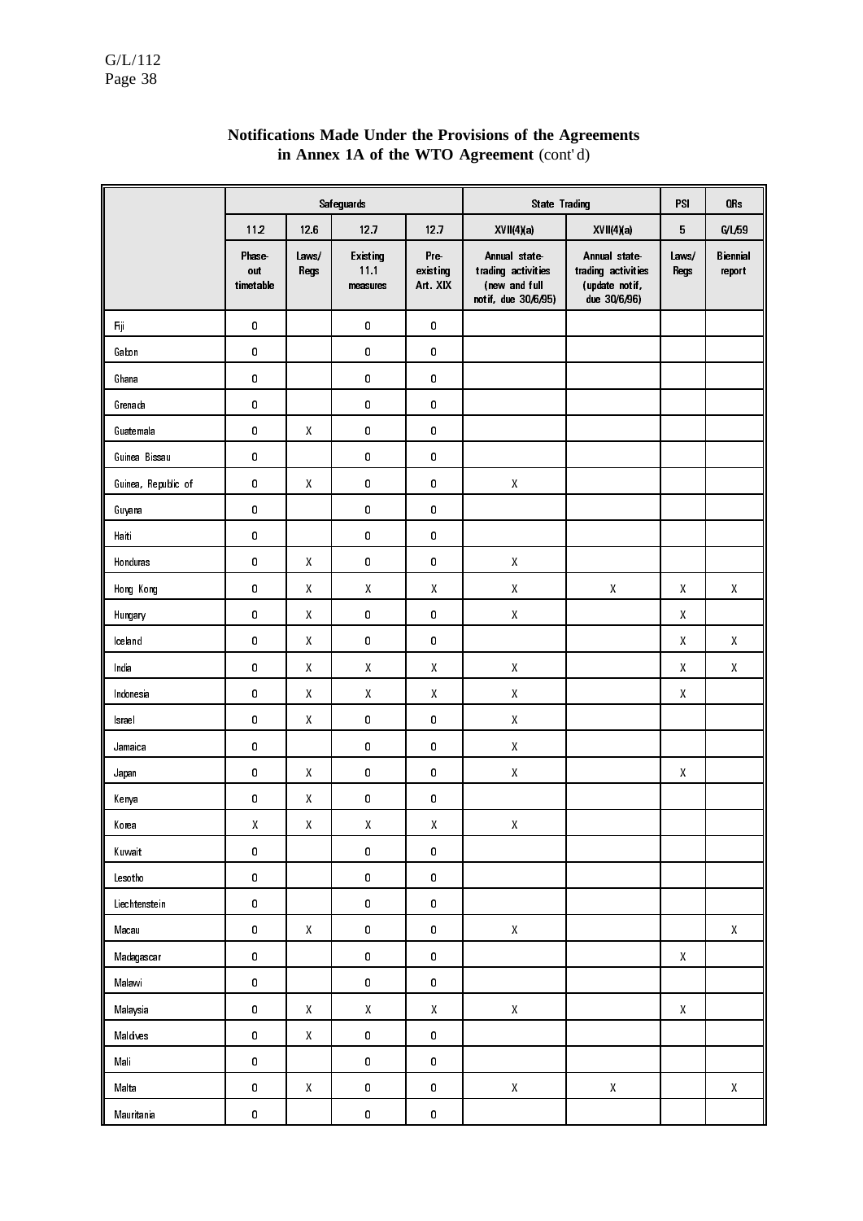## Notifications Made Under the Provisions of the Agreements in Annex 1A of the WTO Agreement (cont'd)

| | Safeguards | | | | State Trading | | PSI | QRs |
|---|---|---|---|---|---|---|---|---|
| | 11.2 | 12.6 | 12.7 | 12.7 | XVII(4)(a) | XVII(4)(a) | 5 | G/L/59 |
| | Phase-out timetable | Laws/ Regs | Existing 11.1 measures | Pre-existing Art. XIX | Annual state-trading activities (new and full notif, due 30/6/95) | Annual state-trading activities (update notif, due 30/6/96) | Laws/ Regs | Biennial report |
| Fiji | 0 | | 0 | 0 | | | | |
| Gabon | 0 | | 0 | 0 | | | | |
| Ghana | 0 | | 0 | 0 | | | | |
| Grenada | 0 | | 0 | 0 | | | | |
| Guatemala | 0 | X | 0 | 0 | | | | |
| Guinea Bissau | 0 | | 0 | 0 | | | | |
| Guinea, Republic of | 0 | X | 0 | 0 | X | | | |
| Guyana | 0 | | 0 | 0 | | | | |
| Haiti | 0 | | 0 | 0 | | | | |
| Honduras | 0 | X | 0 | 0 | X | | | |
| Hong Kong | 0 | X | X | X | X | X | X | X |
| Hungary | 0 | X | 0 | 0 | X | | X | |
| Iceland | 0 | X | 0 | 0 | | | X | X |
| India | 0 | X | X | X | X | | X | X |
| Indonesia | 0 | X | X | X | X | | X | |
| Israel | 0 | X | 0 | 0 | X | | | |
| Jamaica | 0 | | 0 | 0 | X | | | |
| Japan | 0 | X | 0 | 0 | X | | X | |
| Kenya | 0 | X | 0 | 0 | | | | |
| Korea | X | X | X | X | X | | | |
| Kuwait | 0 | | 0 | 0 | | | | |
| Lesotho | 0 | | 0 | 0 | | | | |
| Liechtenstein | 0 | | 0 | 0 | | | | |
| Macau | 0 | X | 0 | 0 | X | | | X |
| Madagascar | 0 | | 0 | 0 | | | X | |
| Malawi | 0 | | 0 | 0 | | | | |
| Malaysia | 0 | X | X | X | X | | X | |
| Maldives | 0 | X | 0 | 0 | | | | |
| Mali | 0 | | 0 | 0 | | | | |
| Malta | 0 | X | 0 | 0 | X | X | | X |
| Mauritania | 0 | | 0 | 0 | | | | |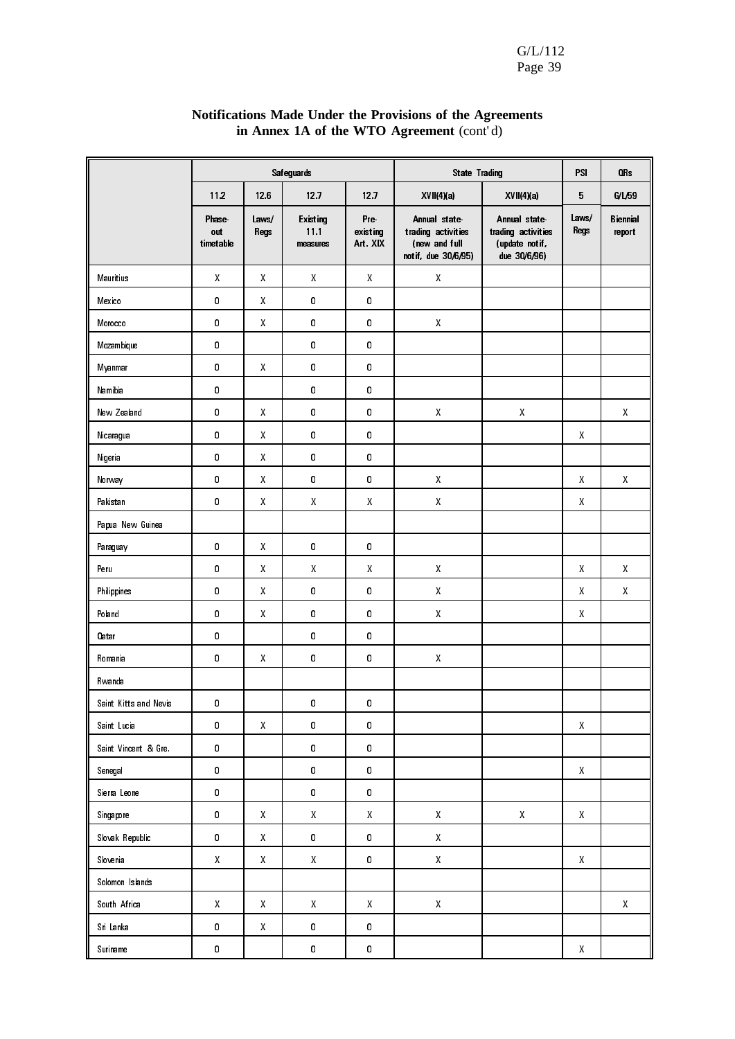## Notifications Made Under the Provisions of the Agreements in Annex 1A of the WTO Agreement (cont'd)

| | Safeguards | | | | State Trading | | PSI | QRs |
|---|---|---|---|---|---|---|---|---|
| | 11.2 | 12.6 | 12.7 | 12.7 | XVII(4)(a) | XVII(4)(a) | 5 | G/L/59 |
| | Phase-out timetable | Laws/ Regs | Existing 11.1 measures | Pre-existing Art. XIX | Annual state-trading activities (new and full notif, due 30/6/95) | Annual state-trading activities (update notif, due 30/6/96) | Laws/ Regs | Biennial report |
| Mauritius | X | X | X | X | X | | | |
| Mexico | 0 | X | 0 | 0 | | | | |
| Morocco | 0 | X | 0 | 0 | X | | | |
| Mozambique | 0 | | 0 | 0 | | | | |
| Myanmar | 0 | X | 0 | 0 | | | | |
| Namibia | 0 | | 0 | 0 | | | | |
| New Zealand | 0 | X | 0 | 0 | X | X | | X |
| Nicaragua | 0 | X | 0 | 0 | | | X | |
| Nigeria | 0 | X | 0 | 0 | | | | |
| Norway | 0 | X | 0 | 0 | X | | X | X |
| Pakistan | 0 | X | X | X | X | | X | |
| Papua New Guinea | | | | | | | | |
| Paraguay | 0 | X | 0 | 0 | | | | |
| Peru | 0 | X | X | X | X | | X | X |
| Philippines | 0 | X | 0 | 0 | X | | X | X |
| Poland | 0 | X | 0 | 0 | X | | X | |
| Qatar | 0 | | 0 | 0 | | | | |
| Romania | 0 | X | 0 | 0 | X | | | |
| Rwanda | | | | | | | | |
| Saint Kitts and Nevis | 0 | | 0 | 0 | | | | |
| Saint Lucia | 0 | X | 0 | 0 | | | X | |
| Saint Vincent & Gre. | 0 | | 0 | 0 | | | | |
| Senegal | 0 | | 0 | 0 | | | X | |
| Sierra Leone | 0 | | 0 | 0 | | | | |
| Singapore | 0 | X | X | X | X | X | X | |
| Slovak Republic | 0 | X | 0 | 0 | X | | | |
| Slovenia | X | X | X | 0 | X | | X | |
| Solomon Islands | | | | | | | | |
| South Africa | X | X | X | X | X | | | X |
| Sri Lanka | 0 | X | 0 | 0 | | | | |
| Suriname | 0 | | 0 | 0 | | | X | |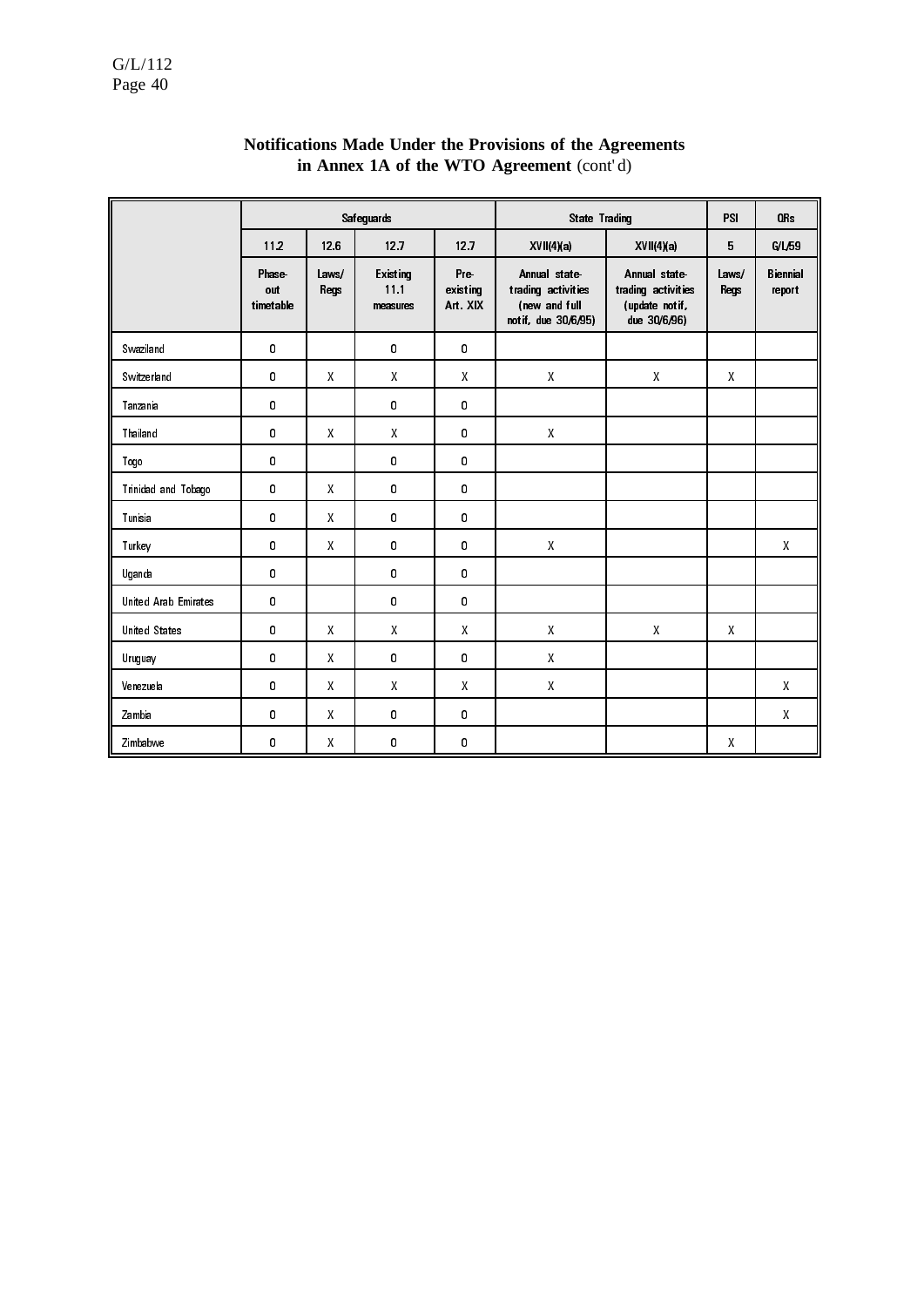## Notifications Made Under the Provisions of the Agreements in Annex 1A of the WTO Agreement (cont'd)

| | Safeguards | | | | State Trading | | PSI | QRs |
|---|---|---|---|---|---|---|---|---|
| | 11.2 | 12.6 | 12.7 | 12.7 | XVII(4)(a) | XVII(4)(a) | 5 | G/L/59 |
| | Phase-out timetable | Laws/ Regs | Existing 11.1 measures | Pre-existing Art. XIX | Annual state-trading activities (new and full notif, due 30/6/95) | Annual state-trading activities (update notif, due 30/6/96) | Laws/ Regs | Biennial report |
| Swaziland | 0 | | 0 | 0 | | | | |
| Switzerland | 0 | X | X | X | X | X | X | |
| Tanzania | 0 | | 0 | 0 | | | | |
| Thailand | 0 | X | X | 0 | X | | | |
| Togo | 0 | | 0 | 0 | | | | |
| Trinidad and Tobago | 0 | X | 0 | 0 | | | | |
| Tunisia | 0 | X | 0 | 0 | | | | |
| Turkey | 0 | X | 0 | 0 | X | | | X |
| Uganda | 0 | | 0 | 0 | | | | |
| United Arab Emirates | 0 | | 0 | 0 | | | | |
| United States | 0 | X | X | X | X | X | X | |
| Uruguay | 0 | X | 0 | 0 | X | | | |
| Venezuela | 0 | X | X | X | X | | | X |
| Zambia | 0 | X | 0 | 0 | | | | X |
| Zimbabwe | 0 | X | 0 | 0 | | | X | |